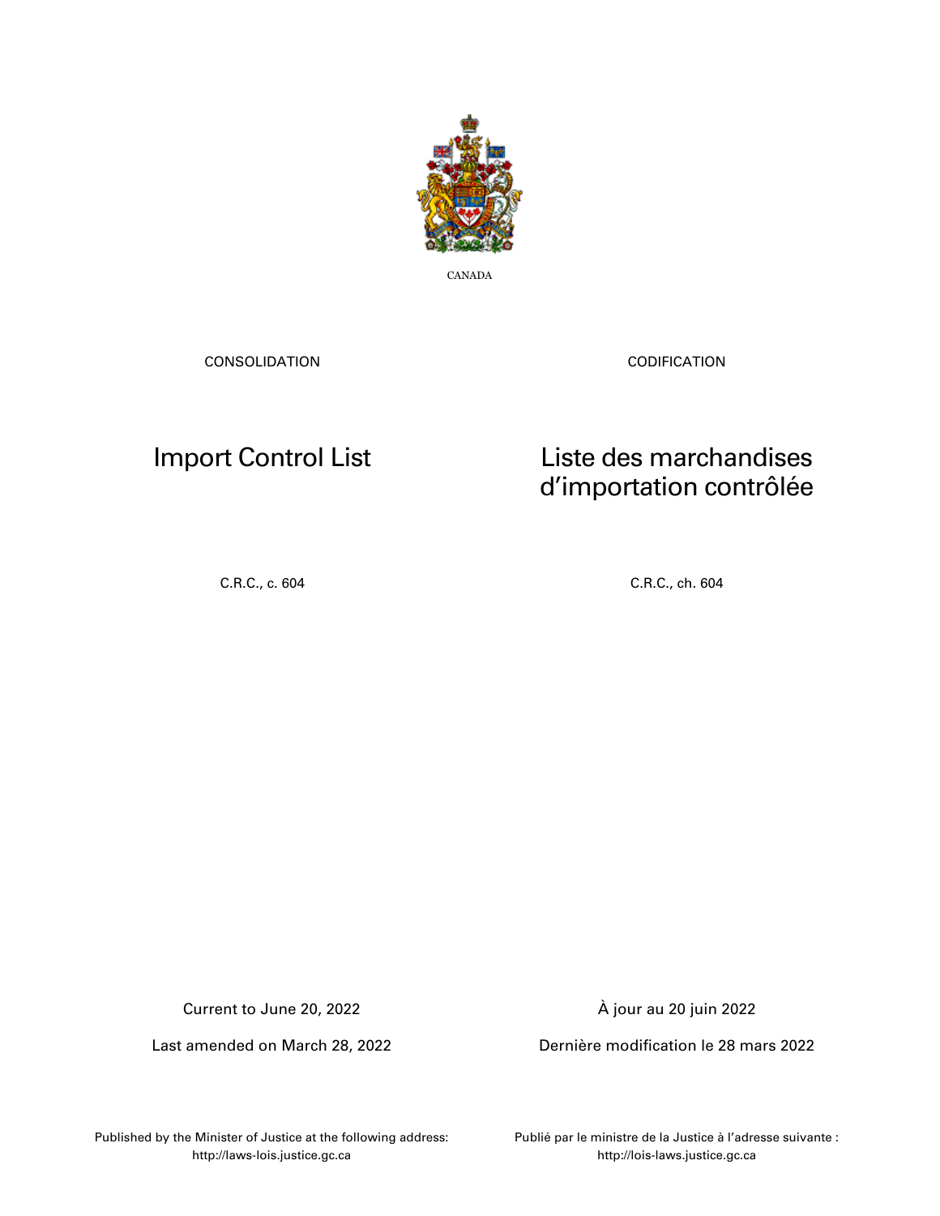CANADA

CONSOLIDATION

CODIFICATION

# Import Control List

# Liste des marchandises d'importation contrôlée

C.R.C., c. 604

C.R.C., ch. 604

Current to June 20, 2022

Last amended on March 28, 2022

À jour au 20 juin 2022

Dernière modification le 28 mars 2022

Published by the Minister of Justice at the following address:
http://laws-lois.justice.gc.ca

Publié par le ministre de la Justice à l'adresse suivante :
http://lois-laws.justice.gc.ca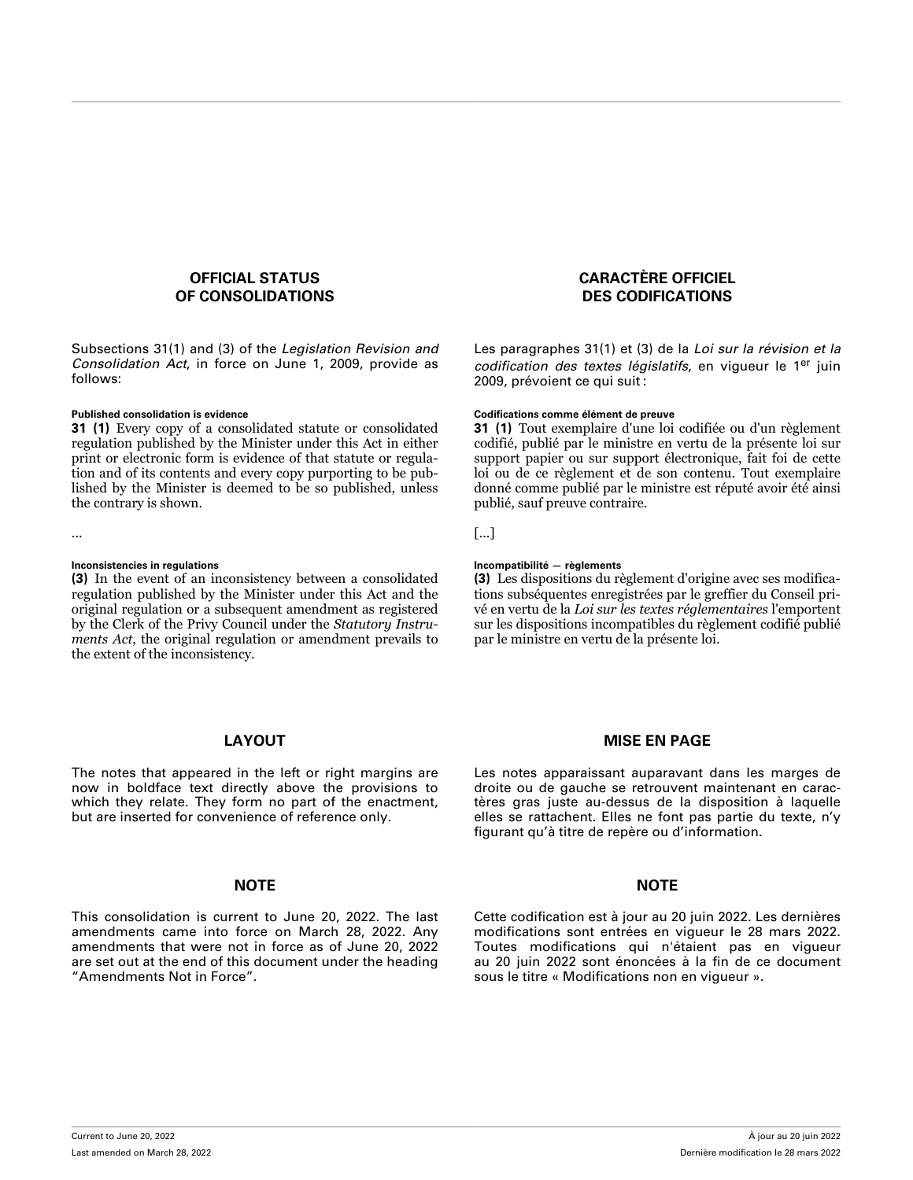## OFFICIAL STATUS OF CONSOLIDATIONS

Subsections 31(1) and (3) of the *Legislation Revision and Consolidation Act*, in force on June 1, 2009, provide as follows:

**Published consolidation is evidence**

**31 (1)** Every copy of a consolidated statute or consolidated regulation published by the Minister under this Act in either print or electronic form is evidence of that statute or regulation and of its contents and every copy purporting to be published by the Minister is deemed to be so published, unless the contrary is shown.

...

**Inconsistencies in regulations**

**(3)** In the event of an inconsistency between a consolidated regulation published by the Minister under this Act and the original regulation or a subsequent amendment as registered by the Clerk of the Privy Council under the *Statutory Instruments Act*, the original regulation or amendment prevails to the extent of the inconsistency.

## LAYOUT

The notes that appeared in the left or right margins are now in boldface text directly above the provisions to which they relate. They form no part of the enactment, but are inserted for convenience of reference only.

## NOTE

This consolidation is current to June 20, 2022. The last amendments came into force on March 28, 2022. Any amendments that were not in force as of June 20, 2022 are set out at the end of this document under the heading "Amendments Not in Force".

## CARACTÈRE OFFICIEL DES CODIFICATIONS

Les paragraphes 31(1) et (3) de la *Loi sur la révision et la codification des textes législatifs*, en vigueur le 1er juin 2009, prévoient ce qui suit :

**Codifications comme élément de preuve**

**31 (1)** Tout exemplaire d'une loi codifiée ou d'un règlement codifié, publié par le ministre en vertu de la présente loi sur support papier ou sur support électronique, fait foi de cette loi ou de ce règlement et de son contenu. Tout exemplaire donné comme publié par le ministre est réputé avoir été ainsi publié, sauf preuve contraire.

[...]

**Incompatibilité — règlements**

**(3)** Les dispositions du règlement d'origine avec ses modifications subséquentes enregistrées par le greffier du Conseil privé en vertu de la *Loi sur les textes réglementaires* l'emportent sur les dispositions incompatibles du règlement codifié publié par le ministre en vertu de la présente loi.

## MISE EN PAGE

Les notes apparaissant auparavant dans les marges de droite ou de gauche se retrouvent maintenant en caractères gras juste au-dessus de la disposition à laquelle elles se rattachent. Elles ne font pas partie du texte, n'y figurant qu'à titre de repère ou d'information.

## NOTE

Cette codification est à jour au 20 juin 2022. Les dernières modifications sont entrées en vigueur le 28 mars 2022. Toutes modifications qui n'étaient pas en vigueur au 20 juin 2022 sont énoncées à la fin de ce document sous le titre « Modifications non en vigueur ».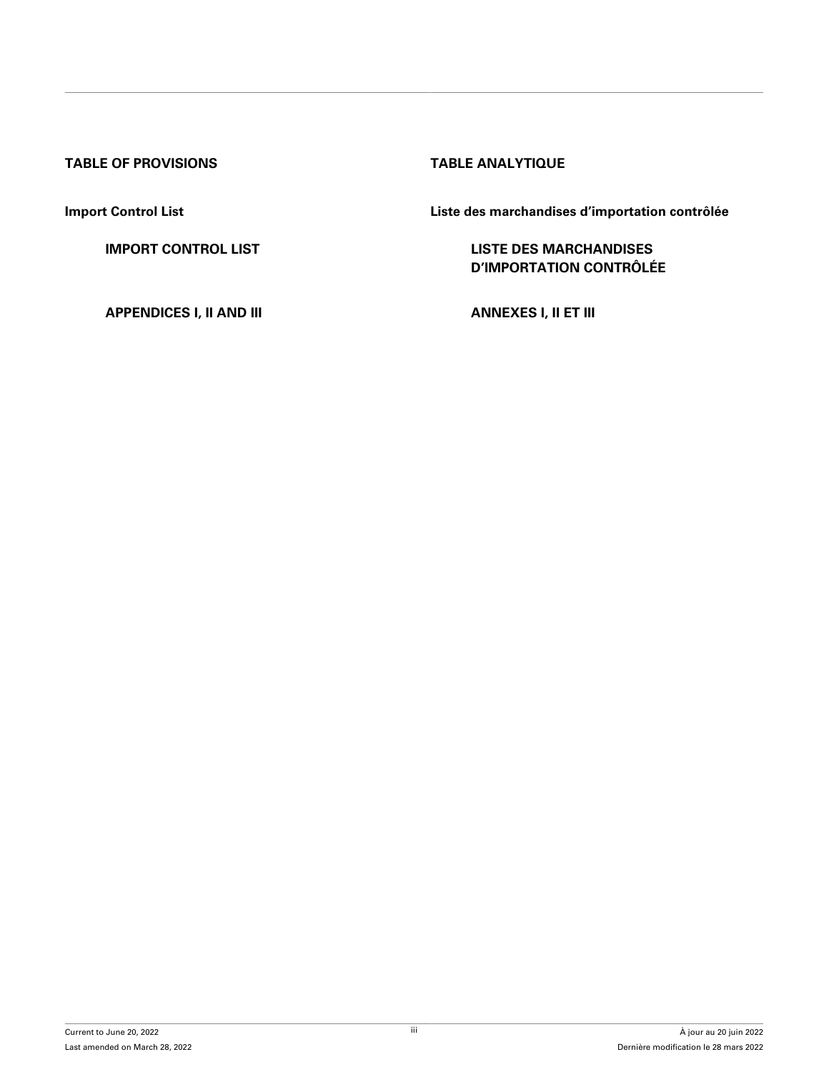## TABLE OF PROVISIONS

**Import Control List**

**IMPORT CONTROL LIST**

**APPENDICES I, II AND III**

## TABLE ANALYTIQUE

**Liste des marchandises d’importation contrôlée**

**LISTE DES MARCHANDISES D’IMPORTATION CONTRÔLÉE**

**ANNEXES I, II ET III**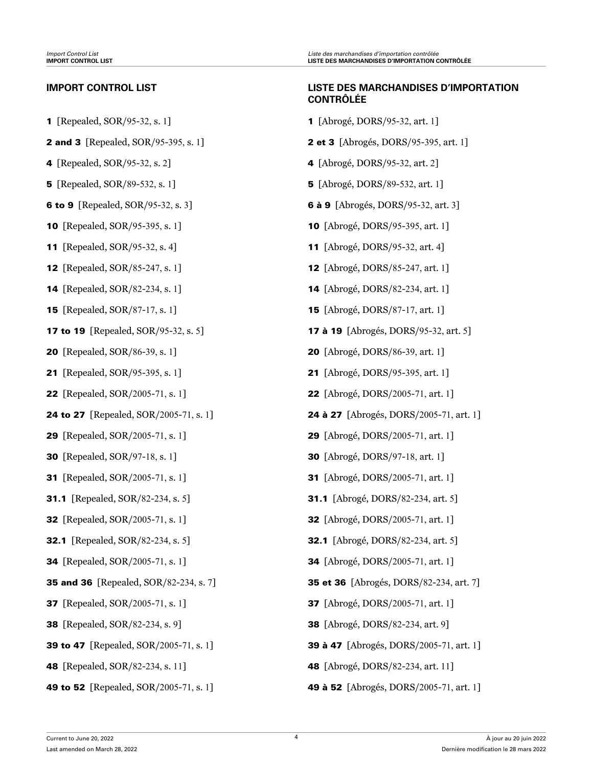## IMPORT CONTROL LIST

**1** [Repealed, SOR/95-32, s. 1]

**2 and 3** [Repealed, SOR/95-395, s. 1]

**4** [Repealed, SOR/95-32, s. 2]

**5** [Repealed, SOR/89-532, s. 1]

**6 to 9** [Repealed, SOR/95-32, s. 3]

**10** [Repealed, SOR/95-395, s. 1]

**11** [Repealed, SOR/95-32, s. 4]

**12** [Repealed, SOR/85-247, s. 1]

**14** [Repealed, SOR/82-234, s. 1]

**15** [Repealed, SOR/87-17, s. 1]

**17 to 19** [Repealed, SOR/95-32, s. 5]

**20** [Repealed, SOR/86-39, s. 1]

**21** [Repealed, SOR/95-395, s. 1]

**22** [Repealed, SOR/2005-71, s. 1]

**24 to 27** [Repealed, SOR/2005-71, s. 1]

**29** [Repealed, SOR/2005-71, s. 1]

**30** [Repealed, SOR/97-18, s. 1]

**31** [Repealed, SOR/2005-71, s. 1]

**31.1** [Repealed, SOR/82-234, s. 5]

**32** [Repealed, SOR/2005-71, s. 1]

**32.1** [Repealed, SOR/82-234, s. 5]

**34** [Repealed, SOR/2005-71, s. 1]

**35 and 36** [Repealed, SOR/82-234, s. 7]

**37** [Repealed, SOR/2005-71, s. 1]

**38** [Repealed, SOR/82-234, s. 9]

**39 to 47** [Repealed, SOR/2005-71, s. 1]

**48** [Repealed, SOR/82-234, s. 11]

**49 to 52** [Repealed, SOR/2005-71, s. 1]

## LISTE DES MARCHANDISES D'IMPORTATION CONTRÔLÉE

**1** [Abrogé, DORS/95-32, art. 1]

**2 et 3** [Abrogés, DORS/95-395, art. 1]

**4** [Abrogé, DORS/95-32, art. 2]

**5** [Abrogé, DORS/89-532, art. 1]

**6 à 9** [Abrogés, DORS/95-32, art. 3]

**10** [Abrogé, DORS/95-395, art. 1]

**11** [Abrogé, DORS/95-32, art. 4]

**12** [Abrogé, DORS/85-247, art. 1]

**14** [Abrogé, DORS/82-234, art. 1]

**15** [Abrogé, DORS/87-17, art. 1]

**17 à 19** [Abrogés, DORS/95-32, art. 5]

**20** [Abrogé, DORS/86-39, art. 1]

**21** [Abrogé, DORS/95-395, art. 1]

**22** [Abrogé, DORS/2005-71, art. 1]

**24 à 27** [Abrogés, DORS/2005-71, art. 1]

**29** [Abrogé, DORS/2005-71, art. 1]

**30** [Abrogé, DORS/97-18, art. 1]

**31** [Abrogé, DORS/2005-71, art. 1]

**31.1** [Abrogé, DORS/82-234, art. 5]

**32** [Abrogé, DORS/2005-71, art. 1]

**32.1** [Abrogé, DORS/82-234, art. 5]

**34** [Abrogé, DORS/2005-71, art. 1]

**35 et 36** [Abrogés, DORS/82-234, art. 7]

**37** [Abrogé, DORS/2005-71, art. 1]

**38** [Abrogé, DORS/82-234, art. 9]

**39 à 47** [Abrogés, DORS/2005-71, art. 1]

**48** [Abrogé, DORS/82-234, art. 11]

**49 à 52** [Abrogés, DORS/2005-71, art. 1]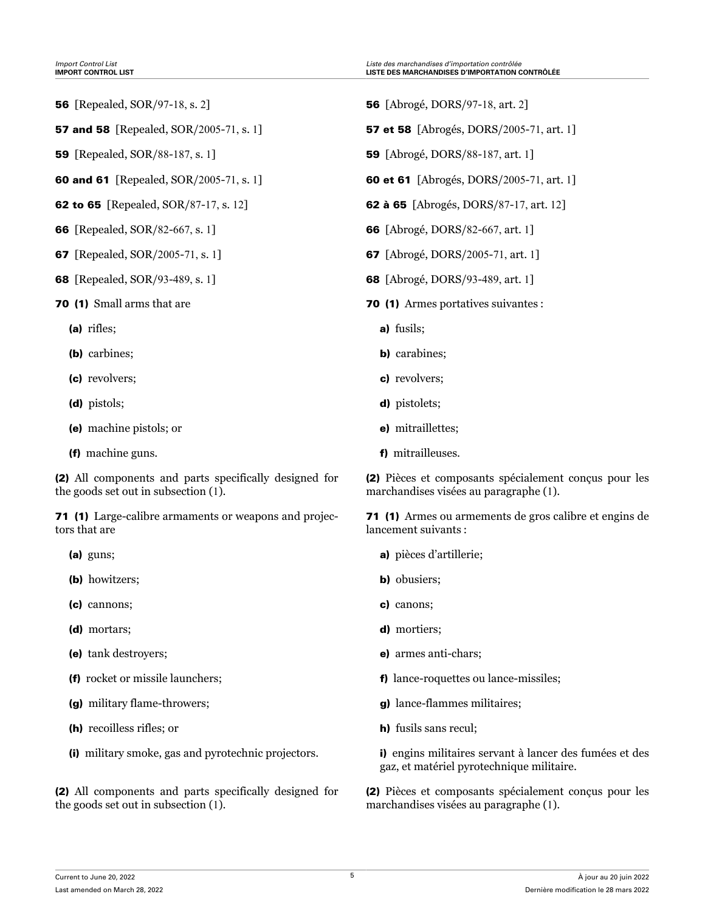**56** [Repealed, SOR/97-18, s. 2]

**57 and 58** [Repealed, SOR/2005-71, s. 1]

**59** [Repealed, SOR/88-187, s. 1]

**60 and 61** [Repealed, SOR/2005-71, s. 1]

**62 to 65** [Repealed, SOR/87-17, s. 12]

**66** [Repealed, SOR/82-667, s. 1]

**67** [Repealed, SOR/2005-71, s. 1]

**68** [Repealed, SOR/93-489, s. 1]

**70 (1)** Small arms that are

- **(a)** rifles;
- **(b)** carbines;
- **(c)** revolvers;
- **(d)** pistols;
- **(e)** machine pistols; or
- **(f)** machine guns.

**(2)** All components and parts specifically designed for the goods set out in subsection (1).

**71 (1)** Large-calibre armaments or weapons and projectors that are

- **(a)** guns;
- **(b)** howitzers;
- **(c)** cannons;
- **(d)** mortars;
- **(e)** tank destroyers;
- **(f)** rocket or missile launchers;
- **(g)** military flame-throwers;
- **(h)** recoilless rifles; or
- **(i)** military smoke, gas and pyrotechnic projectors.

**(2)** All components and parts specifically designed for the goods set out in subsection (1).

**56** [Abrogé, DORS/97-18, art. 2]

**57 et 58** [Abrogés, DORS/2005-71, art. 1]

**59** [Abrogé, DORS/88-187, art. 1]

**60 et 61** [Abrogés, DORS/2005-71, art. 1]

**62 à 65** [Abrogés, DORS/87-17, art. 12]

**66** [Abrogé, DORS/82-667, art. 1]

**67** [Abrogé, DORS/2005-71, art. 1]

**68** [Abrogé, DORS/93-489, art. 1]

**70 (1)** Armes portatives suivantes :

- **a)** fusils;
- **b)** carabines;
- **c)** revolvers;
- **d)** pistolets;
- **e)** mitraillettes;
- **f)** mitrailleuses.

**(2)** Pièces et composants spécialement conçus pour les marchandises visées au paragraphe (1).

**71 (1)** Armes ou armements de gros calibre et engins de lancement suivants :

- **a)** pièces d'artillerie;
- **b)** obusiers;
- **c)** canons;
- **d)** mortiers;
- **e)** armes anti-chars;
- **f)** lance-roquettes ou lance-missiles;
- **g)** lance-flammes militaires;
- **h)** fusils sans recul;
- **i)** engins militaires servant à lancer des fumées et des gaz, et matériel pyrotechnique militaire.

**(2)** Pièces et composants spécialement conçus pour les marchandises visées au paragraphe (1).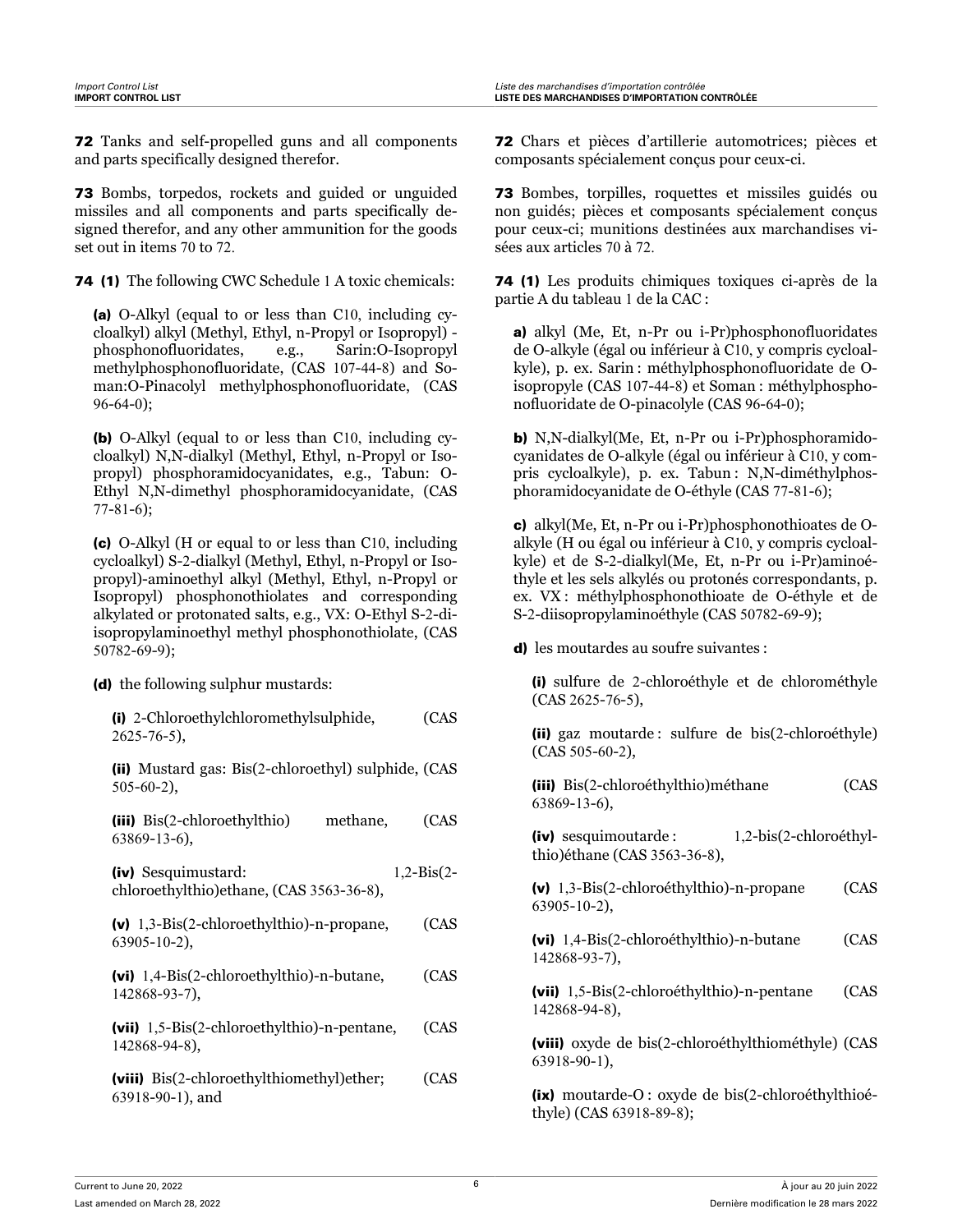**72** Tanks and self-propelled guns and all components and parts specifically designed therefor.

**73** Bombs, torpedos, rockets and guided or unguided missiles and all components and parts specifically designed therefor, and any other ammunition for the goods set out in items 70 to 72.

**74 (1)** The following CWC Schedule 1 A toxic chemicals:

**(a)** O-Alkyl (equal to or less than C10, including cycloalkyl) alkyl (Methyl, Ethyl, n-Propyl or Isopropyl) -phosphonofluoridates, e.g., Sarin:O-Isopropyl methylphosphonofluoridate, (CAS 107-44-8) and Soman:O-Pinacolyl methylphosphonofluoridate, (CAS 96-64-0);

**(b)** O-Alkyl (equal to or less than C10, including cycloalkyl) N,N-dialkyl (Methyl, Ethyl, n-Propyl or Isopropyl) phosphoramidocyanidates, e.g., Tabun: O-Ethyl N,N-dimethyl phosphoramidocyanidate, (CAS 77-81-6);

**(c)** O-Alkyl (H or equal to or less than C10, including cycloalkyl) S-2-dialkyl (Methyl, Ethyl, n-Propyl or Isopropyl)-aminoethyl alkyl (Methyl, Ethyl, n-Propyl or Isopropyl) phosphonothiolates and corresponding alkylated or protonated salts, e.g., VX: O-Ethyl S-2-diisopropylaminoethyl methyl phosphonothiolate, (CAS 50782-69-9);

**(d)** the following sulphur mustards:

**(i)** 2-Chloroethylchloromethylsulphide, (CAS 2625-76-5),

**(ii)** Mustard gas: Bis(2-chloroethyl) sulphide, (CAS 505-60-2),

**(iii)** Bis(2-chloroethylthio) methane, (CAS 63869-13-6),

**(iv)** Sesquimustard: 1,2-Bis(2-chloroethylthio)ethane, (CAS 3563-36-8),

**(v)** 1,3-Bis(2-chloroethylthio)-n-propane, (CAS 63905-10-2),

**(vi)** 1,4-Bis(2-chloroethylthio)-n-butane, (CAS 142868-93-7),

**(vii)** 1,5-Bis(2-chloroethylthio)-n-pentane, (CAS 142868-94-8),

**(viii)** Bis(2-chloroethylthiomethyl)ether; (CAS 63918-90-1), and

**72** Chars et pièces d'artillerie automotrices; pièces et composants spécialement conçus pour ceux-ci.

**73** Bombes, torpilles, roquettes et missiles guidés ou non guidés; pièces et composants spécialement conçus pour ceux-ci; munitions destinées aux marchandises visées aux articles 70 à 72.

**74 (1)** Les produits chimiques toxiques ci-après de la partie A du tableau 1 de la CAC :

**a)** alkyl (Me, Et, n-Pr ou i-Pr)phosphonofluoridates de O-alkyle (égal ou inférieur à C10, y compris cycloalkyle), p. ex. Sarin : méthylphosphonofluoridate de O-isopropyle (CAS 107-44-8) et Soman : méthylphosphonofluoridate de O-pinacolyle (CAS 96-64-0);

**b)** N,N-dialkyl(Me, Et, n-Pr ou i-Pr)phosphoramidocyanidates de O-alkyle (égal ou inférieur à C10, y compris cycloalkyle), p. ex. Tabun : N,N-diméthylphosphoramidocyanidate de O-éthyle (CAS 77-81-6);

**c)** alkyl(Me, Et, n-Pr ou i-Pr)phosphonothioates de O-alkyle (H ou égal ou inférieur à C10, y compris cycloalkyle) et de S-2-dialkyl(Me, Et, n-Pr ou i-Pr)aminoéthyle et les sels alkylés ou protonés correspondants, p. ex. VX : méthylphosphonothioate de O-éthyle et de S-2-diisopropylaminoéthyle (CAS 50782-69-9);

**d)** les moutardes au soufre suivantes :

**(i)** sulfure de 2-chloroéthyle et de chlorométhyle (CAS 2625-76-5),

**(ii)** gaz moutarde : sulfure de bis(2-chloroéthyle) (CAS 505-60-2),

**(iii)** Bis(2-chloroéthylthio)méthane (CAS 63869-13-6),

**(iv)** sesquimoutarde : 1,2-bis(2-chloroéthylthio)éthane (CAS 3563-36-8),

**(v)** 1,3-Bis(2-chloroéthylthio)-n-propane (CAS 63905-10-2),

**(vi)** 1,4-Bis(2-chloroéthylthio)-n-butane (CAS 142868-93-7),

**(vii)** 1,5-Bis(2-chloroéthylthio)-n-pentane (CAS 142868-94-8),

**(viii)** oxyde de bis(2-chloroéthylthiométhyle) (CAS 63918-90-1),

**(ix)** moutarde-O : oxyde de bis(2-chloroéthylthioéthyle) (CAS 63918-89-8);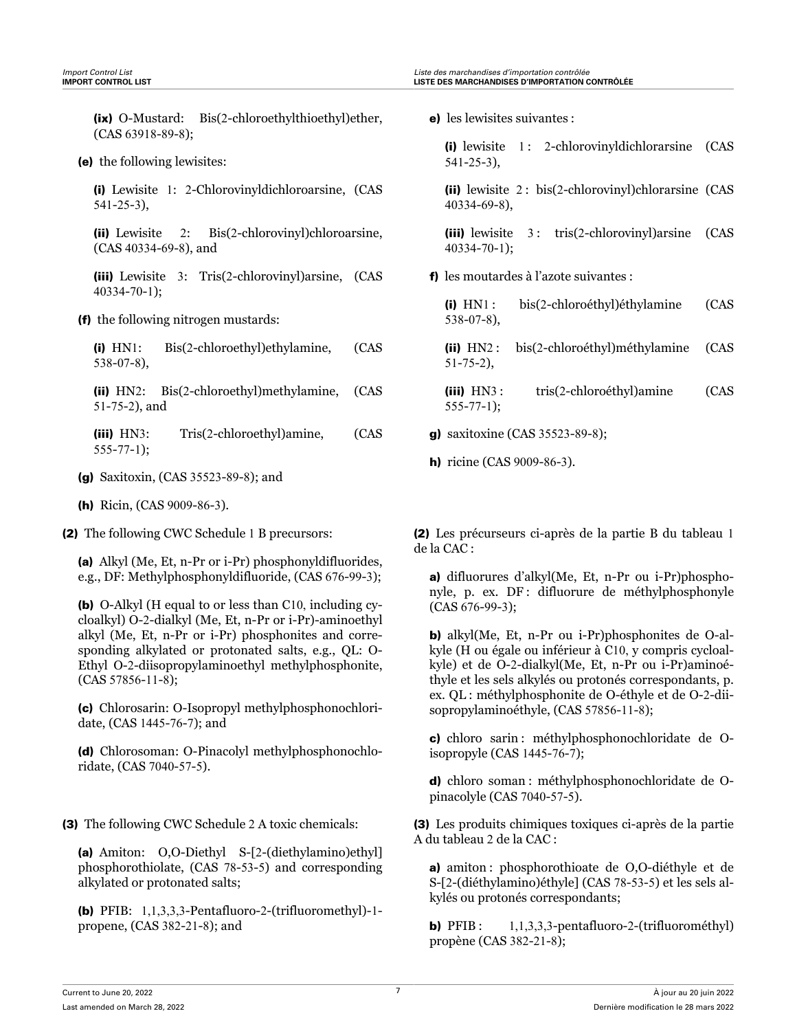**(ix)** O-Mustard: Bis(2-chloroethylthioethyl)ether, (CAS 63918-89-8);

**(e)** the following lewisites:

**(i)** Lewisite 1: 2-Chlorovinyldichloroarsine, (CAS 541-25-3),

**(ii)** Lewisite 2: Bis(2-chlorovinyl)chloroarsine, (CAS 40334-69-8), and

**(iii)** Lewisite 3: Tris(2-chlorovinyl)arsine, (CAS 40334-70-1);

**(f)** the following nitrogen mustards:

**(i)** HN1: Bis(2-chloroethyl)ethylamine, (CAS 538-07-8),

**(ii)** HN2: Bis(2-chloroethyl)methylamine, (CAS 51-75-2), and

**(iii)** HN3: Tris(2-chloroethyl)amine, (CAS 555-77-1);

**(g)** Saxitoxin, (CAS 35523-89-8); and

**(h)** Ricin, (CAS 9009-86-3).

**(2)** The following CWC Schedule 1 B precursors:

**(a)** Alkyl (Me, Et, n-Pr or i-Pr) phosphonyldifluorides, e.g., DF: Methylphosphonyldifluoride, (CAS 676-99-3);

**(b)** O-Alkyl (H equal to or less than C10, including cycloalkyl) O-2-dialkyl (Me, Et, n-Pr or i-Pr)-aminoethyl alkyl (Me, Et, n-Pr or i-Pr) phosphonites and corresponding alkylated or protonated salts, e.g., QL: O-Ethyl O-2-diisopropylaminoethyl methylphosphonite, (CAS 57856-11-8);

**(c)** Chlorosarin: O-Isopropyl methylphosphonochloridate, (CAS 1445-76-7); and

**(d)** Chlorosoman: O-Pinacolyl methylphosphonochloridate, (CAS 7040-57-5).

**(3)** The following CWC Schedule 2 A toxic chemicals:

**(a)** Amiton: O,O-Diethyl S-[2-(diethylamino)ethyl] phosphorothiolate, (CAS 78-53-5) and corresponding alkylated or protonated salts;

**(b)** PFIB: 1,1,3,3,3-Pentafluoro-2-(trifluoromethyl)-1-propene, (CAS 382-21-8); and

**e)** les lewisites suivantes :

**(i)** lewisite 1 : 2-chlorovinyldichlorarsine (CAS 541-25-3),

**(ii)** lewisite 2 : bis(2-chlorovinyl)chlorarsine (CAS 40334-69-8),

**(iii)** lewisite 3 : tris(2-chlorovinyl)arsine (CAS 40334-70-1);

**f)** les moutardes à l'azote suivantes :

**(i)** HN1 : bis(2-chloroéthyl)éthylamine (CAS 538-07-8),

**(ii)** HN2 : bis(2-chloroéthyl)méthylamine (CAS 51-75-2),

**(iii)** HN3 : tris(2-chloroéthyl)amine (CAS 555-77-1);

**g)** saxitoxine (CAS 35523-89-8);

**h)** ricine (CAS 9009-86-3).

**(2)** Les précurseurs ci-après de la partie B du tableau 1 de la CAC :

**a)** difluorures d'alkyl(Me, Et, n-Pr ou i-Pr)phosphonyle, p. ex. DF : difluorure de méthylphosphonyle (CAS 676-99-3);

**b)** alkyl(Me, Et, n-Pr ou i-Pr)phosphonites de O-alkyle (H ou égale ou inférieur à C10, y compris cycloalkyle) et de O-2-dialkyl(Me, Et, n-Pr ou i-Pr)aminoéthyle et les sels alkylés ou protonés correspondants, p. ex. QL : méthylphosphonite de O-éthyle et de O-2-diisopropylaminoéthyle, (CAS 57856-11-8);

**c)** chloro sarin : méthylphosphonochloridate de O-isopropyle (CAS 1445-76-7);

**d)** chloro soman : méthylphosphonochloridate de O-pinacolyle (CAS 7040-57-5).

**(3)** Les produits chimiques toxiques ci-après de la partie A du tableau 2 de la CAC :

**a)** amiton : phosphorothioate de O,O-diéthyle et de S-[2-(diéthylamino)éthyle] (CAS 78-53-5) et les sels alkylés ou protonés correspondants;

**b)** PFIB : 1,1,3,3,3-pentafluoro-2-(trifluorométhyl) propène (CAS 382-21-8);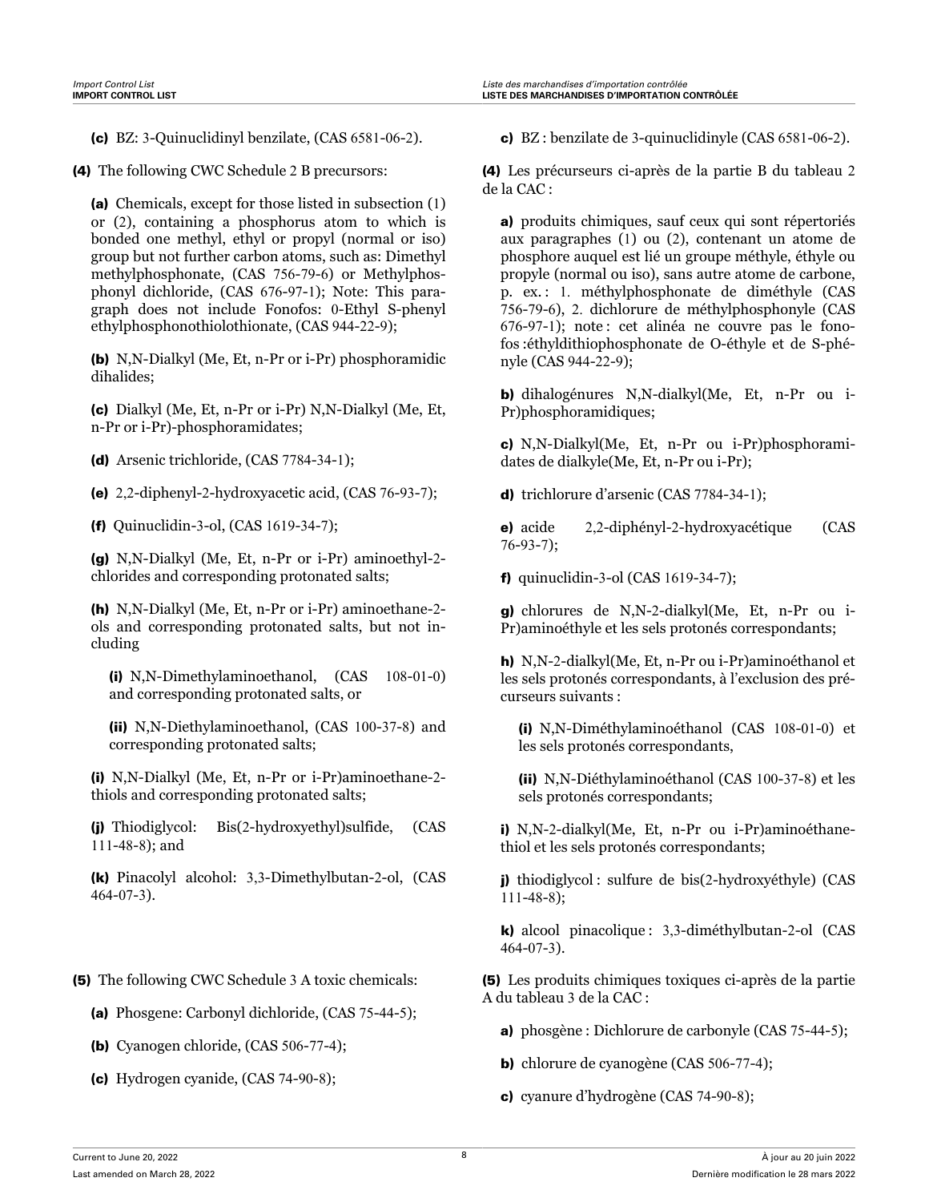**(c)** BZ: 3-Quinuclidinyl benzilate, (CAS 6581-06-2).

**(4)** The following CWC Schedule 2 B precursors:

**(a)** Chemicals, except for those listed in subsection (1) or (2), containing a phosphorus atom to which is bonded one methyl, ethyl or propyl (normal or iso) group but not further carbon atoms, such as: Dimethyl methylphosphonate, (CAS 756-79-6) or Methylphosphonyl dichloride, (CAS 676-97-1); Note: This paragraph does not include Fonofos: 0-Ethyl S-phenyl ethylphosphonothiolothionate, (CAS 944-22-9);

**(b)** N,N-Dialkyl (Me, Et, n-Pr or i-Pr) phosphoramidic dihalides;

**(c)** Dialkyl (Me, Et, n-Pr or i-Pr) N,N-Dialkyl (Me, Et, n-Pr or i-Pr)-phosphoramidates;

**(d)** Arsenic trichloride, (CAS 7784-34-1);

**(e)** 2,2-diphenyl-2-hydroxyacetic acid, (CAS 76-93-7);

**(f)** Quinuclidin-3-ol, (CAS 1619-34-7);

**(g)** N,N-Dialkyl (Me, Et, n-Pr or i-Pr) aminoethyl-2-chlorides and corresponding protonated salts;

**(h)** N,N-Dialkyl (Me, Et, n-Pr or i-Pr) aminoethane-2-ols and corresponding protonated salts, but not including

**(i)** N,N-Dimethylaminoethanol, (CAS 108-01-0) and corresponding protonated salts, or

**(ii)** N,N-Diethylaminoethanol, (CAS 100-37-8) and corresponding protonated salts;

**(i)** N,N-Dialkyl (Me, Et, n-Pr or i-Pr)aminoethane-2-thiols and corresponding protonated salts;

**(j)** Thiodiglycol: Bis(2-hydroxyethyl)sulfide, (CAS 111-48-8); and

**(k)** Pinacolyl alcohol: 3,3-Dimethylbutan-2-ol, (CAS 464-07-3).

**(5)** The following CWC Schedule 3 A toxic chemicals:

**(a)** Phosgene: Carbonyl dichloride, (CAS 75-44-5);

**(b)** Cyanogen chloride, (CAS 506-77-4);

**(c)** Hydrogen cyanide, (CAS 74-90-8);

**c)** BZ : benzilate de 3-quinuclidinyle (CAS 6581-06-2).

**(4)** Les précurseurs ci-après de la partie B du tableau 2 de la CAC :

**a)** produits chimiques, sauf ceux qui sont répertoriés aux paragraphes (1) ou (2), contenant un atome de phosphore auquel est lié un groupe méthyle, éthyle ou propyle (normal ou iso), sans autre atome de carbone, p. ex. : 1. méthylphosphonate de diméthyle (CAS 756-79-6), 2. dichlorure de méthylphosphonyle (CAS 676-97-1); note : cet alinéa ne couvre pas le fonofos :éthyldithiophosphonate de O-éthyle et de S-phényle (CAS 944-22-9);

**b)** dihalogénures N,N-dialkyl(Me, Et, n-Pr ou i-Pr)phosphoramidiques;

**c)** N,N-Dialkyl(Me, Et, n-Pr ou i-Pr)phosphoramidates de dialkyle(Me, Et, n-Pr ou i-Pr);

**d)** trichlorure d'arsenic (CAS 7784-34-1);

**e)** acide 2,2-diphényl-2-hydroxyacétique (CAS 76-93-7);

**f)** quinuclidin-3-ol (CAS 1619-34-7);

**g)** chlorures de N,N-2-dialkyl(Me, Et, n-Pr ou i-Pr)aminoéthyle et les sels protonés correspondants;

**h)** N,N-2-dialkyl(Me, Et, n-Pr ou i-Pr)aminoéthanol et les sels protonés correspondants, à l'exclusion des précurseurs suivants :

**(i)** N,N-Diméthylaminoéthanol (CAS 108-01-0) et les sels protonés correspondants,

**(ii)** N,N-Diéthylaminoéthanol (CAS 100-37-8) et les sels protonés correspondants;

**i)** N,N-2-dialkyl(Me, Et, n-Pr ou i-Pr)aminoéthanethiol et les sels protonés correspondants;

**j)** thiodiglycol : sulfure de bis(2-hydroxyéthyle) (CAS 111-48-8);

**k)** alcool pinacolique : 3,3-diméthylbutan-2-ol (CAS 464-07-3).

**(5)** Les produits chimiques toxiques ci-après de la partie A du tableau 3 de la CAC :

**a)** phosgène : Dichlorure de carbonyle (CAS 75-44-5);

**b)** chlorure de cyanogène (CAS 506-77-4);

**c)** cyanure d'hydrogène (CAS 74-90-8);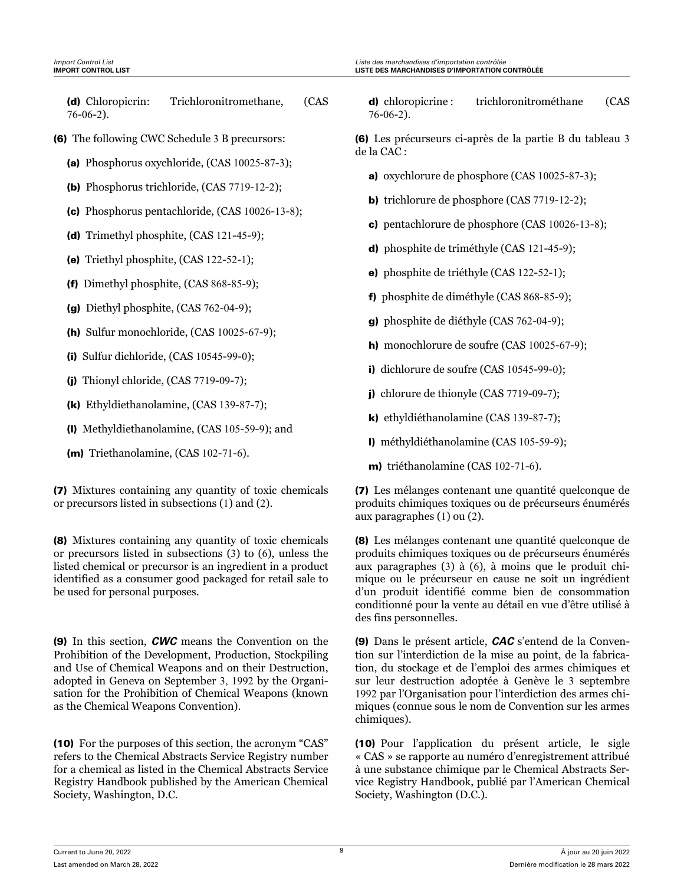**(d)** Chloropicrin: Trichloronitromethane, (CAS 76-06-2).

**(6)** The following CWC Schedule 3 B precursors:

**(a)** Phosphorus oxychloride, (CAS 10025-87-3);

**(b)** Phosphorus trichloride, (CAS 7719-12-2);

**(c)** Phosphorus pentachloride, (CAS 10026-13-8);

**(d)** Trimethyl phosphite, (CAS 121-45-9);

**(e)** Triethyl phosphite, (CAS 122-52-1);

**(f)** Dimethyl phosphite, (CAS 868-85-9);

**(g)** Diethyl phosphite, (CAS 762-04-9);

**(h)** Sulfur monochloride, (CAS 10025-67-9);

**(i)** Sulfur dichloride, (CAS 10545-99-0);

**(j)** Thionyl chloride, (CAS 7719-09-7);

**(k)** Ethyldiethanolamine, (CAS 139-87-7);

**(l)** Methyldiethanolamine, (CAS 105-59-9); and

**(m)** Triethanolamine, (CAS 102-71-6).

**(7)** Mixtures containing any quantity of toxic chemicals or precursors listed in subsections (1) and (2).

**(8)** Mixtures containing any quantity of toxic chemicals or precursors listed in subsections (3) to (6), unless the listed chemical or precursor is an ingredient in a product identified as a consumer good packaged for retail sale to be used for personal purposes.

**(9)** In this section, ***CWC*** means the Convention on the Prohibition of the Development, Production, Stockpiling and Use of Chemical Weapons and on their Destruction, adopted in Geneva on September 3, 1992 by the Organisation for the Prohibition of Chemical Weapons (known as the Chemical Weapons Convention).

**(10)** For the purposes of this section, the acronym “CAS” refers to the Chemical Abstracts Service Registry number for a chemical as listed in the Chemical Abstracts Service Registry Handbook published by the American Chemical Society, Washington, D.C.

**d)** chloropicrine : trichloronitrométhane (CAS 76-06-2).

**(6)** Les précurseurs ci-après de la partie B du tableau 3 de la CAC :

**a)** oxychlorure de phosphore (CAS 10025-87-3);

**b)** trichlorure de phosphore (CAS 7719-12-2);

**c)** pentachlorure de phosphore (CAS 10026-13-8);

**d)** phosphite de triméthyle (CAS 121-45-9);

**e)** phosphite de triéthyle (CAS 122-52-1);

**f)** phosphite de diméthyle (CAS 868-85-9);

**g)** phosphite de diéthyle (CAS 762-04-9);

**h)** monochlorure de soufre (CAS 10025-67-9);

**i)** dichlorure de soufre (CAS 10545-99-0);

**j)** chlorure de thionyle (CAS 7719-09-7);

**k)** ethyldiéthanolamine (CAS 139-87-7);

**l)** méthyldiéthanolamine (CAS 105-59-9);

**m)** triéthanolamine (CAS 102-71-6).

**(7)** Les mélanges contenant une quantité quelconque de produits chimiques toxiques ou de précurseurs énumérés aux paragraphes (1) ou (2).

**(8)** Les mélanges contenant une quantité quelconque de produits chimiques toxiques ou de précurseurs énumérés aux paragraphes (3) à (6), à moins que le produit chimique ou le précurseur en cause ne soit un ingrédient d’un produit identifié comme bien de consommation conditionné pour la vente au détail en vue d’être utilisé à des fins personnelles.

**(9)** Dans le présent article, ***CAC*** s’entend de la Convention sur l’interdiction de la mise au point, de la fabrication, du stockage et de l’emploi des armes chimiques et sur leur destruction adoptée à Genève le 3 septembre 1992 par l’Organisation pour l’interdiction des armes chimiques (connue sous le nom de Convention sur les armes chimiques).

**(10)** Pour l’application du présent article, le sigle « CAS » se rapporte au numéro d’enregistrement attribué à une substance chimique par le Chemical Abstracts Service Registry Handbook, publié par l’American Chemical Society, Washington (D.C.).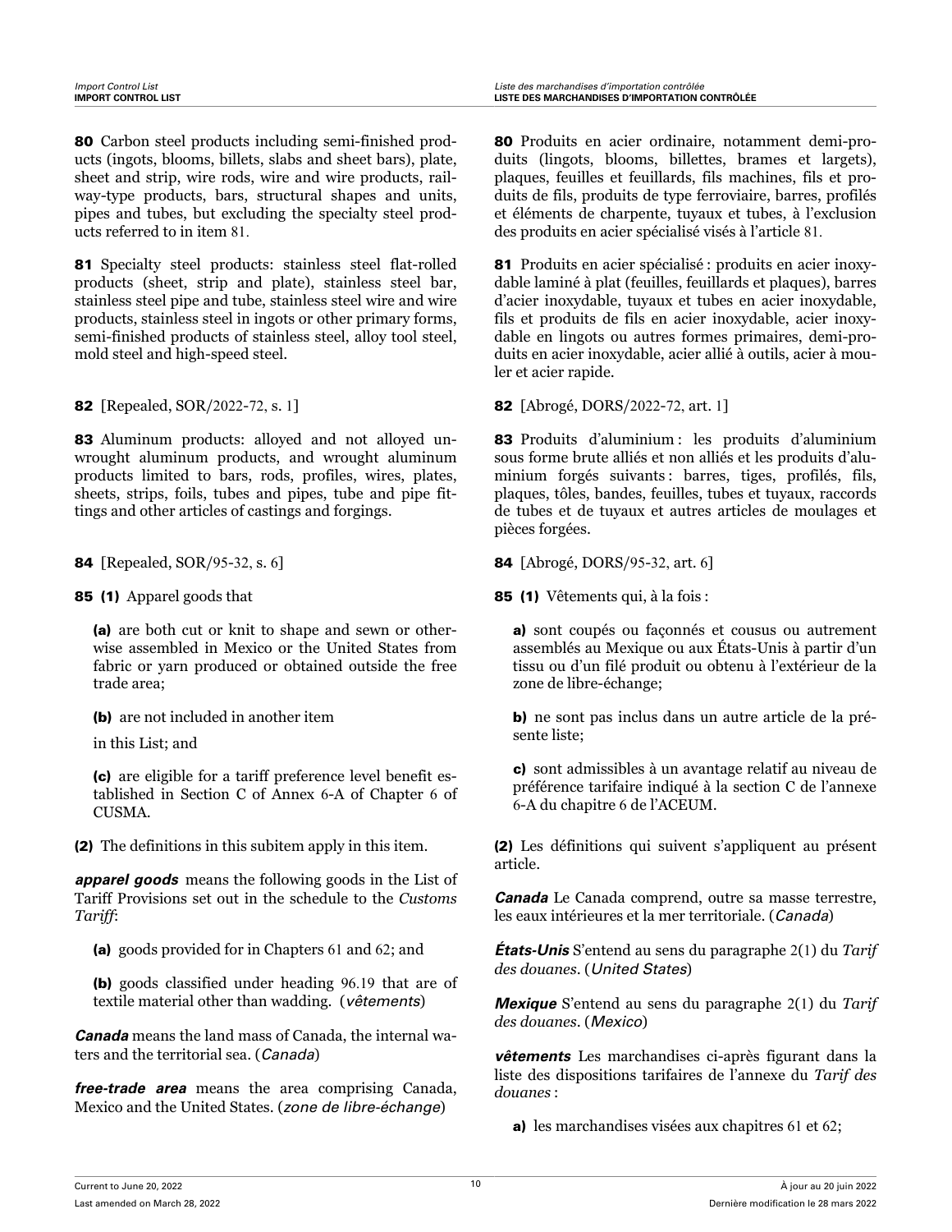**80** Carbon steel products including semi-finished products (ingots, blooms, billets, slabs and sheet bars), plate, sheet and strip, wire rods, wire and wire products, railway-type products, bars, structural shapes and units, pipes and tubes, but excluding the specialty steel products referred to in item 81.

**81** Specialty steel products: stainless steel flat-rolled products (sheet, strip and plate), stainless steel bar, stainless steel pipe and tube, stainless steel wire and wire products, stainless steel in ingots or other primary forms, semi-finished products of stainless steel, alloy tool steel, mold steel and high-speed steel.

**82** [Repealed, SOR/2022-72, s. 1]

**83** Aluminum products: alloyed and not alloyed unwrought aluminum products, and wrought aluminum products limited to bars, rods, profiles, wires, plates, sheets, strips, foils, tubes and pipes, tube and pipe fittings and other articles of castings and forgings.

**84** [Repealed, SOR/95-32, s. 6]

**85 (1)** Apparel goods that

**(a)** are both cut or knit to shape and sewn or otherwise assembled in Mexico or the United States from fabric or yarn produced or obtained outside the free trade area;

**(b)** are not included in another item in this List; and

**(c)** are eligible for a tariff preference level benefit established in Section C of Annex 6-A of Chapter 6 of CUSMA.

**(2)** The definitions in this subitem apply in this item.

***apparel goods*** means the following goods in the List of Tariff Provisions set out in the schedule to the *Customs Tariff*:

**(a)** goods provided for in Chapters 61 and 62; and

**(b)** goods classified under heading 96.19 that are of textile material other than wadding. (*vêtements*)

***Canada*** means the land mass of Canada, the internal waters and the territorial sea. (*Canada*)

***free-trade area*** means the area comprising Canada, Mexico and the United States. (*zone de libre-échange*)

**80** Produits en acier ordinaire, notamment demi-produits (lingots, blooms, billettes, brames et largets), plaques, feuilles et feuillards, fils machines, fils et produits de fils, produits de type ferroviaire, barres, profilés et éléments de charpente, tuyaux et tubes, à l'exclusion des produits en acier spécialisé visés à l'article 81.

**81** Produits en acier spécialisé : produits en acier inoxydable laminé à plat (feuilles, feuillards et plaques), barres d'acier inoxydable, tuyaux et tubes en acier inoxydable, fils et produits de fils en acier inoxydable, acier inoxydable en lingots ou autres formes primaires, demi-produits en acier inoxydable, acier allié à outils, acier à mouler et acier rapide.

**82** [Abrogé, DORS/2022-72, art. 1]

**83** Produits d'aluminium : les produits d'aluminium sous forme brute alliés et non alliés et les produits d'aluminium forgés suivants : barres, tiges, profilés, fils, plaques, tôles, bandes, feuilles, tubes et tuyaux, raccords de tubes et de tuyaux et autres articles de moulages et pièces forgées.

**84** [Abrogé, DORS/95-32, art. 6]

**85 (1)** Vêtements qui, à la fois :

**a)** sont coupés ou façonnés et cousus ou autrement assemblés au Mexique ou aux États-Unis à partir d'un tissu ou d'un filé produit ou obtenu à l'extérieur de la zone de libre-échange;

**b)** ne sont pas inclus dans un autre article de la présente liste;

**c)** sont admissibles à un avantage relatif au niveau de préférence tarifaire indiqué à la section C de l'annexe 6-A du chapitre 6 de l'ACEUM.

**(2)** Les définitions qui suivent s'appliquent au présent article.

***Canada*** Le Canada comprend, outre sa masse terrestre, les eaux intérieures et la mer territoriale. (*Canada*)

***États-Unis*** S'entend au sens du paragraphe 2(1) du *Tarif des douanes*. (*United States*)

***Mexique*** S'entend au sens du paragraphe 2(1) du *Tarif des douanes*. (*Mexico*)

***vêtements*** Les marchandises ci-après figurant dans la liste des dispositions tarifaires de l'annexe du *Tarif des douanes* :

**a)** les marchandises visées aux chapitres 61 et 62;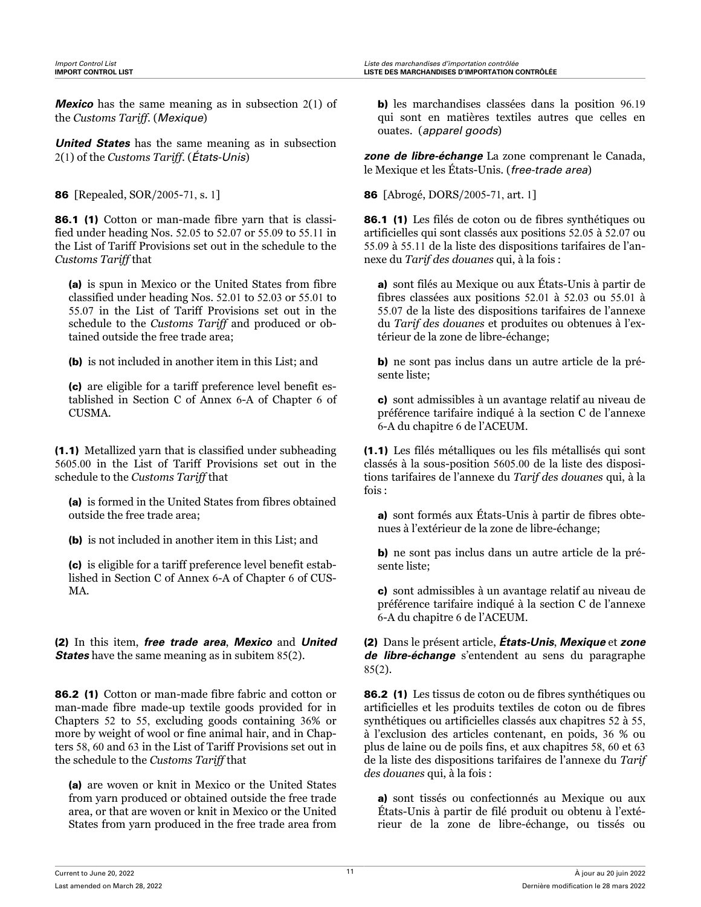***Mexico*** has the same meaning as in subsection 2(1) of the *Customs Tariff*. (*Mexique*)

***United States*** has the same meaning as in subsection 2(1) of the *Customs Tariff*. (*États-Unis*)

**86** [Repealed, SOR/2005-71, s. 1]

**86.1 (1)** Cotton or man-made fibre yarn that is classified under heading Nos. 52.05 to 52.07 or 55.09 to 55.11 in the List of Tariff Provisions set out in the schedule to the *Customs Tariff* that

**(a)** is spun in Mexico or the United States from fibre classified under heading Nos. 52.01 to 52.03 or 55.01 to 55.07 in the List of Tariff Provisions set out in the schedule to the *Customs Tariff* and produced or obtained outside the free trade area;

**(b)** is not included in another item in this List; and

**(c)** are eligible for a tariff preference level benefit established in Section C of Annex 6-A of Chapter 6 of CUSMA.

**(1.1)** Metallized yarn that is classified under subheading 5605.00 in the List of Tariff Provisions set out in the schedule to the *Customs Tariff* that

**(a)** is formed in the United States from fibres obtained outside the free trade area;

**(b)** is not included in another item in this List; and

**(c)** is eligible for a tariff preference level benefit established in Section C of Annex 6-A of Chapter 6 of CUSMA.

**(2)** In this item, ***free trade area***, ***Mexico*** and ***United States*** have the same meaning as in subitem 85(2).

**86.2 (1)** Cotton or man-made fibre fabric and cotton or man-made fibre made-up textile goods provided for in Chapters 52 to 55, excluding goods containing 36% or more by weight of wool or fine animal hair, and in Chapters 58, 60 and 63 in the List of Tariff Provisions set out in the schedule to the *Customs Tariff* that

**(a)** are woven or knit in Mexico or the United States from yarn produced or obtained outside the free trade area, or that are woven or knit in Mexico or the United States from yarn produced in the free trade area from

**b)** les marchandises classées dans la position 96.19 qui sont en matières textiles autres que celles en ouates. (*apparel goods*)

***zone de libre-échange*** La zone comprenant le Canada, le Mexique et les États-Unis. (*free-trade area*)

**86** [Abrogé, DORS/2005-71, art. 1]

**86.1 (1)** Les filés de coton ou de fibres synthétiques ou artificielles qui sont classés aux positions 52.05 à 52.07 ou 55.09 à 55.11 de la liste des dispositions tarifaires de l'annexe du *Tarif des douanes* qui, à la fois :

**a)** sont filés au Mexique ou aux États-Unis à partir de fibres classées aux positions 52.01 à 52.03 ou 55.01 à 55.07 de la liste des dispositions tarifaires de l'annexe du *Tarif des douanes* et produites ou obtenues à l'extérieur de la zone de libre-échange;

**b)** ne sont pas inclus dans un autre article de la présente liste;

**c)** sont admissibles à un avantage relatif au niveau de préférence tarifaire indiqué à la section C de l'annexe 6-A du chapitre 6 de l'ACEUM.

**(1.1)** Les filés métalliques ou les fils métallisés qui sont classés à la sous-position 5605.00 de la liste des dispositions tarifaires de l'annexe du *Tarif des douanes* qui, à la fois :

**a)** sont formés aux États-Unis à partir de fibres obtenues à l'extérieur de la zone de libre-échange;

**b)** ne sont pas inclus dans un autre article de la présente liste;

**c)** sont admissibles à un avantage relatif au niveau de préférence tarifaire indiqué à la section C de l'annexe 6-A du chapitre 6 de l'ACEUM.

**(2)** Dans le présent article, ***États-Unis***, ***Mexique*** et ***zone de libre-échange*** s'entendent au sens du paragraphe 85(2).

**86.2 (1)** Les tissus de coton ou de fibres synthétiques ou artificielles et les produits textiles de coton ou de fibres synthétiques ou artificielles classés aux chapitres 52 à 55, à l'exclusion des articles contenant, en poids, 36 % ou plus de laine ou de poils fins, et aux chapitres 58, 60 et 63 de la liste des dispositions tarifaires de l'annexe du *Tarif des douanes* qui, à la fois :

**a)** sont tissés ou confectionnés au Mexique ou aux États-Unis à partir de filé produit ou obtenu à l'extérieur de la zone de libre-échange, ou tissés ou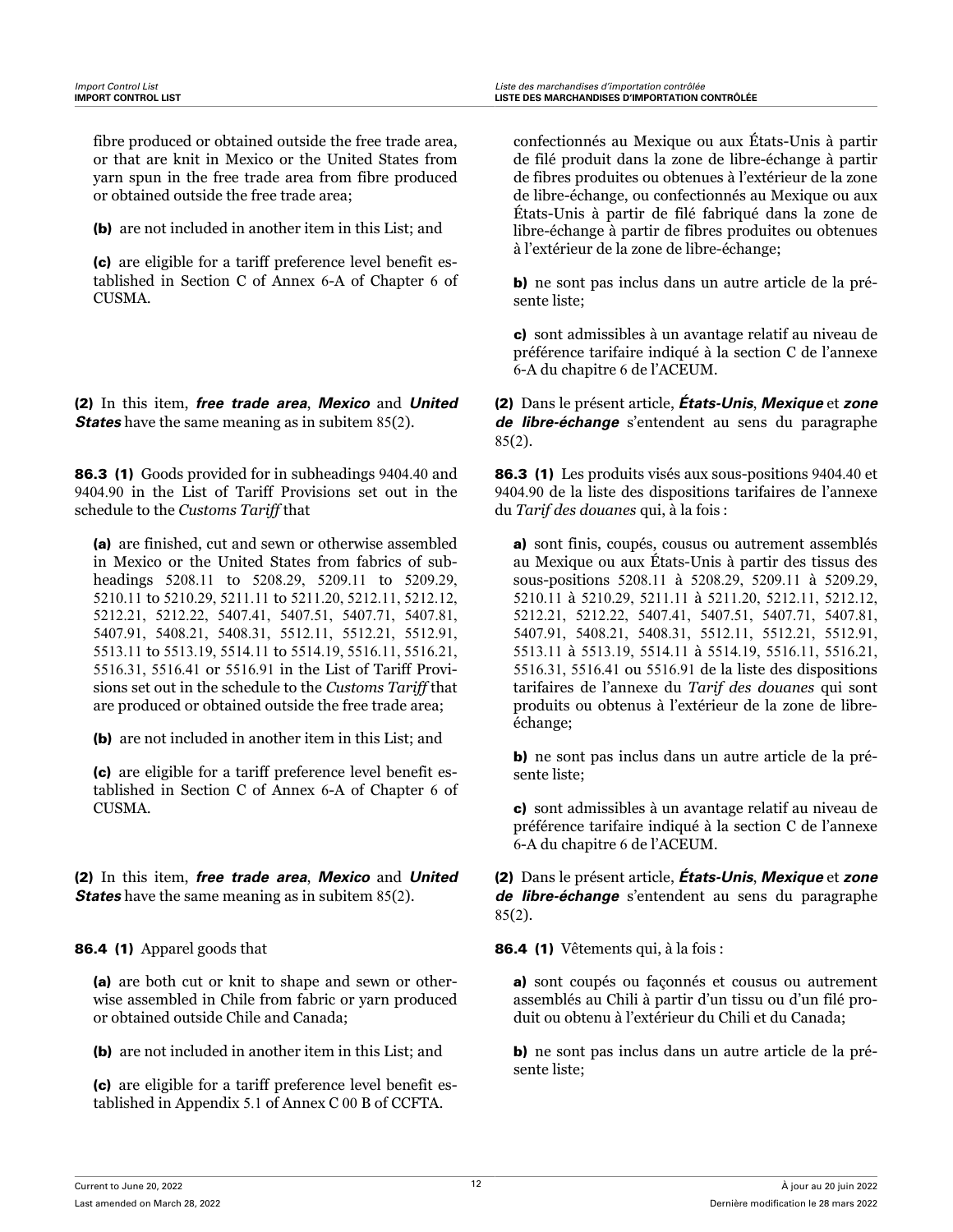fibre produced or obtained outside the free trade area, or that are knit in Mexico or the United States from yarn spun in the free trade area from fibre produced or obtained outside the free trade area;

**(b)** are not included in another item in this List; and

**(c)** are eligible for a tariff preference level benefit established in Section C of Annex 6-A of Chapter 6 of CUSMA.

**(2)** In this item, ***free trade area***, ***Mexico*** and ***United States*** have the same meaning as in subitem 85(2).

**86.3 (1)** Goods provided for in subheadings 9404.40 and 9404.90 in the List of Tariff Provisions set out in the schedule to the *Customs Tariff* that

**(a)** are finished, cut and sewn or otherwise assembled in Mexico or the United States from fabrics of subheadings 5208.11 to 5208.29, 5209.11 to 5209.29, 5210.11 to 5210.29, 5211.11 to 5211.20, 5212.11, 5212.12, 5212.21, 5212.22, 5407.41, 5407.51, 5407.71, 5407.81, 5407.91, 5408.21, 5408.31, 5512.11, 5512.21, 5512.91, 5513.11 to 5513.19, 5514.11 to 5514.19, 5516.11, 5516.21, 5516.31, 5516.41 or 5516.91 in the List of Tariff Provisions set out in the schedule to the *Customs Tariff* that are produced or obtained outside the free trade area;

**(b)** are not included in another item in this List; and

**(c)** are eligible for a tariff preference level benefit established in Section C of Annex 6-A of Chapter 6 of CUSMA.

**(2)** In this item, ***free trade area***, ***Mexico*** and ***United States*** have the same meaning as in subitem 85(2).

**86.4 (1)** Apparel goods that

**(a)** are both cut or knit to shape and sewn or otherwise assembled in Chile from fabric or yarn produced or obtained outside Chile and Canada;

**(b)** are not included in another item in this List; and

**(c)** are eligible for a tariff preference level benefit established in Appendix 5.1 of Annex C 00 B of CCFTA.

confectionnés au Mexique ou aux États-Unis à partir de filé produit dans la zone de libre-échange à partir de fibres produites ou obtenues à l'extérieur de la zone de libre-échange, ou confectionnés au Mexique ou aux États-Unis à partir de filé fabriqué dans la zone de libre-échange à partir de fibres produites ou obtenues à l'extérieur de la zone de libre-échange;

**b)** ne sont pas inclus dans un autre article de la présente liste;

**c)** sont admissibles à un avantage relatif au niveau de préférence tarifaire indiqué à la section C de l'annexe 6-A du chapitre 6 de l'ACEUM.

**(2)** Dans le présent article, ***États-Unis***, ***Mexique*** et ***zone de libre-échange*** s'entendent au sens du paragraphe 85(2).

**86.3 (1)** Les produits visés aux sous-positions 9404.40 et 9404.90 de la liste des dispositions tarifaires de l'annexe du *Tarif des douanes* qui, à la fois :

**a)** sont finis, coupés, cousus ou autrement assemblés au Mexique ou aux États-Unis à partir des tissus des sous-positions 5208.11 à 5208.29, 5209.11 à 5209.29, 5210.11 à 5210.29, 5211.11 à 5211.20, 5212.11, 5212.12, 5212.21, 5212.22, 5407.41, 5407.51, 5407.71, 5407.81, 5407.91, 5408.21, 5408.31, 5512.11, 5512.21, 5512.91, 5513.11 à 5513.19, 5514.11 à 5514.19, 5516.11, 5516.21, 5516.31, 5516.41 ou 5516.91 de la liste des dispositions tarifaires de l'annexe du *Tarif des douanes* qui sont produits ou obtenus à l'extérieur de la zone de libre-échange;

**b)** ne sont pas inclus dans un autre article de la présente liste;

**c)** sont admissibles à un avantage relatif au niveau de préférence tarifaire indiqué à la section C de l'annexe 6-A du chapitre 6 de l'ACEUM.

**(2)** Dans le présent article, ***États-Unis***, ***Mexique*** et ***zone de libre-échange*** s'entendent au sens du paragraphe 85(2).

**86.4 (1)** Vêtements qui, à la fois :

**a)** sont coupés ou façonnés et cousus ou autrement assemblés au Chili à partir d'un tissu ou d'un filé produit ou obtenu à l'extérieur du Chili et du Canada;

**b)** ne sont pas inclus dans un autre article de la présente liste;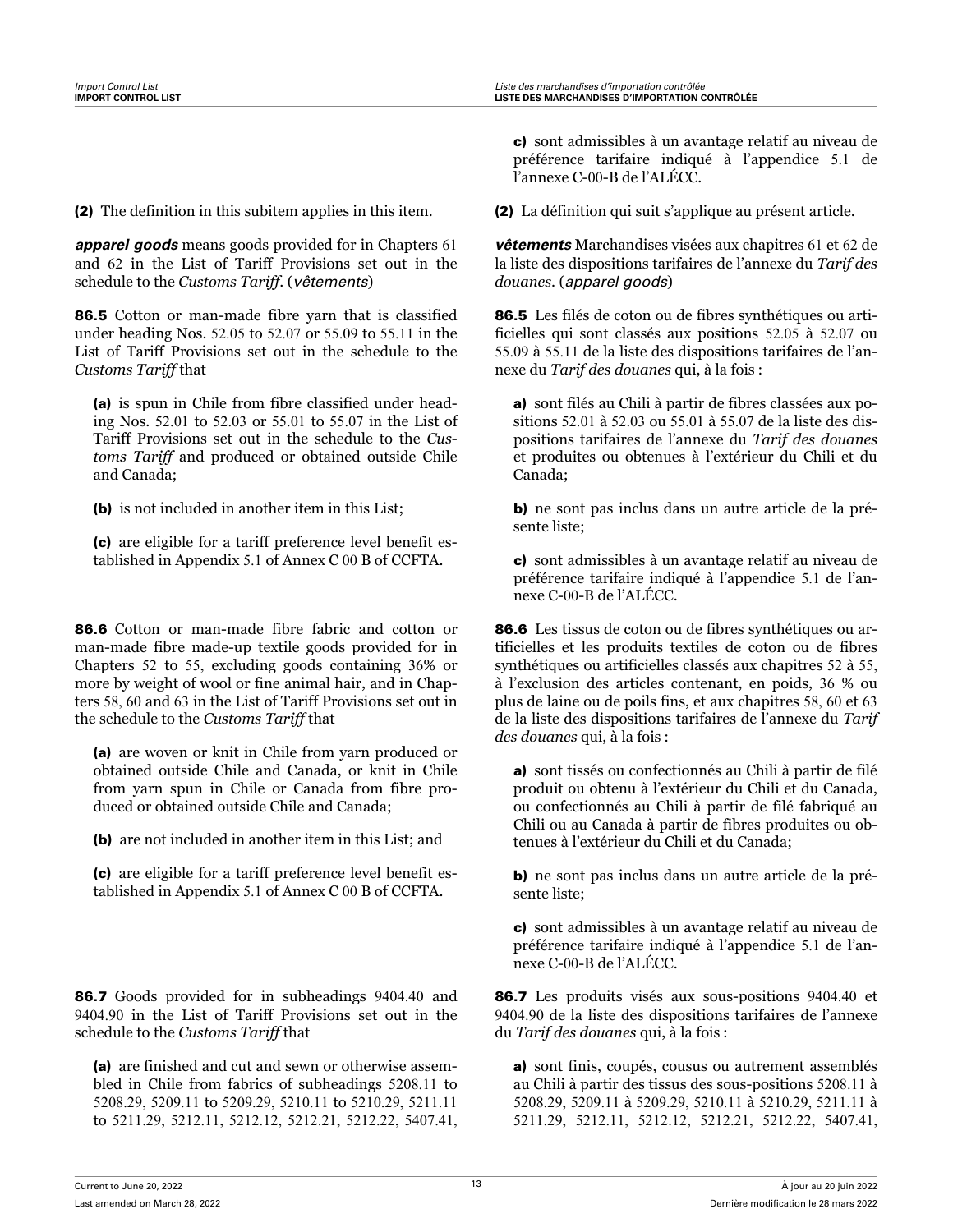**c)** sont admissibles à un avantage relatif au niveau de préférence tarifaire indiqué à l'appendice 5.1 de l'annexe C-00-B de l'ALÉCC.

**(2)** The definition in this subitem applies in this item.

***apparel goods*** means goods provided for in Chapters 61 and 62 in the List of Tariff Provisions set out in the schedule to the *Customs Tariff*. (*vêtements*)

**86.5** Cotton or man-made fibre yarn that is classified under heading Nos. 52.05 to 52.07 or 55.09 to 55.11 in the List of Tariff Provisions set out in the schedule to the *Customs Tariff* that

**(a)** is spun in Chile from fibre classified under heading Nos. 52.01 to 52.03 or 55.01 to 55.07 in the List of Tariff Provisions set out in the schedule to the *Customs Tariff* and produced or obtained outside Chile and Canada;

**(b)** is not included in another item in this List;

**(c)** are eligible for a tariff preference level benefit established in Appendix 5.1 of Annex C 00 B of CCFTA.

**86.6** Cotton or man-made fibre fabric and cotton or man-made fibre made-up textile goods provided for in Chapters 52 to 55, excluding goods containing 36% or more by weight of wool or fine animal hair, and in Chapters 58, 60 and 63 in the List of Tariff Provisions set out in the schedule to the *Customs Tariff* that

**(a)** are woven or knit in Chile from yarn produced or obtained outside Chile and Canada, or knit in Chile from yarn spun in Chile or Canada from fibre produced or obtained outside Chile and Canada;

**(b)** are not included in another item in this List; and

**(c)** are eligible for a tariff preference level benefit established in Appendix 5.1 of Annex C 00 B of CCFTA.

**86.7** Goods provided for in subheadings 9404.40 and 9404.90 in the List of Tariff Provisions set out in the schedule to the *Customs Tariff* that

**(a)** are finished and cut and sewn or otherwise assembled in Chile from fabrics of subheadings 5208.11 to 5208.29, 5209.11 to 5209.29, 5210.11 to 5210.29, 5211.11 to 5211.29, 5212.11, 5212.12, 5212.21, 5212.22, 5407.41,

**(2)** La définition qui suit s'applique au présent article.

***vêtements*** Marchandises visées aux chapitres 61 et 62 de la liste des dispositions tarifaires de l'annexe du *Tarif des douanes*. (*apparel goods*)

**86.5** Les filés de coton ou de fibres synthétiques ou artificielles qui sont classés aux positions 52.05 à 52.07 ou 55.09 à 55.11 de la liste des dispositions tarifaires de l'annexe du *Tarif des douanes* qui, à la fois :

**a)** sont filés au Chili à partir de fibres classées aux positions 52.01 à 52.03 ou 55.01 à 55.07 de la liste des dispositions tarifaires de l'annexe du *Tarif des douanes* et produites ou obtenues à l'extérieur du Chili et du Canada;

**b)** ne sont pas inclus dans un autre article de la présente liste;

**c)** sont admissibles à un avantage relatif au niveau de préférence tarifaire indiqué à l'appendice 5.1 de l'annexe C-00-B de l'ALÉCC.

**86.6** Les tissus de coton ou de fibres synthétiques ou artificielles et les produits textiles de coton ou de fibres synthétiques ou artificielles classés aux chapitres 52 à 55, à l'exclusion des articles contenant, en poids, 36 % ou plus de laine ou de poils fins, et aux chapitres 58, 60 et 63 de la liste des dispositions tarifaires de l'annexe du *Tarif des douanes* qui, à la fois :

**a)** sont tissés ou confectionnés au Chili à partir de filé produit ou obtenu à l'extérieur du Chili et du Canada, ou confectionnés au Chili à partir de filé fabriqué au Chili ou au Canada à partir de fibres produites ou obtenues à l'extérieur du Chili et du Canada;

**b)** ne sont pas inclus dans un autre article de la présente liste;

**c)** sont admissibles à un avantage relatif au niveau de préférence tarifaire indiqué à l'appendice 5.1 de l'annexe C-00-B de l'ALÉCC.

**86.7** Les produits visés aux sous-positions 9404.40 et 9404.90 de la liste des dispositions tarifaires de l'annexe du *Tarif des douanes* qui, à la fois :

**a)** sont finis, coupés, cousus ou autrement assemblés au Chili à partir des tissus des sous-positions 5208.11 à 5208.29, 5209.11 à 5209.29, 5210.11 à 5210.29, 5211.11 à 5211.29, 5212.11, 5212.12, 5212.21, 5212.22, 5407.41,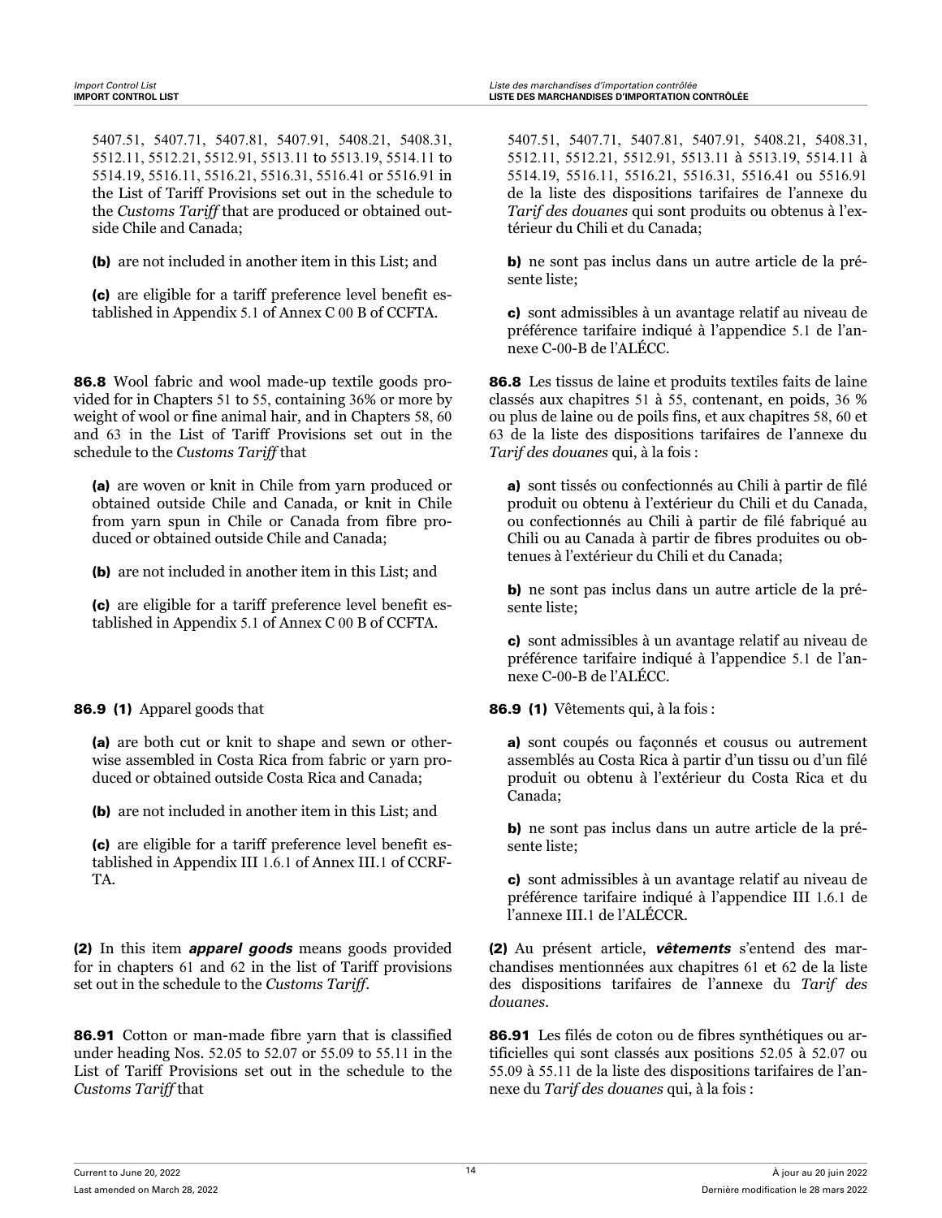5407.51, 5407.71, 5407.81, 5407.91, 5408.21, 5408.31, 5512.11, 5512.21, 5512.91, 5513.11 to 5513.19, 5514.11 to 5514.19, 5516.11, 5516.21, 5516.31, 5516.41 or 5516.91 in the List of Tariff Provisions set out in the schedule to the *Customs Tariff* that are produced or obtained outside Chile and Canada;

**(b)** are not included in another item in this List; and

**(c)** are eligible for a tariff preference level benefit established in Appendix 5.1 of Annex C 00 B of CCFTA.

**86.8** Wool fabric and wool made-up textile goods provided for in Chapters 51 to 55, containing 36% or more by weight of wool or fine animal hair, and in Chapters 58, 60 and 63 in the List of Tariff Provisions set out in the schedule to the *Customs Tariff* that

**(a)** are woven or knit in Chile from yarn produced or obtained outside Chile and Canada, or knit in Chile from yarn spun in Chile or Canada from fibre produced or obtained outside Chile and Canada;

**(b)** are not included in another item in this List; and

**(c)** are eligible for a tariff preference level benefit established in Appendix 5.1 of Annex C 00 B of CCFTA.

**86.9 (1)** Apparel goods that

**(a)** are both cut or knit to shape and sewn or otherwise assembled in Costa Rica from fabric or yarn produced or obtained outside Costa Rica and Canada;

**(b)** are not included in another item in this List; and

**(c)** are eligible for a tariff preference level benefit established in Appendix III 1.6.1 of Annex III.1 of CCRFTA.

**(2)** In this item ***apparel goods*** means goods provided for in chapters 61 and 62 in the list of Tariff provisions set out in the schedule to the *Customs Tariff*.

**86.91** Cotton or man-made fibre yarn that is classified under heading Nos. 52.05 to 52.07 or 55.09 to 55.11 in the List of Tariff Provisions set out in the schedule to the *Customs Tariff* that

5407.51, 5407.71, 5407.81, 5407.91, 5408.21, 5408.31, 5512.11, 5512.21, 5512.91, 5513.11 à 5513.19, 5514.11 à 5514.19, 5516.11, 5516.21, 5516.31, 5516.41 ou 5516.91 de la liste des dispositions tarifaires de l'annexe du *Tarif des douanes* qui sont produits ou obtenus à l'extérieur du Chili et du Canada;

**b)** ne sont pas inclus dans un autre article de la présente liste;

**c)** sont admissibles à un avantage relatif au niveau de préférence tarifaire indiqué à l'appendice 5.1 de l'annexe C-00-B de l'ALÉCC.

**86.8** Les tissus de laine et produits textiles faits de laine classés aux chapitres 51 à 55, contenant, en poids, 36 % ou plus de laine ou de poils fins, et aux chapitres 58, 60 et 63 de la liste des dispositions tarifaires de l'annexe du *Tarif des douanes* qui, à la fois :

**a)** sont tissés ou confectionnés au Chili à partir de filé produit ou obtenu à l'extérieur du Chili et du Canada, ou confectionnés au Chili à partir de filé fabriqué au Chili ou au Canada à partir de fibres produites ou obtenues à l'extérieur du Chili et du Canada;

**b)** ne sont pas inclus dans un autre article de la présente liste;

**c)** sont admissibles à un avantage relatif au niveau de préférence tarifaire indiqué à l'appendice 5.1 de l'annexe C-00-B de l'ALÉCC.

**86.9 (1)** Vêtements qui, à la fois :

**a)** sont coupés ou façonnés et cousus ou autrement assemblés au Costa Rica à partir d'un tissu ou d'un filé produit ou obtenu à l'extérieur du Costa Rica et du Canada;

**b)** ne sont pas inclus dans un autre article de la présente liste;

**c)** sont admissibles à un avantage relatif au niveau de préférence tarifaire indiqué à l'appendice III 1.6.1 de l'annexe III.1 de l'ALÉCCR.

**(2)** Au présent article, ***vêtements*** s'entend des marchandises mentionnées aux chapitres 61 et 62 de la liste des dispositions tarifaires de l'annexe du *Tarif des douanes*.

**86.91** Les filés de coton ou de fibres synthétiques ou artificielles qui sont classés aux positions 52.05 à 52.07 ou 55.09 à 55.11 de la liste des dispositions tarifaires de l'annexe du *Tarif des douanes* qui, à la fois :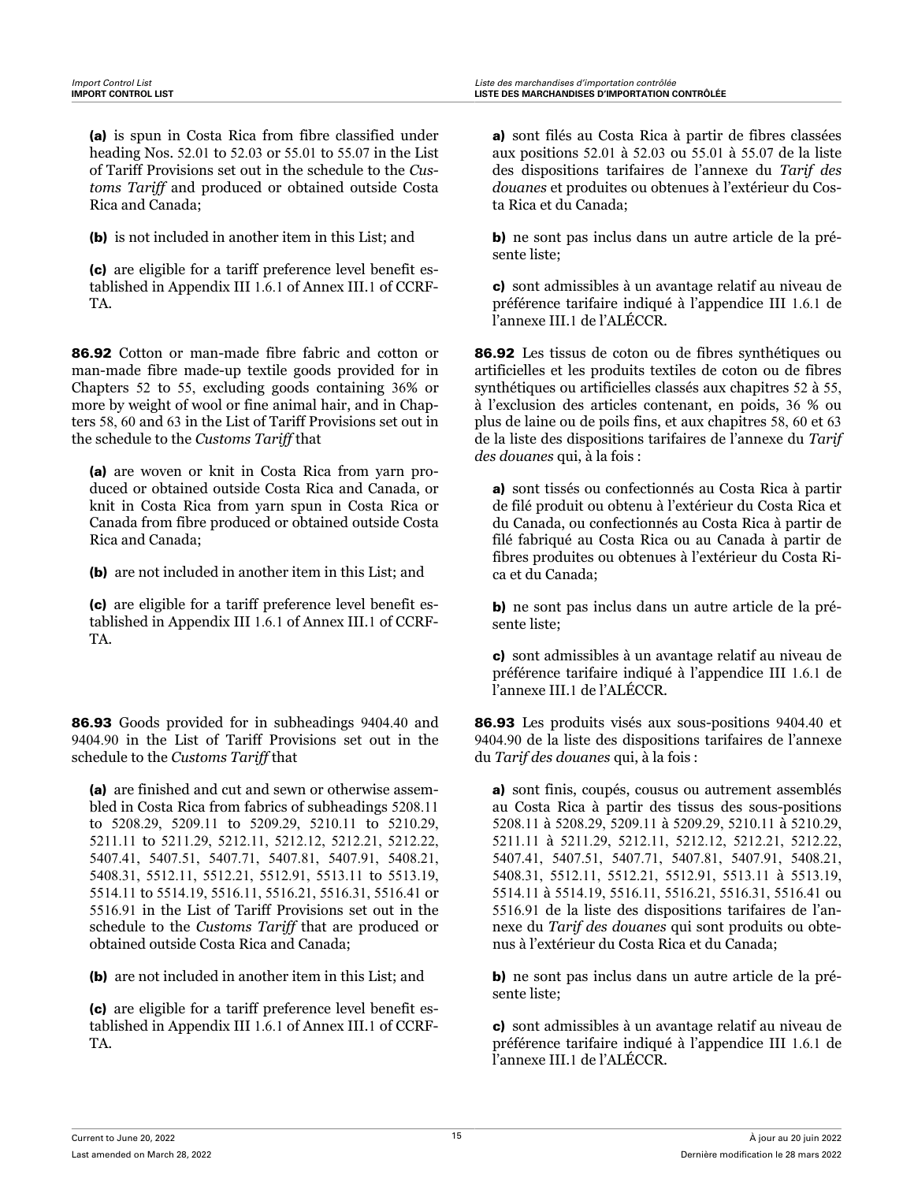**(a)** is spun in Costa Rica from fibre classified under heading Nos. 52.01 to 52.03 or 55.01 to 55.07 in the List of Tariff Provisions set out in the schedule to the *Customs Tariff* and produced or obtained outside Costa Rica and Canada;

**(b)** is not included in another item in this List; and

**(c)** are eligible for a tariff preference level benefit established in Appendix III 1.6.1 of Annex III.1 of CCRFTA.

**86.92** Cotton or man-made fibre fabric and cotton or man-made fibre made-up textile goods provided for in Chapters 52 to 55, excluding goods containing 36% or more by weight of wool or fine animal hair, and in Chapters 58, 60 and 63 in the List of Tariff Provisions set out in the schedule to the *Customs Tariff* that

**(a)** are woven or knit in Costa Rica from yarn produced or obtained outside Costa Rica and Canada, or knit in Costa Rica from yarn spun in Costa Rica or Canada from fibre produced or obtained outside Costa Rica and Canada;

**(b)** are not included in another item in this List; and

**(c)** are eligible for a tariff preference level benefit established in Appendix III 1.6.1 of Annex III.1 of CCRFTA.

**86.93** Goods provided for in subheadings 9404.40 and 9404.90 in the List of Tariff Provisions set out in the schedule to the *Customs Tariff* that

**(a)** are finished and cut and sewn or otherwise assembled in Costa Rica from fabrics of subheadings 5208.11 to 5208.29, 5209.11 to 5209.29, 5210.11 to 5210.29, 5211.11 to 5211.29, 5212.11, 5212.12, 5212.21, 5212.22, 5407.41, 5407.51, 5407.71, 5407.81, 5407.91, 5408.21, 5408.31, 5512.11, 5512.21, 5512.91, 5513.11 to 5513.19, 5514.11 to 5514.19, 5516.11, 5516.21, 5516.31, 5516.41 or 5516.91 in the List of Tariff Provisions set out in the schedule to the *Customs Tariff* that are produced or obtained outside Costa Rica and Canada;

**(b)** are not included in another item in this List; and

**(c)** are eligible for a tariff preference level benefit established in Appendix III 1.6.1 of Annex III.1 of CCRFTA.

**a)** sont filés au Costa Rica à partir de fibres classées aux positions 52.01 à 52.03 ou 55.01 à 55.07 de la liste des dispositions tarifaires de l'annexe du *Tarif des douanes* et produites ou obtenues à l'extérieur du Costa Rica et du Canada;

**b)** ne sont pas inclus dans un autre article de la présente liste;

**c)** sont admissibles à un avantage relatif au niveau de préférence tarifaire indiqué à l'appendice III 1.6.1 de l'annexe III.1 de l'ALÉCCR.

**86.92** Les tissus de coton ou de fibres synthétiques ou artificielles et les produits textiles de coton ou de fibres synthétiques ou artificielles classés aux chapitres 52 à 55, à l'exclusion des articles contenant, en poids, 36 % ou plus de laine ou de poils fins, et aux chapitres 58, 60 et 63 de la liste des dispositions tarifaires de l'annexe du *Tarif des douanes* qui, à la fois :

**a)** sont tissés ou confectionnés au Costa Rica à partir de filé produit ou obtenu à l'extérieur du Costa Rica et du Canada, ou confectionnés au Costa Rica à partir de filé fabriqué au Costa Rica ou au Canada à partir de fibres produites ou obtenues à l'extérieur du Costa Rica et du Canada;

**b)** ne sont pas inclus dans un autre article de la présente liste;

**c)** sont admissibles à un avantage relatif au niveau de préférence tarifaire indiqué à l'appendice III 1.6.1 de l'annexe III.1 de l'ALÉCCR.

**86.93** Les produits visés aux sous-positions 9404.40 et 9404.90 de la liste des dispositions tarifaires de l'annexe du *Tarif des douanes* qui, à la fois :

**a)** sont finis, coupés, cousus ou autrement assemblés au Costa Rica à partir des tissus des sous-positions 5208.11 à 5208.29, 5209.11 à 5209.29, 5210.11 à 5210.29, 5211.11 à 5211.29, 5212.11, 5212.12, 5212.21, 5212.22, 5407.41, 5407.51, 5407.71, 5407.81, 5407.91, 5408.21, 5408.31, 5512.11, 5512.21, 5512.91, 5513.11 à 5513.19, 5514.11 à 5514.19, 5516.11, 5516.21, 5516.31, 5516.41 ou 5516.91 de la liste des dispositions tarifaires de l'annexe du *Tarif des douanes* qui sont produits ou obtenus à l'extérieur du Costa Rica et du Canada;

**b)** ne sont pas inclus dans un autre article de la présente liste;

**c)** sont admissibles à un avantage relatif au niveau de préférence tarifaire indiqué à l'appendice III 1.6.1 de l'annexe III.1 de l'ALÉCCR.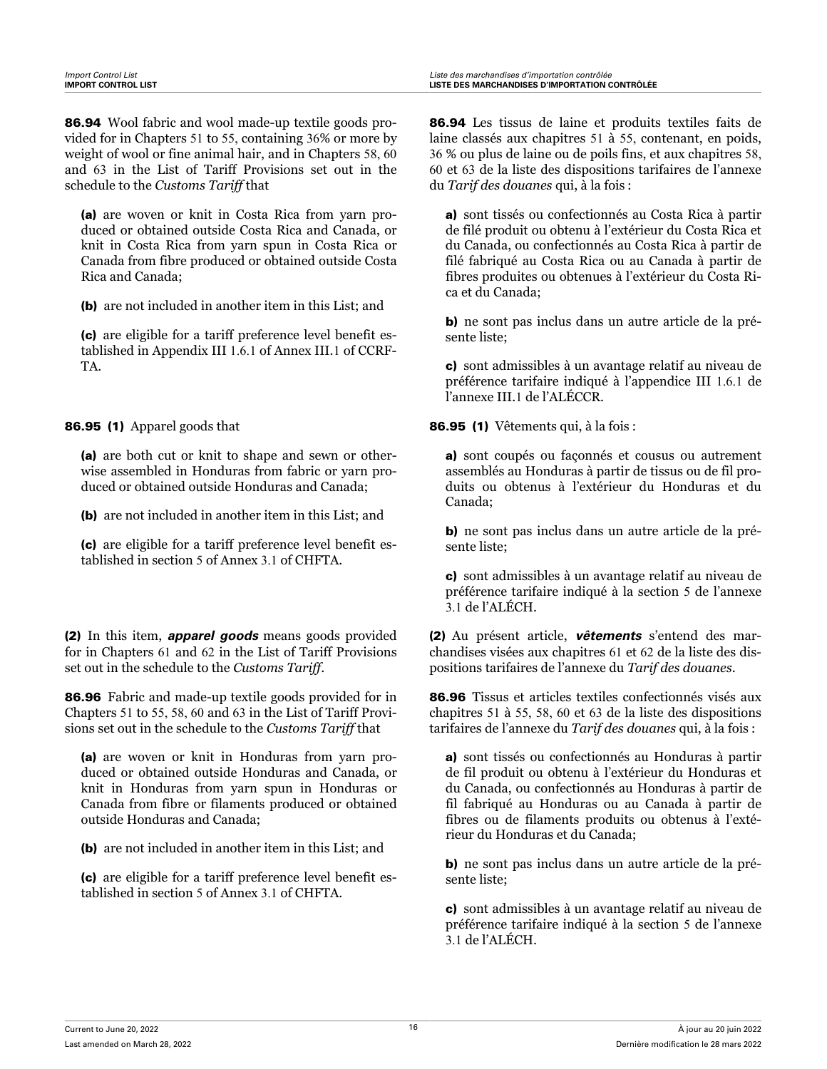**86.94** Wool fabric and wool made-up textile goods provided for in Chapters 51 to 55, containing 36% or more by weight of wool or fine animal hair, and in Chapters 58, 60 and 63 in the List of Tariff Provisions set out in the schedule to the *Customs Tariff* that

**(a)** are woven or knit in Costa Rica from yarn produced or obtained outside Costa Rica and Canada, or knit in Costa Rica from yarn spun in Costa Rica or Canada from fibre produced or obtained outside Costa Rica and Canada;

**(b)** are not included in another item in this List; and

**(c)** are eligible for a tariff preference level benefit established in Appendix III 1.6.1 of Annex III.1 of CCRFTA.

**86.95 (1)** Apparel goods that

**(a)** are both cut or knit to shape and sewn or otherwise assembled in Honduras from fabric or yarn produced or obtained outside Honduras and Canada;

**(b)** are not included in another item in this List; and

**(c)** are eligible for a tariff preference level benefit established in section 5 of Annex 3.1 of CHFTA.

**(2)** In this item, ***apparel goods*** means goods provided for in Chapters 61 and 62 in the List of Tariff Provisions set out in the schedule to the *Customs Tariff*.

**86.96** Fabric and made-up textile goods provided for in Chapters 51 to 55, 58, 60 and 63 in the List of Tariff Provisions set out in the schedule to the *Customs Tariff* that

**(a)** are woven or knit in Honduras from yarn produced or obtained outside Honduras and Canada, or knit in Honduras from yarn spun in Honduras or Canada from fibre or filaments produced or obtained outside Honduras and Canada;

**(b)** are not included in another item in this List; and

**(c)** are eligible for a tariff preference level benefit established in section 5 of Annex 3.1 of CHFTA.

**86.94** Les tissus de laine et produits textiles faits de laine classés aux chapitres 51 à 55, contenant, en poids, 36 % ou plus de laine ou de poils fins, et aux chapitres 58, 60 et 63 de la liste des dispositions tarifaires de l'annexe du *Tarif des douanes* qui, à la fois :

**a)** sont tissés ou confectionnés au Costa Rica à partir de filé produit ou obtenu à l'extérieur du Costa Rica et du Canada, ou confectionnés au Costa Rica à partir de filé fabriqué au Costa Rica ou au Canada à partir de fibres produites ou obtenues à l'extérieur du Costa Rica et du Canada;

**b)** ne sont pas inclus dans un autre article de la présente liste;

**c)** sont admissibles à un avantage relatif au niveau de préférence tarifaire indiqué à l'appendice III 1.6.1 de l'annexe III.1 de l'ALÉCCR.

**86.95 (1)** Vêtements qui, à la fois :

**a)** sont coupés ou façonnés et cousus ou autrement assemblés au Honduras à partir de tissus ou de fil produits ou obtenus à l'extérieur du Honduras et du Canada;

**b)** ne sont pas inclus dans un autre article de la présente liste;

**c)** sont admissibles à un avantage relatif au niveau de préférence tarifaire indiqué à la section 5 de l'annexe 3.1 de l'ALÉCH.

**(2)** Au présent article, ***vêtements*** s'entend des marchandises visées aux chapitres 61 et 62 de la liste des dispositions tarifaires de l'annexe du *Tarif des douanes*.

**86.96** Tissus et articles textiles confectionnés visés aux chapitres 51 à 55, 58, 60 et 63 de la liste des dispositions tarifaires de l'annexe du *Tarif des douanes* qui, à la fois :

**a)** sont tissés ou confectionnés au Honduras à partir de fil produit ou obtenu à l'extérieur du Honduras et du Canada, ou confectionnés au Honduras à partir de fil fabriqué au Honduras ou au Canada à partir de fibres ou de filaments produits ou obtenus à l'extérieur du Honduras et du Canada;

**b)** ne sont pas inclus dans un autre article de la présente liste;

**c)** sont admissibles à un avantage relatif au niveau de préférence tarifaire indiqué à la section 5 de l'annexe 3.1 de l'ALÉCH.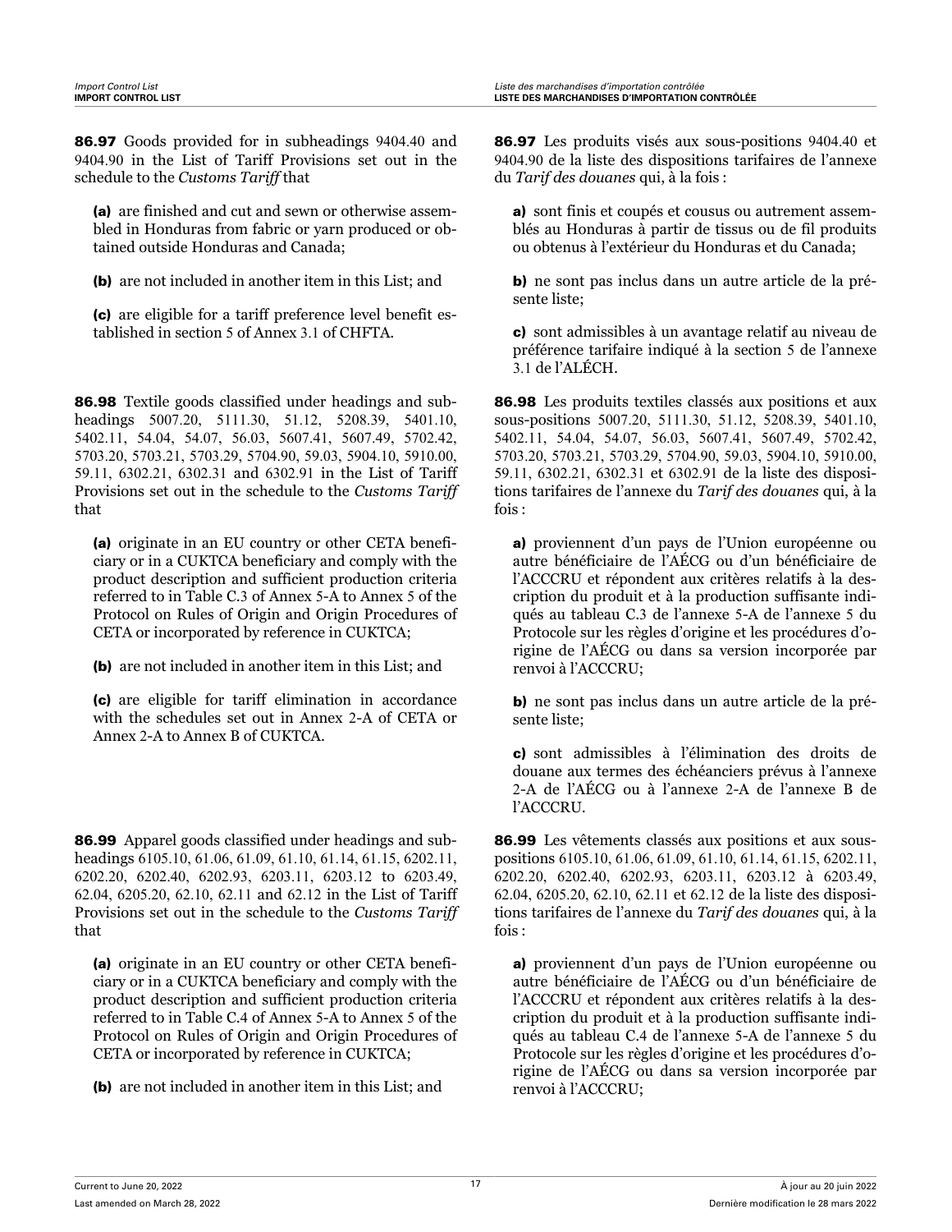**86.97** Goods provided for in subheadings 9404.40 and 9404.90 in the List of Tariff Provisions set out in the schedule to the *Customs Tariff* that

**(a)** are finished and cut and sewn or otherwise assembled in Honduras from fabric or yarn produced or obtained outside Honduras and Canada;

**(b)** are not included in another item in this List; and

**(c)** are eligible for a tariff preference level benefit established in section 5 of Annex 3.1 of CHFTA.

**86.98** Textile goods classified under headings and subheadings 5007.20, 5111.30, 51.12, 5208.39, 5401.10, 5402.11, 54.04, 54.07, 56.03, 5607.41, 5607.49, 5702.42, 5703.20, 5703.21, 5703.29, 5704.90, 59.03, 5904.10, 5910.00, 59.11, 6302.21, 6302.31 and 6302.91 in the List of Tariff Provisions set out in the schedule to the *Customs Tariff* that

**(a)** originate in an EU country or other CETA beneficiary or in a CUKTCA beneficiary and comply with the product description and sufficient production criteria referred to in Table C.3 of Annex 5-A to Annex 5 of the Protocol on Rules of Origin and Origin Procedures of CETA or incorporated by reference in CUKTCA;

**(b)** are not included in another item in this List; and

**(c)** are eligible for tariff elimination in accordance with the schedules set out in Annex 2-A of CETA or Annex 2-A to Annex B of CUKTCA.

**86.99** Apparel goods classified under headings and subheadings 6105.10, 61.06, 61.09, 61.10, 61.14, 61.15, 6202.11, 6202.20, 6202.40, 6202.93, 6203.11, 6203.12 to 6203.49, 62.04, 6205.20, 62.10, 62.11 and 62.12 in the List of Tariff Provisions set out in the schedule to the *Customs Tariff* that

**(a)** originate in an EU country or other CETA beneficiary or in a CUKTCA beneficiary and comply with the product description and sufficient production criteria referred to in Table C.4 of Annex 5-A to Annex 5 of the Protocol on Rules of Origin and Origin Procedures of CETA or incorporated by reference in CUKTCA;

**(b)** are not included in another item in this List; and

**86.97** Les produits visés aux sous-positions 9404.40 et 9404.90 de la liste des dispositions tarifaires de l'annexe du *Tarif des douanes* qui, à la fois :

**a)** sont finis et coupés et cousus ou autrement assemblés au Honduras à partir de tissus ou de fil produits ou obtenus à l'extérieur du Honduras et du Canada;

**b)** ne sont pas inclus dans un autre article de la présente liste;

**c)** sont admissibles à un avantage relatif au niveau de préférence tarifaire indiqué à la section 5 de l'annexe 3.1 de l'ALÉCH.

**86.98** Les produits textiles classés aux positions et aux sous-positions 5007.20, 5111.30, 51.12, 5208.39, 5401.10, 5402.11, 54.04, 54.07, 56.03, 5607.41, 5607.49, 5702.42, 5703.20, 5703.21, 5703.29, 5704.90, 59.03, 5904.10, 5910.00, 59.11, 6302.21, 6302.31 et 6302.91 de la liste des dispositions tarifaires de l'annexe du *Tarif des douanes* qui, à la fois :

**a)** proviennent d'un pays de l'Union européenne ou autre bénéficiaire de l'AÉCG ou d'un bénéficiaire de l'ACCCRU et répondent aux critères relatifs à la description du produit et à la production suffisante indiqués au tableau C.3 de l'annexe 5-A de l'annexe 5 du Protocole sur les règles d'origine et les procédures d'origine de l'AÉCG ou dans sa version incorporée par renvoi à l'ACCCRU;

**b)** ne sont pas inclus dans un autre article de la présente liste;

**c)** sont admissibles à l'élimination des droits de douane aux termes des échéanciers prévus à l'annexe 2-A de l'AÉCG ou à l'annexe 2-A de l'annexe B de l'ACCCRU.

**86.99** Les vêtements classés aux positions et aux sous-positions 6105.10, 61.06, 61.09, 61.10, 61.14, 61.15, 6202.11, 6202.20, 6202.40, 6202.93, 6203.11, 6203.12 à 6203.49, 62.04, 6205.20, 62.10, 62.11 et 62.12 de la liste des dispositions tarifaires de l'annexe du *Tarif des douanes* qui, à la fois :

**a)** proviennent d'un pays de l'Union européenne ou autre bénéficiaire de l'AÉCG ou d'un bénéficiaire de l'ACCCRU et répondent aux critères relatifs à la description du produit et à la production suffisante indiqués au tableau C.4 de l'annexe 5-A de l'annexe 5 du Protocole sur les règles d'origine et les procédures d'origine de l'AÉCG ou dans sa version incorporée par renvoi à l'ACCCRU;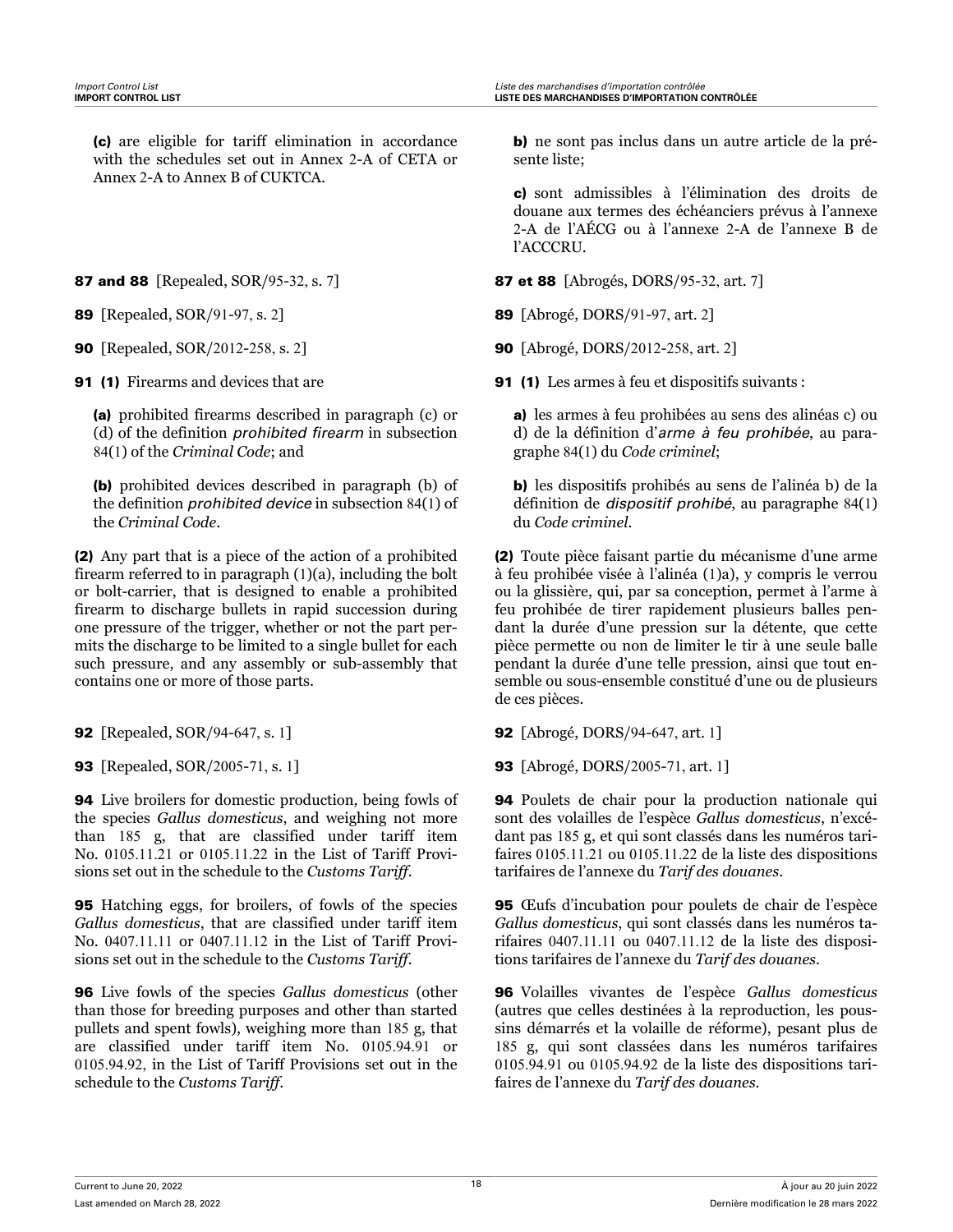**(c)** are eligible for tariff elimination in accordance with the schedules set out in Annex 2-A of CETA or Annex 2-A to Annex B of CUKTCA.

**87 and 88** [Repealed, SOR/95-32, s. 7]

**89** [Repealed, SOR/91-97, s. 2]

**90** [Repealed, SOR/2012-258, s. 2]

**91 (1)** Firearms and devices that are

**(a)** prohibited firearms described in paragraph (c) or (d) of the definition *prohibited firearm* in subsection 84(1) of the *Criminal Code*; and

**(b)** prohibited devices described in paragraph (b) of the definition *prohibited device* in subsection 84(1) of the *Criminal Code*.

**(2)** Any part that is a piece of the action of a prohibited firearm referred to in paragraph (1)(a), including the bolt or bolt-carrier, that is designed to enable a prohibited firearm to discharge bullets in rapid succession during one pressure of the trigger, whether or not the part permits the discharge to be limited to a single bullet for each such pressure, and any assembly or sub-assembly that contains one or more of those parts.

**92** [Repealed, SOR/94-647, s. 1]

**93** [Repealed, SOR/2005-71, s. 1]

**94** Live broilers for domestic production, being fowls of the species *Gallus domesticus*, and weighing not more than 185 g, that are classified under tariff item No. 0105.11.21 or 0105.11.22 in the List of Tariff Provisions set out in the schedule to the *Customs Tariff*.

**95** Hatching eggs, for broilers, of fowls of the species *Gallus domesticus*, that are classified under tariff item No. 0407.11.11 or 0407.11.12 in the List of Tariff Provisions set out in the schedule to the *Customs Tariff*.

**96** Live fowls of the species *Gallus domesticus* (other than those for breeding purposes and other than started pullets and spent fowls), weighing more than 185 g, that are classified under tariff item No. 0105.94.91 or 0105.94.92, in the List of Tariff Provisions set out in the schedule to the *Customs Tariff*.

**b)** ne sont pas inclus dans un autre article de la présente liste;

**c)** sont admissibles à l'élimination des droits de douane aux termes des échéanciers prévus à l'annexe 2-A de l'AÉCG ou à l'annexe 2-A de l'annexe B de l'ACCCRU.

**87 et 88** [Abrogés, DORS/95-32, art. 7]

**89** [Abrogé, DORS/91-97, art. 2]

**90** [Abrogé, DORS/2012-258, art. 2]

**91 (1)** Les armes à feu et dispositifs suivants :

**a)** les armes à feu prohibées au sens des alinéas c) ou d) de la définition d'*arme à feu prohibée*, au paragraphe 84(1) du *Code criminel*;

**b)** les dispositifs prohibés au sens de l'alinéa b) de la définition de *dispositif prohibé*, au paragraphe 84(1) du *Code criminel*.

**(2)** Toute pièce faisant partie du mécanisme d'une arme à feu prohibée visée à l'alinéa (1)a), y compris le verrou ou la glissière, qui, par sa conception, permet à l'arme à feu prohibée de tirer rapidement plusieurs balles pendant la durée d'une pression sur la détente, que cette pièce permette ou non de limiter le tir à une seule balle pendant la durée d'une telle pression, ainsi que tout ensemble ou sous-ensemble constitué d'une ou de plusieurs de ces pièces.

**92** [Abrogé, DORS/94-647, art. 1]

**93** [Abrogé, DORS/2005-71, art. 1]

**94** Poulets de chair pour la production nationale qui sont des volailles de l'espèce *Gallus domesticus*, n'excédant pas 185 g, et qui sont classés dans les numéros tarifaires 0105.11.21 ou 0105.11.22 de la liste des dispositions tarifaires de l'annexe du *Tarif des douanes*.

**95** Œufs d'incubation pour poulets de chair de l'espèce *Gallus domesticus*, qui sont classés dans les numéros tarifaires 0407.11.11 ou 0407.11.12 de la liste des dispositions tarifaires de l'annexe du *Tarif des douanes*.

**96** Volailles vivantes de l'espèce *Gallus domesticus* (autres que celles destinées à la reproduction, les poussins démarrés et la volaille de réforme), pesant plus de 185 g, qui sont classées dans les numéros tarifaires 0105.94.91 ou 0105.94.92 de la liste des dispositions tarifaires de l'annexe du *Tarif des douanes*.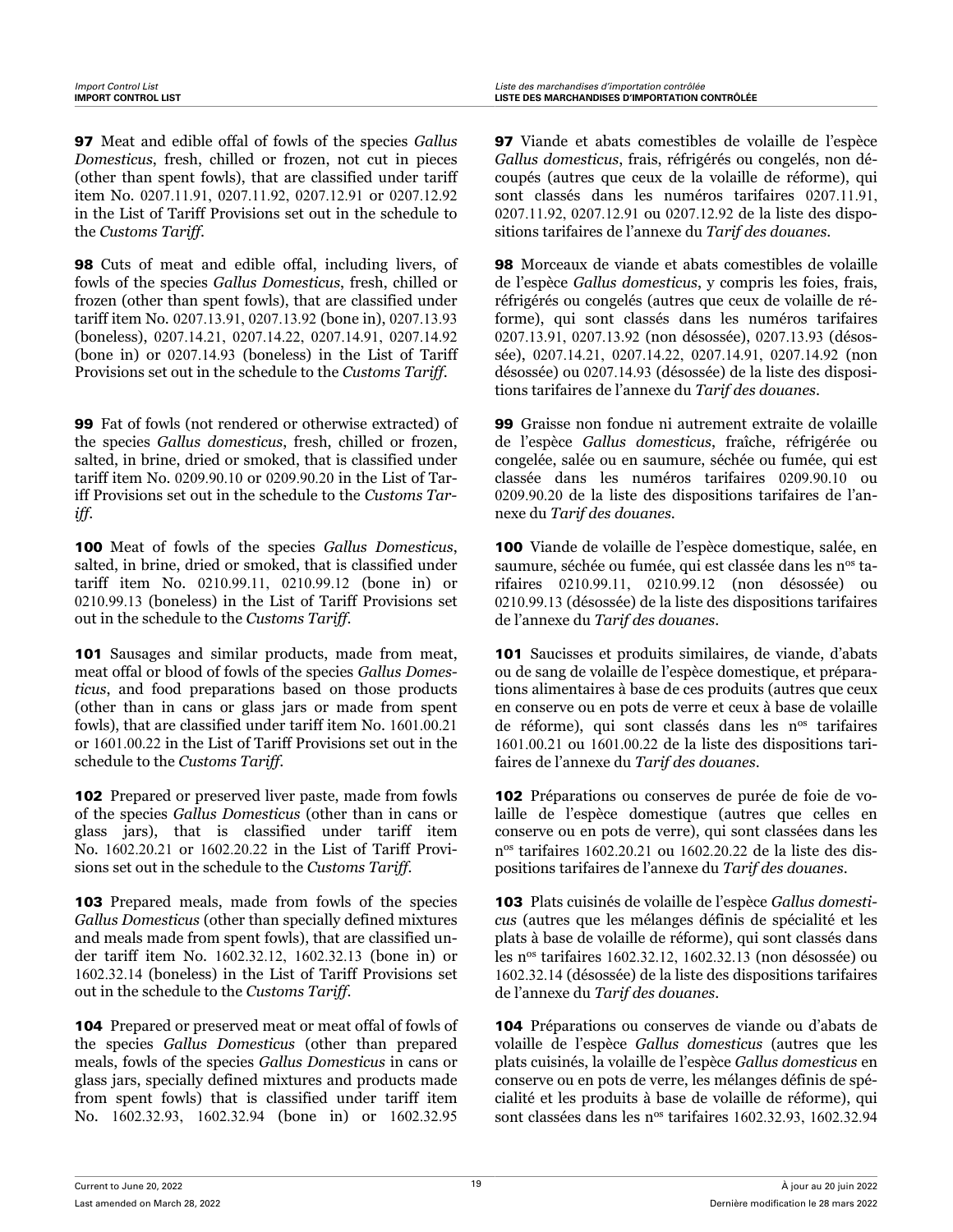**97** Meat and edible offal of fowls of the species *Gallus Domesticus*, fresh, chilled or frozen, not cut in pieces (other than spent fowls), that are classified under tariff item No. 0207.11.91, 0207.11.92, 0207.12.91 or 0207.12.92 in the List of Tariff Provisions set out in the schedule to the *Customs Tariff*.

**98** Cuts of meat and edible offal, including livers, of fowls of the species *Gallus Domesticus*, fresh, chilled or frozen (other than spent fowls), that are classified under tariff item No. 0207.13.91, 0207.13.92 (bone in), 0207.13.93 (boneless), 0207.14.21, 0207.14.22, 0207.14.91, 0207.14.92 (bone in) or 0207.14.93 (boneless) in the List of Tariff Provisions set out in the schedule to the *Customs Tariff*.

**99** Fat of fowls (not rendered or otherwise extracted) of the species *Gallus domesticus*, fresh, chilled or frozen, salted, in brine, dried or smoked, that is classified under tariff item No. 0209.90.10 or 0209.90.20 in the List of Tariff Provisions set out in the schedule to the *Customs Tariff*.

**100** Meat of fowls of the species *Gallus Domesticus*, salted, in brine, dried or smoked, that is classified under tariff item No. 0210.99.11, 0210.99.12 (bone in) or 0210.99.13 (boneless) in the List of Tariff Provisions set out in the schedule to the *Customs Tariff*.

**101** Sausages and similar products, made from meat, meat offal or blood of fowls of the species *Gallus Domesticus*, and food preparations based on those products (other than in cans or glass jars or made from spent fowls), that are classified under tariff item No. 1601.00.21 or 1601.00.22 in the List of Tariff Provisions set out in the schedule to the *Customs Tariff*.

**102** Prepared or preserved liver paste, made from fowls of the species *Gallus Domesticus* (other than in cans or glass jars), that is classified under tariff item No. 1602.20.21 or 1602.20.22 in the List of Tariff Provisions set out in the schedule to the *Customs Tariff*.

**103** Prepared meals, made from fowls of the species *Gallus Domesticus* (other than specially defined mixtures and meals made from spent fowls), that are classified under tariff item No. 1602.32.12, 1602.32.13 (bone in) or 1602.32.14 (boneless) in the List of Tariff Provisions set out in the schedule to the *Customs Tariff*.

**104** Prepared or preserved meat or meat offal of fowls of the species *Gallus Domesticus* (other than prepared meals, fowls of the species *Gallus Domesticus* in cans or glass jars, specially defined mixtures and products made from spent fowls) that is classified under tariff item No. 1602.32.93, 1602.32.94 (bone in) or 1602.32.95

**97** Viande et abats comestibles de volaille de l'espèce *Gallus domesticus*, frais, réfrigérés ou congelés, non découpés (autres que ceux de la volaille de réforme), qui sont classés dans les numéros tarifaires 0207.11.91, 0207.11.92, 0207.12.91 ou 0207.12.92 de la liste des dispositions tarifaires de l'annexe du *Tarif des douanes*.

**98** Morceaux de viande et abats comestibles de volaille de l'espèce *Gallus domesticus*, y compris les foies, frais, réfrigérés ou congelés (autres que ceux de volaille de réforme), qui sont classés dans les numéros tarifaires 0207.13.91, 0207.13.92 (non désossée), 0207.13.93 (désossée), 0207.14.21, 0207.14.22, 0207.14.91, 0207.14.92 (non désossée) ou 0207.14.93 (désossée) de la liste des dispositions tarifaires de l'annexe du *Tarif des douanes*.

**99** Graisse non fondue ni autrement extraite de volaille de l'espèce *Gallus domesticus*, fraîche, réfrigérée ou congelée, salée ou en saumure, séchée ou fumée, qui est classée dans les numéros tarifaires 0209.90.10 ou 0209.90.20 de la liste des dispositions tarifaires de l'annexe du *Tarif des douanes*.

**100** Viande de volaille de l'espèce domestique, salée, en saumure, séchée ou fumée, qui est classée dans les n[os] tarifaires 0210.99.11, 0210.99.12 (non désossée) ou 0210.99.13 (désossée) de la liste des dispositions tarifaires de l'annexe du *Tarif des douanes*.

**101** Saucisses et produits similaires, de viande, d'abats ou de sang de volaille de l'espèce domestique, et préparations alimentaires à base de ces produits (autres que ceux en conserve ou en pots de verre et ceux à base de volaille de réforme), qui sont classés dans les n[os] tarifaires 1601.00.21 ou 1601.00.22 de la liste des dispositions tarifaires de l'annexe du *Tarif des douanes*.

**102** Préparations ou conserves de purée de foie de volaille de l'espèce domestique (autres que celles en conserve ou en pots de verre), qui sont classées dans les n[os] tarifaires 1602.20.21 ou 1602.20.22 de la liste des dispositions tarifaires de l'annexe du *Tarif des douanes*.

**103** Plats cuisinés de volaille de l'espèce *Gallus domesticus* (autres que les mélanges définis de spécialité et les plats à base de volaille de réforme), qui sont classés dans les n[os] tarifaires 1602.32.12, 1602.32.13 (non désossée) ou 1602.32.14 (désossée) de la liste des dispositions tarifaires de l'annexe du *Tarif des douanes*.

**104** Préparations ou conserves de viande ou d'abats de volaille de l'espèce *Gallus domesticus* (autres que les plats cuisinés, la volaille de l'espèce *Gallus domesticus* en conserve ou en pots de verre, les mélanges définis de spécialité et les produits à base de volaille de réforme), qui sont classées dans les n[os] tarifaires 1602.32.93, 1602.32.94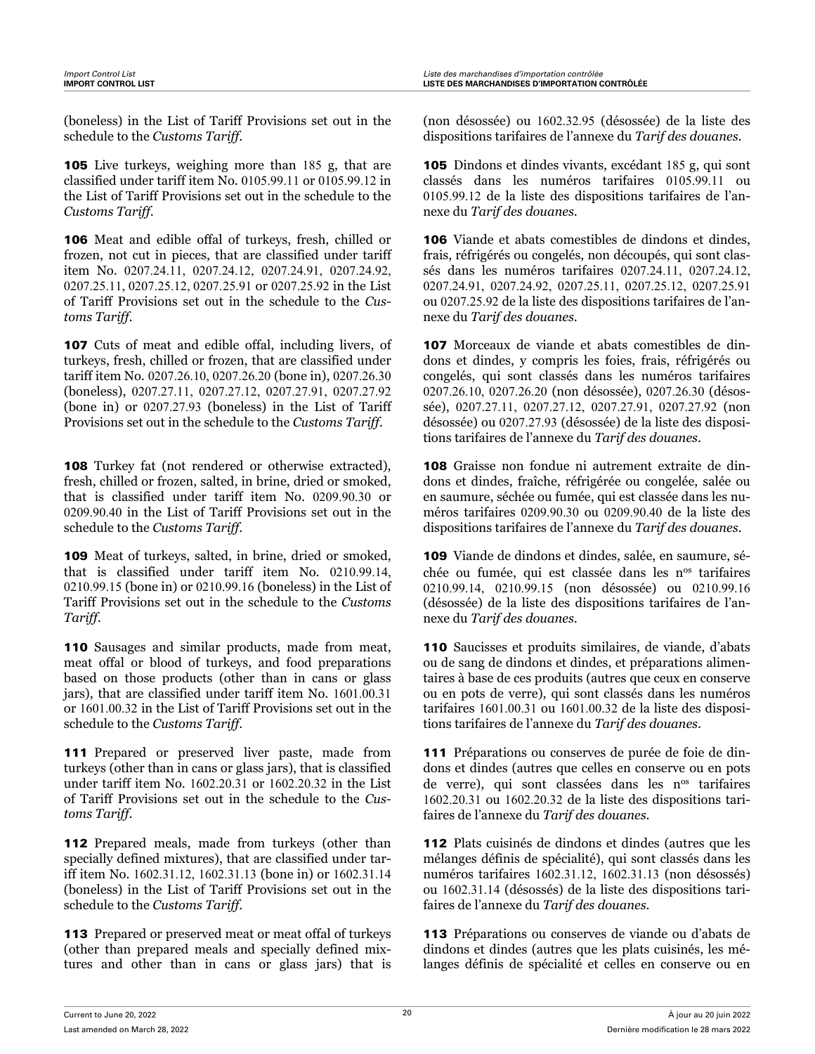(boneless) in the List of Tariff Provisions set out in the schedule to the *Customs Tariff*.

**105** Live turkeys, weighing more than 185 g, that are classified under tariff item No. 0105.99.11 or 0105.99.12 in the List of Tariff Provisions set out in the schedule to the *Customs Tariff*.

**106** Meat and edible offal of turkeys, fresh, chilled or frozen, not cut in pieces, that are classified under tariff item No. 0207.24.11, 0207.24.12, 0207.24.91, 0207.24.92, 0207.25.11, 0207.25.12, 0207.25.91 or 0207.25.92 in the List of Tariff Provisions set out in the schedule to the *Customs Tariff*.

**107** Cuts of meat and edible offal, including livers, of turkeys, fresh, chilled or frozen, that are classified under tariff item No. 0207.26.10, 0207.26.20 (bone in), 0207.26.30 (boneless), 0207.27.11, 0207.27.12, 0207.27.91, 0207.27.92 (bone in) or 0207.27.93 (boneless) in the List of Tariff Provisions set out in the schedule to the *Customs Tariff*.

**108** Turkey fat (not rendered or otherwise extracted), fresh, chilled or frozen, salted, in brine, dried or smoked, that is classified under tariff item No. 0209.90.30 or 0209.90.40 in the List of Tariff Provisions set out in the schedule to the *Customs Tariff*.

**109** Meat of turkeys, salted, in brine, dried or smoked, that is classified under tariff item No. 0210.99.14, 0210.99.15 (bone in) or 0210.99.16 (boneless) in the List of Tariff Provisions set out in the schedule to the *Customs Tariff*.

**110** Sausages and similar products, made from meat, meat offal or blood of turkeys, and food preparations based on those products (other than in cans or glass jars), that are classified under tariff item No. 1601.00.31 or 1601.00.32 in the List of Tariff Provisions set out in the schedule to the *Customs Tariff*.

**111** Prepared or preserved liver paste, made from turkeys (other than in cans or glass jars), that is classified under tariff item No. 1602.20.31 or 1602.20.32 in the List of Tariff Provisions set out in the schedule to the *Customs Tariff*.

**112** Prepared meals, made from turkeys (other than specially defined mixtures), that are classified under tariff item No. 1602.31.12, 1602.31.13 (bone in) or 1602.31.14 (boneless) in the List of Tariff Provisions set out in the schedule to the *Customs Tariff*.

**113** Prepared or preserved meat or meat offal of turkeys (other than prepared meals and specially defined mixtures and other than in cans or glass jars) that is

(non désossée) ou 1602.32.95 (désossée) de la liste des dispositions tarifaires de l'annexe du *Tarif des douanes*.

**105** Dindons et dindes vivants, excédant 185 g, qui sont classés dans les numéros tarifaires 0105.99.11 ou 0105.99.12 de la liste des dispositions tarifaires de l'annexe du *Tarif des douanes*.

**106** Viande et abats comestibles de dindons et dindes, frais, réfrigérés ou congelés, non découpés, qui sont classés dans les numéros tarifaires 0207.24.11, 0207.24.12, 0207.24.91, 0207.24.92, 0207.25.11, 0207.25.12, 0207.25.91 ou 0207.25.92 de la liste des dispositions tarifaires de l'annexe du *Tarif des douanes*.

**107** Morceaux de viande et abats comestibles de dindons et dindes, y compris les foies, frais, réfrigérés ou congelés, qui sont classés dans les numéros tarifaires 0207.26.10, 0207.26.20 (non désossée), 0207.26.30 (désossée), 0207.27.11, 0207.27.12, 0207.27.91, 0207.27.92 (non désossée) ou 0207.27.93 (désossée) de la liste des dispositions tarifaires de l'annexe du *Tarif des douanes*.

**108** Graisse non fondue ni autrement extraite de dindons et dindes, fraîche, réfrigérée ou congelée, salée ou en saumure, séchée ou fumée, qui est classée dans les numéros tarifaires 0209.90.30 ou 0209.90.40 de la liste des dispositions tarifaires de l'annexe du *Tarif des douanes*.

**109** Viande de dindons et dindes, salée, en saumure, séchée ou fumée, qui est classée dans les n^os tarifaires 0210.99.14, 0210.99.15 (non désossée) ou 0210.99.16 (désossée) de la liste des dispositions tarifaires de l'annexe du *Tarif des douanes*.

**110** Saucisses et produits similaires, de viande, d'abats ou de sang de dindons et dindes, et préparations alimentaires à base de ces produits (autres que ceux en conserve ou en pots de verre), qui sont classés dans les numéros tarifaires 1601.00.31 ou 1601.00.32 de la liste des dispositions tarifaires de l'annexe du *Tarif des douanes*.

**111** Préparations ou conserves de purée de foie de dindons et dindes (autres que celles en conserve ou en pots de verre), qui sont classées dans les n^os tarifaires 1602.20.31 ou 1602.20.32 de la liste des dispositions tarifaires de l'annexe du *Tarif des douanes*.

**112** Plats cuisinés de dindons et dindes (autres que les mélanges définis de spécialité), qui sont classés dans les numéros tarifaires 1602.31.12, 1602.31.13 (non désossés) ou 1602.31.14 (désossés) de la liste des dispositions tarifaires de l'annexe du *Tarif des douanes*.

**113** Préparations ou conserves de viande ou d'abats de dindons et dindes (autres que les plats cuisinés, les mélanges définis de spécialité et celles en conserve ou en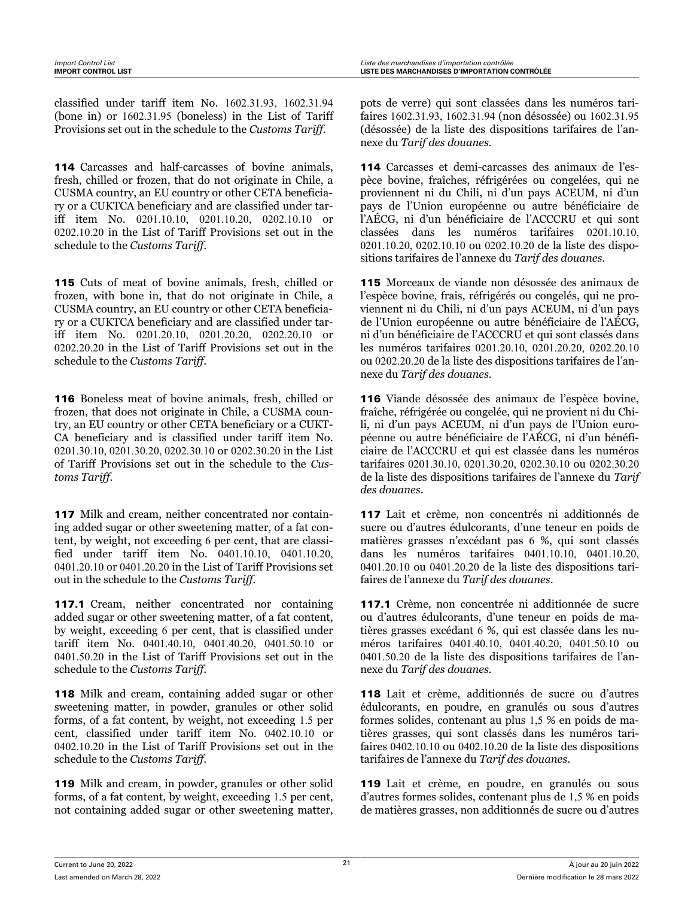classified under tariff item No. 1602.31.93, 1602.31.94 (bone in) or 1602.31.95 (boneless) in the List of Tariff Provisions set out in the schedule to the *Customs Tariff*.

**114** Carcasses and half-carcasses of bovine animals, fresh, chilled or frozen, that do not originate in Chile, a CUSMA country, an EU country or other CETA beneficiary or a CUKTCA beneficiary and are classified under tariff item No. 0201.10.10, 0201.10.20, 0202.10.10 or 0202.10.20 in the List of Tariff Provisions set out in the schedule to the *Customs Tariff*.

**115** Cuts of meat of bovine animals, fresh, chilled or frozen, with bone in, that do not originate in Chile, a CUSMA country, an EU country or other CETA beneficiary or a CUKTCA beneficiary and are classified under tariff item No. 0201.20.10, 0201.20.20, 0202.20.10 or 0202.20.20 in the List of Tariff Provisions set out in the schedule to the *Customs Tariff*.

**116** Boneless meat of bovine animals, fresh, chilled or frozen, that does not originate in Chile, a CUSMA country, an EU country or other CETA beneficiary or a CUKTCA beneficiary and is classified under tariff item No. 0201.30.10, 0201.30.20, 0202.30.10 or 0202.30.20 in the List of Tariff Provisions set out in the schedule to the *Customs Tariff*.

**117** Milk and cream, neither concentrated nor containing added sugar or other sweetening matter, of a fat content, by weight, not exceeding 6 per cent, that are classified under tariff item No. 0401.10.10, 0401.10.20, 0401.20.10 or 0401.20.20 in the List of Tariff Provisions set out in the schedule to the *Customs Tariff*.

**117.1** Cream, neither concentrated nor containing added sugar or other sweetening matter, of a fat content, by weight, exceeding 6 per cent, that is classified under tariff item No. 0401.40.10, 0401.40.20, 0401.50.10 or 0401.50.20 in the List of Tariff Provisions set out in the schedule to the *Customs Tariff*.

**118** Milk and cream, containing added sugar or other sweetening matter, in powder, granules or other solid forms, of a fat content, by weight, not exceeding 1.5 per cent, classified under tariff item No. 0402.10.10 or 0402.10.20 in the List of Tariff Provisions set out in the schedule to the *Customs Tariff*.

**119** Milk and cream, in powder, granules or other solid forms, of a fat content, by weight, exceeding 1.5 per cent, not containing added sugar or other sweetening matter,

pots de verre) qui sont classées dans les numéros tarifaires 1602.31.93, 1602.31.94 (non désossée) ou 1602.31.95 (désossée) de la liste des dispositions tarifaires de l'annexe du *Tarif des douanes*.

**114** Carcasses et demi-carcasses des animaux de l'espèce bovine, fraîches, réfrigérées ou congelées, qui ne proviennent ni du Chili, ni d'un pays ACEUM, ni d'un pays de l'Union européenne ou autre bénéficiaire de l'AÉCG, ni d'un bénéficiaire de l'ACCCRU et qui sont classées dans les numéros tarifaires 0201.10.10, 0201.10.20, 0202.10.10 ou 0202.10.20 de la liste des dispositions tarifaires de l'annexe du *Tarif des douanes*.

**115** Morceaux de viande non désossée des animaux de l'espèce bovine, frais, réfrigérés ou congelés, qui ne proviennent ni du Chili, ni d'un pays ACEUM, ni d'un pays de l'Union européenne ou autre bénéficiaire de l'AÉCG, ni d'un bénéficiaire de l'ACCCRU et qui sont classés dans les numéros tarifaires 0201.20.10, 0201.20.20, 0202.20.10 ou 0202.20.20 de la liste des dispositions tarifaires de l'annexe du *Tarif des douanes*.

**116** Viande désossée des animaux de l'espèce bovine, fraîche, réfrigérée ou congelée, qui ne provient ni du Chili, ni d'un pays ACEUM, ni d'un pays de l'Union européenne ou autre bénéficiaire de l'AÉCG, ni d'un bénéficiaire de l'ACCCRU et qui est classée dans les numéros tarifaires 0201.30.10, 0201.30.20, 0202.30.10 ou 0202.30.20 de la liste des dispositions tarifaires de l'annexe du *Tarif des douanes*.

**117** Lait et crème, non concentrés ni additionnés de sucre ou d'autres édulcorants, d'une teneur en poids de matières grasses n'excédant pas 6 %, qui sont classés dans les numéros tarifaires 0401.10.10, 0401.10.20, 0401.20.10 ou 0401.20.20 de la liste des dispositions tarifaires de l'annexe du *Tarif des douanes*.

**117.1** Crème, non concentrée ni additionnée de sucre ou d'autres édulcorants, d'une teneur en poids de matières grasses excédant 6 %, qui est classée dans les numéros tarifaires 0401.40.10, 0401.40.20, 0401.50.10 ou 0401.50.20 de la liste des dispositions tarifaires de l'annexe du *Tarif des douanes*.

**118** Lait et crème, additionnés de sucre ou d'autres édulcorants, en poudre, en granulés ou sous d'autres formes solides, contenant au plus 1,5 % en poids de matières grasses, qui sont classés dans les numéros tarifaires 0402.10.10 ou 0402.10.20 de la liste des dispositions tarifaires de l'annexe du *Tarif des douanes*.

**119** Lait et crème, en poudre, en granulés ou sous d'autres formes solides, contenant plus de 1,5 % en poids de matières grasses, non additionnés de sucre ou d'autres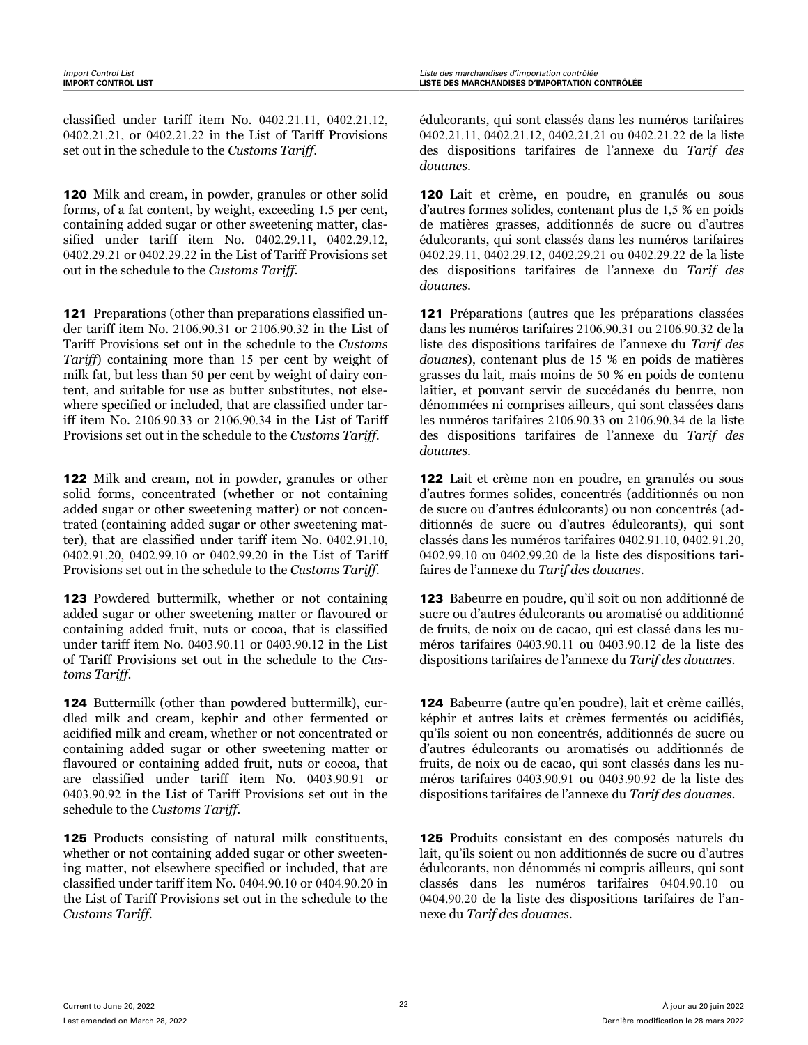classified under tariff item No. 0402.21.11, 0402.21.12, 0402.21.21, or 0402.21.22 in the List of Tariff Provisions set out in the schedule to the *Customs Tariff*.

édulcorants, qui sont classés dans les numéros tarifaires 0402.21.11, 0402.21.12, 0402.21.21 ou 0402.21.22 de la liste des dispositions tarifaires de l'annexe du *Tarif des douanes*.

**120** Milk and cream, in powder, granules or other solid forms, of a fat content, by weight, exceeding 1.5 per cent, containing added sugar or other sweetening matter, classified under tariff item No. 0402.29.11, 0402.29.12, 0402.29.21 or 0402.29.22 in the List of Tariff Provisions set out in the schedule to the *Customs Tariff*.

**120** Lait et crème, en poudre, en granulés ou sous d'autres formes solides, contenant plus de 1,5 % en poids de matières grasses, additionnés de sucre ou d'autres édulcorants, qui sont classés dans les numéros tarifaires 0402.29.11, 0402.29.12, 0402.29.21 ou 0402.29.22 de la liste des dispositions tarifaires de l'annexe du *Tarif des douanes*.

**121** Preparations (other than preparations classified under tariff item No. 2106.90.31 or 2106.90.32 in the List of Tariff Provisions set out in the schedule to the *Customs Tariff*) containing more than 15 per cent by weight of milk fat, but less than 50 per cent by weight of dairy content, and suitable for use as butter substitutes, not elsewhere specified or included, that are classified under tariff item No. 2106.90.33 or 2106.90.34 in the List of Tariff Provisions set out in the schedule to the *Customs Tariff*.

**121** Préparations (autres que les préparations classées dans les numéros tarifaires 2106.90.31 ou 2106.90.32 de la liste des dispositions tarifaires de l'annexe du *Tarif des douanes*), contenant plus de 15 % en poids de matières grasses du lait, mais moins de 50 % en poids de contenu laitier, et pouvant servir de succédanés du beurre, non dénommées ni comprises ailleurs, qui sont classées dans les numéros tarifaires 2106.90.33 ou 2106.90.34 de la liste des dispositions tarifaires de l'annexe du *Tarif des douanes*.

**122** Milk and cream, not in powder, granules or other solid forms, concentrated (whether or not containing added sugar or other sweetening matter) or not concentrated (containing added sugar or other sweetening matter), that are classified under tariff item No. 0402.91.10, 0402.91.20, 0402.99.10 or 0402.99.20 in the List of Tariff Provisions set out in the schedule to the *Customs Tariff*.

**122** Lait et crème non en poudre, en granulés ou sous d'autres formes solides, concentrés (additionnés ou non de sucre ou d'autres édulcorants) ou non concentrés (additionnés de sucre ou d'autres édulcorants), qui sont classés dans les numéros tarifaires 0402.91.10, 0402.91.20, 0402.99.10 ou 0402.99.20 de la liste des dispositions tarifaires de l'annexe du *Tarif des douanes*.

**123** Powdered buttermilk, whether or not containing added sugar or other sweetening matter or flavoured or containing added fruit, nuts or cocoa, that is classified under tariff item No. 0403.90.11 or 0403.90.12 in the List of Tariff Provisions set out in the schedule to the *Customs Tariff*.

**123** Babeurre en poudre, qu'il soit ou non additionné de sucre ou d'autres édulcorants ou aromatisé ou additionné de fruits, de noix ou de cacao, qui est classé dans les numéros tarifaires 0403.90.11 ou 0403.90.12 de la liste des dispositions tarifaires de l'annexe du *Tarif des douanes*.

**124** Buttermilk (other than powdered buttermilk), curdled milk and cream, kephir and other fermented or acidified milk and cream, whether or not concentrated or containing added sugar or other sweetening matter or flavoured or containing added fruit, nuts or cocoa, that are classified under tariff item No. 0403.90.91 or 0403.90.92 in the List of Tariff Provisions set out in the schedule to the *Customs Tariff*.

**124** Babeurre (autre qu'en poudre), lait et crème caillés, képhir et autres laits et crèmes fermentés ou acidifiés, qu'ils soient ou non concentrés, additionnés de sucre ou d'autres édulcorants ou aromatisés ou additionnés de fruits, de noix ou de cacao, qui sont classés dans les numéros tarifaires 0403.90.91 ou 0403.90.92 de la liste des dispositions tarifaires de l'annexe du *Tarif des douanes*.

**125** Products consisting of natural milk constituents, whether or not containing added sugar or other sweetening matter, not elsewhere specified or included, that are classified under tariff item No. 0404.90.10 or 0404.90.20 in the List of Tariff Provisions set out in the schedule to the *Customs Tariff*.

**125** Produits consistant en des composés naturels du lait, qu'ils soient ou non additionnés de sucre ou d'autres édulcorants, non dénommés ni compris ailleurs, qui sont classés dans les numéros tarifaires 0404.90.10 ou 0404.90.20 de la liste des dispositions tarifaires de l'annexe du *Tarif des douanes*.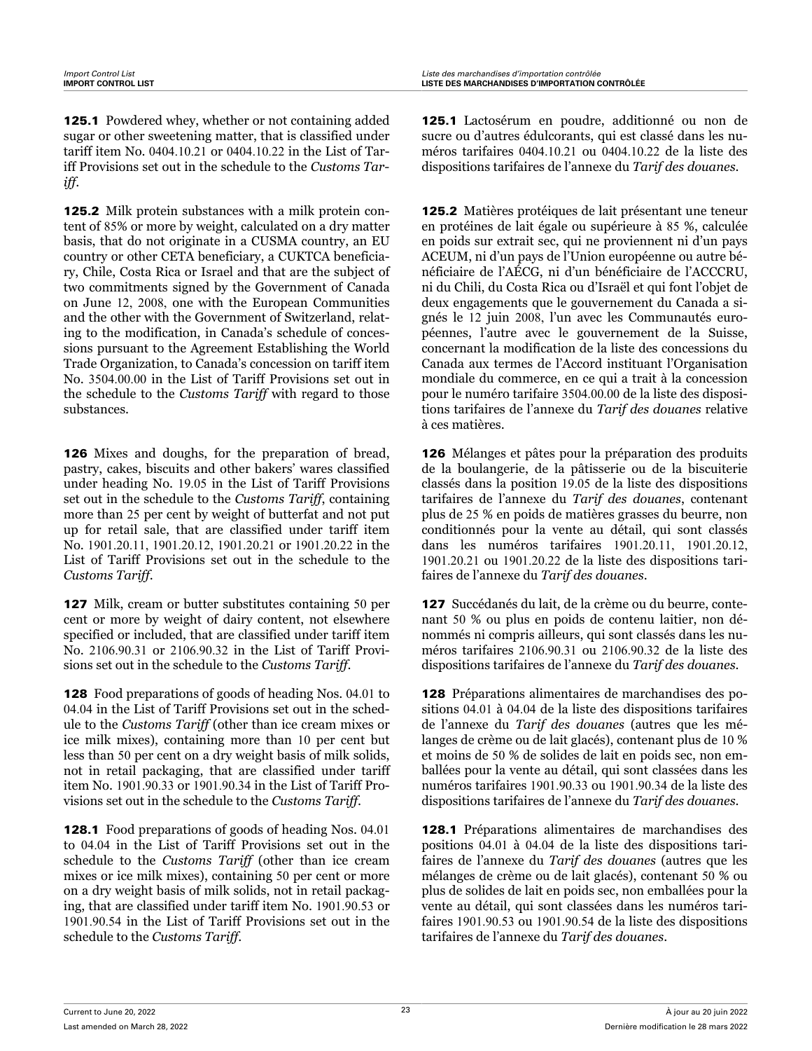**125.1** Powdered whey, whether or not containing added sugar or other sweetening matter, that is classified under tariff item No. 0404.10.21 or 0404.10.22 in the List of Tariff Provisions set out in the schedule to the *Customs Tariff*.

**125.2** Milk protein substances with a milk protein content of 85% or more by weight, calculated on a dry matter basis, that do not originate in a CUSMA country, an EU country or other CETA beneficiary, a CUKTCA beneficiary, Chile, Costa Rica or Israel and that are the subject of two commitments signed by the Government of Canada on June 12, 2008, one with the European Communities and the other with the Government of Switzerland, relating to the modification, in Canada's schedule of concessions pursuant to the Agreement Establishing the World Trade Organization, to Canada's concession on tariff item No. 3504.00.00 in the List of Tariff Provisions set out in the schedule to the *Customs Tariff* with regard to those substances.

**126** Mixes and doughs, for the preparation of bread, pastry, cakes, biscuits and other bakers' wares classified under heading No. 19.05 in the List of Tariff Provisions set out in the schedule to the *Customs Tariff*, containing more than 25 per cent by weight of butterfat and not put up for retail sale, that are classified under tariff item No. 1901.20.11, 1901.20.12, 1901.20.21 or 1901.20.22 in the List of Tariff Provisions set out in the schedule to the *Customs Tariff*.

**127** Milk, cream or butter substitutes containing 50 per cent or more by weight of dairy content, not elsewhere specified or included, that are classified under tariff item No. 2106.90.31 or 2106.90.32 in the List of Tariff Provisions set out in the schedule to the *Customs Tariff*.

**128** Food preparations of goods of heading Nos. 04.01 to 04.04 in the List of Tariff Provisions set out in the schedule to the *Customs Tariff* (other than ice cream mixes or ice milk mixes), containing more than 10 per cent but less than 50 per cent on a dry weight basis of milk solids, not in retail packaging, that are classified under tariff item No. 1901.90.33 or 1901.90.34 in the List of Tariff Provisions set out in the schedule to the *Customs Tariff*.

**128.1** Food preparations of goods of heading Nos. 04.01 to 04.04 in the List of Tariff Provisions set out in the schedule to the *Customs Tariff* (other than ice cream mixes or ice milk mixes), containing 50 per cent or more on a dry weight basis of milk solids, not in retail packaging, that are classified under tariff item No. 1901.90.53 or 1901.90.54 in the List of Tariff Provisions set out in the schedule to the *Customs Tariff*.

**125.1** Lactosérum en poudre, additionné ou non de sucre ou d'autres édulcorants, qui est classé dans les numéros tarifaires 0404.10.21 ou 0404.10.22 de la liste des dispositions tarifaires de l'annexe du *Tarif des douanes*.

**125.2** Matières protéiques de lait présentant une teneur en protéines de lait égale ou supérieure à 85 %, calculée en poids sur extrait sec, qui ne proviennent ni d'un pays ACEUM, ni d'un pays de l'Union européenne ou autre bénéficiaire de l'AÉCG, ni d'un bénéficiaire de l'ACCCRU, ni du Chili, du Costa Rica ou d'Israël et qui font l'objet de deux engagements que le gouvernement du Canada a signés le 12 juin 2008, l'un avec les Communautés européennes, l'autre avec le gouvernement de la Suisse, concernant la modification de la liste des concessions du Canada aux termes de l'Accord instituant l'Organisation mondiale du commerce, en ce qui a trait à la concession pour le numéro tarifaire 3504.00.00 de la liste des dispositions tarifaires de l'annexe du *Tarif des douanes* relative à ces matières.

**126** Mélanges et pâtes pour la préparation des produits de la boulangerie, de la pâtisserie ou de la biscuiterie classés dans la position 19.05 de la liste des dispositions tarifaires de l'annexe du *Tarif des douanes*, contenant plus de 25 % en poids de matières grasses du beurre, non conditionnés pour la vente au détail, qui sont classés dans les numéros tarifaires 1901.20.11, 1901.20.12, 1901.20.21 ou 1901.20.22 de la liste des dispositions tarifaires de l'annexe du *Tarif des douanes*.

**127** Succédanés du lait, de la crème ou du beurre, contenant 50 % ou plus en poids de contenu laitier, non dénommés ni compris ailleurs, qui sont classés dans les numéros tarifaires 2106.90.31 ou 2106.90.32 de la liste des dispositions tarifaires de l'annexe du *Tarif des douanes*.

**128** Préparations alimentaires de marchandises des positions 04.01 à 04.04 de la liste des dispositions tarifaires de l'annexe du *Tarif des douanes* (autres que les mélanges de crème ou de lait glacés), contenant plus de 10 % et moins de 50 % de solides de lait en poids sec, non emballées pour la vente au détail, qui sont classées dans les numéros tarifaires 1901.90.33 ou 1901.90.34 de la liste des dispositions tarifaires de l'annexe du *Tarif des douanes*.

**128.1** Préparations alimentaires de marchandises des positions 04.01 à 04.04 de la liste des dispositions tarifaires de l'annexe du *Tarif des douanes* (autres que les mélanges de crème ou de lait glacés), contenant 50 % ou plus de solides de lait en poids sec, non emballées pour la vente au détail, qui sont classées dans les numéros tarifaires 1901.90.53 ou 1901.90.54 de la liste des dispositions tarifaires de l'annexe du *Tarif des douanes*.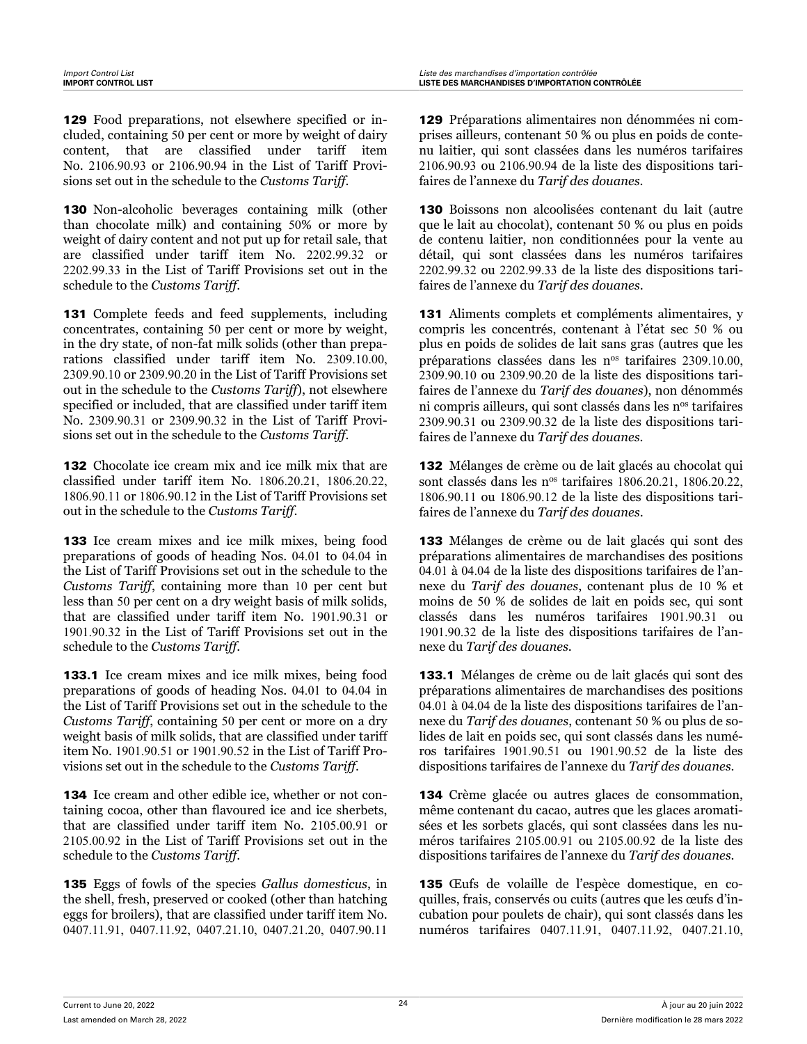**129** Food preparations, not elsewhere specified or included, containing 50 per cent or more by weight of dairy content, that are classified under tariff item No. 2106.90.93 or 2106.90.94 in the List of Tariff Provisions set out in the schedule to the *Customs Tariff*.

**130** Non-alcoholic beverages containing milk (other than chocolate milk) and containing 50% or more by weight of dairy content and not put up for retail sale, that are classified under tariff item No. 2202.99.32 or 2202.99.33 in the List of Tariff Provisions set out in the schedule to the *Customs Tariff*.

**131** Complete feeds and feed supplements, including concentrates, containing 50 per cent or more by weight, in the dry state, of non-fat milk solids (other than preparations classified under tariff item No. 2309.10.00, 2309.90.10 or 2309.90.20 in the List of Tariff Provisions set out in the schedule to the *Customs Tariff*), not elsewhere specified or included, that are classified under tariff item No. 2309.90.31 or 2309.90.32 in the List of Tariff Provisions set out in the schedule to the *Customs Tariff*.

**132** Chocolate ice cream mix and ice milk mix that are classified under tariff item No. 1806.20.21, 1806.20.22, 1806.90.11 or 1806.90.12 in the List of Tariff Provisions set out in the schedule to the *Customs Tariff*.

**133** Ice cream mixes and ice milk mixes, being food preparations of goods of heading Nos. 04.01 to 04.04 in the List of Tariff Provisions set out in the schedule to the *Customs Tariff*, containing more than 10 per cent but less than 50 per cent on a dry weight basis of milk solids, that are classified under tariff item No. 1901.90.31 or 1901.90.32 in the List of Tariff Provisions set out in the schedule to the *Customs Tariff*.

**133.1** Ice cream mixes and ice milk mixes, being food preparations of goods of heading Nos. 04.01 to 04.04 in the List of Tariff Provisions set out in the schedule to the *Customs Tariff*, containing 50 per cent or more on a dry weight basis of milk solids, that are classified under tariff item No. 1901.90.51 or 1901.90.52 in the List of Tariff Provisions set out in the schedule to the *Customs Tariff*.

**134** Ice cream and other edible ice, whether or not containing cocoa, other than flavoured ice and ice sherbets, that are classified under tariff item No. 2105.00.91 or 2105.00.92 in the List of Tariff Provisions set out in the schedule to the *Customs Tariff*.

**135** Eggs of fowls of the species *Gallus domesticus*, in the shell, fresh, preserved or cooked (other than hatching eggs for broilers), that are classified under tariff item No. 0407.11.91, 0407.11.92, 0407.21.10, 0407.21.20, 0407.90.11

**129** Préparations alimentaires non dénommées ni comprises ailleurs, contenant 50 % ou plus en poids de contenu laitier, qui sont classées dans les numéros tarifaires 2106.90.93 ou 2106.90.94 de la liste des dispositions tarifaires de l'annexe du *Tarif des douanes*.

**130** Boissons non alcoolisées contenant du lait (autre que le lait au chocolat), contenant 50 % ou plus en poids de contenu laitier, non conditionnées pour la vente au détail, qui sont classées dans les numéros tarifaires 2202.99.32 ou 2202.99.33 de la liste des dispositions tarifaires de l'annexe du *Tarif des douanes*.

**131** Aliments complets et compléments alimentaires, y compris les concentrés, contenant à l'état sec 50 % ou plus en poids de solides de lait sans gras (autres que les préparations classées dans les n[os] tarifaires 2309.10.00, 2309.90.10 ou 2309.90.20 de la liste des dispositions tarifaires de l'annexe du *Tarif des douanes*), non dénommés ni compris ailleurs, qui sont classés dans les n[os] tarifaires 2309.90.31 ou 2309.90.32 de la liste des dispositions tarifaires de l'annexe du *Tarif des douanes*.

**132** Mélanges de crème ou de lait glacés au chocolat qui sont classés dans les n[os] tarifaires 1806.20.21, 1806.20.22, 1806.90.11 ou 1806.90.12 de la liste des dispositions tarifaires de l'annexe du *Tarif des douanes*.

**133** Mélanges de crème ou de lait glacés qui sont des préparations alimentaires de marchandises des positions 04.01 à 04.04 de la liste des dispositions tarifaires de l'annexe du *Tarif des douanes*, contenant plus de 10 % et moins de 50 % de solides de lait en poids sec, qui sont classés dans les numéros tarifaires 1901.90.31 ou 1901.90.32 de la liste des dispositions tarifaires de l'annexe du *Tarif des douanes*.

**133.1** Mélanges de crème ou de lait glacés qui sont des préparations alimentaires de marchandises des positions 04.01 à 04.04 de la liste des dispositions tarifaires de l'annexe du *Tarif des douanes*, contenant 50 % ou plus de solides de lait en poids sec, qui sont classés dans les numéros tarifaires 1901.90.51 ou 1901.90.52 de la liste des dispositions tarifaires de l'annexe du *Tarif des douanes*.

**134** Crème glacée ou autres glaces de consommation, même contenant du cacao, autres que les glaces aromatisées et les sorbets glacés, qui sont classées dans les numéros tarifaires 2105.00.91 ou 2105.00.92 de la liste des dispositions tarifaires de l'annexe du *Tarif des douanes*.

**135** Œufs de volaille de l'espèce domestique, en coquilles, frais, conservés ou cuits (autres que les œufs d'incubation pour poulets de chair), qui sont classés dans les numéros tarifaires 0407.11.91, 0407.11.92, 0407.21.10,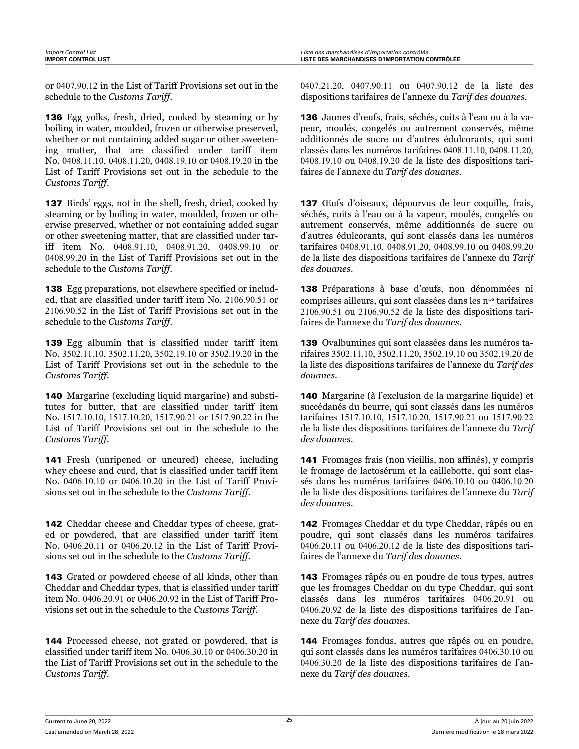or 0407.90.12 in the List of Tariff Provisions set out in the schedule to the *Customs Tariff*.

0407.21.20, 0407.90.11 ou 0407.90.12 de la liste des dispositions tarifaires de l'annexe du *Tarif des douanes*.

**136** Egg yolks, fresh, dried, cooked by steaming or by boiling in water, moulded, frozen or otherwise preserved, whether or not containing added sugar or other sweetening matter, that are classified under tariff item No. 0408.11.10, 0408.11.20, 0408.19.10 or 0408.19.20 in the List of Tariff Provisions set out in the schedule to the *Customs Tariff*.

**136** Jaunes d'œufs, frais, séchés, cuits à l'eau ou à la vapeur, moulés, congelés ou autrement conservés, même additionnés de sucre ou d'autres édulcorants, qui sont classés dans les numéros tarifaires 0408.11.10, 0408.11.20, 0408.19.10 ou 0408.19.20 de la liste des dispositions tarifaires de l'annexe du *Tarif des douanes*.

**137** Birds' eggs, not in the shell, fresh, dried, cooked by steaming or by boiling in water, moulded, frozen or otherwise preserved, whether or not containing added sugar or other sweetening matter, that are classified under tariff item No. 0408.91.10, 0408.91.20, 0408.99.10 or 0408.99.20 in the List of Tariff Provisions set out in the schedule to the *Customs Tariff*.

**137** Œufs d'oiseaux, dépourvus de leur coquille, frais, séchés, cuits à l'eau ou à la vapeur, moulés, congelés ou autrement conservés, même additionnés de sucre ou d'autres édulcorants, qui sont classés dans les numéros tarifaires 0408.91.10, 0408.91.20, 0408.99.10 ou 0408.99.20 de la liste des dispositions tarifaires de l'annexe du *Tarif des douanes*.

**138** Egg preparations, not elsewhere specified or included, that are classified under tariff item No. 2106.90.51 or 2106.90.52 in the List of Tariff Provisions set out in the schedule to the *Customs Tariff*.

**138** Préparations à base d'œufs, non dénommées ni comprises ailleurs, qui sont classées dans les n[os] tarifaires 2106.90.51 ou 2106.90.52 de la liste des dispositions tarifaires de l'annexe du *Tarif des douanes*.

**139** Egg albumin that is classified under tariff item No. 3502.11.10, 3502.11.20, 3502.19.10 or 3502.19.20 in the List of Tariff Provisions set out in the schedule to the *Customs Tariff*.

**139** Ovalbumines qui sont classées dans les numéros tarifaires 3502.11.10, 3502.11.20, 3502.19.10 ou 3502.19.20 de la liste des dispositions tarifaires de l'annexe du *Tarif des douanes*.

**140** Margarine (excluding liquid margarine) and substitutes for butter, that are classified under tariff item No. 1517.10.10, 1517.10.20, 1517.90.21 or 1517.90.22 in the List of Tariff Provisions set out in the schedule to the *Customs Tariff*.

**140** Margarine (à l'exclusion de la margarine liquide) et succédanés du beurre, qui sont classés dans les numéros tarifaires 1517.10.10, 1517.10.20, 1517.90.21 ou 1517.90.22 de la liste des dispositions tarifaires de l'annexe du *Tarif des douanes*.

**141** Fresh (unripened or uncured) cheese, including whey cheese and curd, that is classified under tariff item No. 0406.10.10 or 0406.10.20 in the List of Tariff Provisions set out in the schedule to the *Customs Tariff*.

**141** Fromages frais (non vieillis, non affinés), y compris le fromage de lactosérum et la caillebotte, qui sont classés dans les numéros tarifaires 0406.10.10 ou 0406.10.20 de la liste des dispositions tarifaires de l'annexe du *Tarif des douanes*.

**142** Cheddar cheese and Cheddar types of cheese, grated or powdered, that are classified under tariff item No. 0406.20.11 or 0406.20.12 in the List of Tariff Provisions set out in the schedule to the *Customs Tariff*.

**142** Fromages Cheddar et du type Cheddar, râpés ou en poudre, qui sont classés dans les numéros tarifaires 0406.20.11 ou 0406.20.12 de la liste des dispositions tarifaires de l'annexe du *Tarif des douanes*.

**143** Grated or powdered cheese of all kinds, other than Cheddar and Cheddar types, that is classified under tariff item No. 0406.20.91 or 0406.20.92 in the List of Tariff Provisions set out in the schedule to the *Customs Tariff*.

**143** Fromages râpés ou en poudre de tous types, autres que les fromages Cheddar ou du type Cheddar, qui sont classés dans les numéros tarifaires 0406.20.91 ou 0406.20.92 de la liste des dispositions tarifaires de l'annexe du *Tarif des douanes*.

**144** Processed cheese, not grated or powdered, that is classified under tariff item No. 0406.30.10 or 0406.30.20 in the List of Tariff Provisions set out in the schedule to the *Customs Tariff*.

**144** Fromages fondus, autres que râpés ou en poudre, qui sont classés dans les numéros tarifaires 0406.30.10 ou 0406.30.20 de la liste des dispositions tarifaires de l'annexe du *Tarif des douanes*.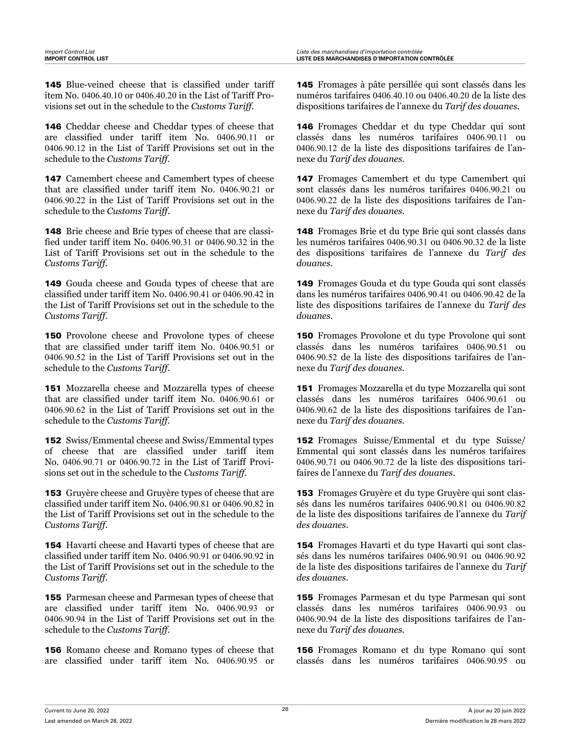**145** Blue-veined cheese that is classified under tariff item No. 0406.40.10 or 0406.40.20 in the List of Tariff Provisions set out in the schedule to the *Customs Tariff*.

**146** Cheddar cheese and Cheddar types of cheese that are classified under tariff item No. 0406.90.11 or 0406.90.12 in the List of Tariff Provisions set out in the schedule to the *Customs Tariff*.

**147** Camembert cheese and Camembert types of cheese that are classified under tariff item No. 0406.90.21 or 0406.90.22 in the List of Tariff Provisions set out in the schedule to the *Customs Tariff*.

**148** Brie cheese and Brie types of cheese that are classified under tariff item No. 0406.90.31 or 0406.90.32 in the List of Tariff Provisions set out in the schedule to the *Customs Tariff*.

**149** Gouda cheese and Gouda types of cheese that are classified under tariff item No. 0406.90.41 or 0406.90.42 in the List of Tariff Provisions set out in the schedule to the *Customs Tariff*.

**150** Provolone cheese and Provolone types of cheese that are classified under tariff item No. 0406.90.51 or 0406.90.52 in the List of Tariff Provisions set out in the schedule to the *Customs Tariff*.

**151** Mozzarella cheese and Mozzarella types of cheese that are classified under tariff item No. 0406.90.61 or 0406.90.62 in the List of Tariff Provisions set out in the schedule to the *Customs Tariff*.

**152** Swiss/Emmental cheese and Swiss/Emmental types of cheese that are classified under tariff item No. 0406.90.71 or 0406.90.72 in the List of Tariff Provisions set out in the schedule to the *Customs Tariff*.

**153** Gruyère cheese and Gruyère types of cheese that are classified under tariff item No. 0406.90.81 or 0406.90.82 in the List of Tariff Provisions set out in the schedule to the *Customs Tariff*.

**154** Havarti cheese and Havarti types of cheese that are classified under tariff item No. 0406.90.91 or 0406.90.92 in the List of Tariff Provisions set out in the schedule to the *Customs Tariff*.

**155** Parmesan cheese and Parmesan types of cheese that are classified under tariff item No. 0406.90.93 or 0406.90.94 in the List of Tariff Provisions set out in the schedule to the *Customs Tariff*.

**156** Romano cheese and Romano types of cheese that are classified under tariff item No. 0406.90.95 or

**145** Fromages à pâte persillée qui sont classés dans les numéros tarifaires 0406.40.10 ou 0406.40.20 de la liste des dispositions tarifaires de l'annexe du *Tarif des douanes*.

**146** Fromages Cheddar et du type Cheddar qui sont classés dans les numéros tarifaires 0406.90.11 ou 0406.90.12 de la liste des dispositions tarifaires de l'annexe du *Tarif des douanes*.

**147** Fromages Camembert et du type Camembert qui sont classés dans les numéros tarifaires 0406.90.21 ou 0406.90.22 de la liste des dispositions tarifaires de l'annexe du *Tarif des douanes*.

**148** Fromages Brie et du type Brie qui sont classés dans les numéros tarifaires 0406.90.31 ou 0406.90.32 de la liste des dispositions tarifaires de l'annexe du *Tarif des douanes*.

**149** Fromages Gouda et du type Gouda qui sont classés dans les numéros tarifaires 0406.90.41 ou 0406.90.42 de la liste des dispositions tarifaires de l'annexe du *Tarif des douanes*.

**150** Fromages Provolone et du type Provolone qui sont classés dans les numéros tarifaires 0406.90.51 ou 0406.90.52 de la liste des dispositions tarifaires de l'annexe du *Tarif des douanes*.

**151** Fromages Mozzarella et du type Mozzarella qui sont classés dans les numéros tarifaires 0406.90.61 ou 0406.90.62 de la liste des dispositions tarifaires de l'annexe du *Tarif des douanes*.

**152** Fromages Suisse/Emmental et du type Suisse/Emmental qui sont classés dans les numéros tarifaires 0406.90.71 ou 0406.90.72 de la liste des dispositions tarifaires de l'annexe du *Tarif des douanes*.

**153** Fromages Gruyère et du type Gruyère qui sont classés dans les numéros tarifaires 0406.90.81 ou 0406.90.82 de la liste des dispositions tarifaires de l'annexe du *Tarif des douanes*.

**154** Fromages Havarti et du type Havarti qui sont classés dans les numéros tarifaires 0406.90.91 ou 0406.90.92 de la liste des dispositions tarifaires de l'annexe du *Tarif des douanes*.

**155** Fromages Parmesan et du type Parmesan qui sont classés dans les numéros tarifaires 0406.90.93 ou 0406.90.94 de la liste des dispositions tarifaires de l'annexe du *Tarif des douanes*.

**156** Fromages Romano et du type Romano qui sont classés dans les numéros tarifaires 0406.90.95 ou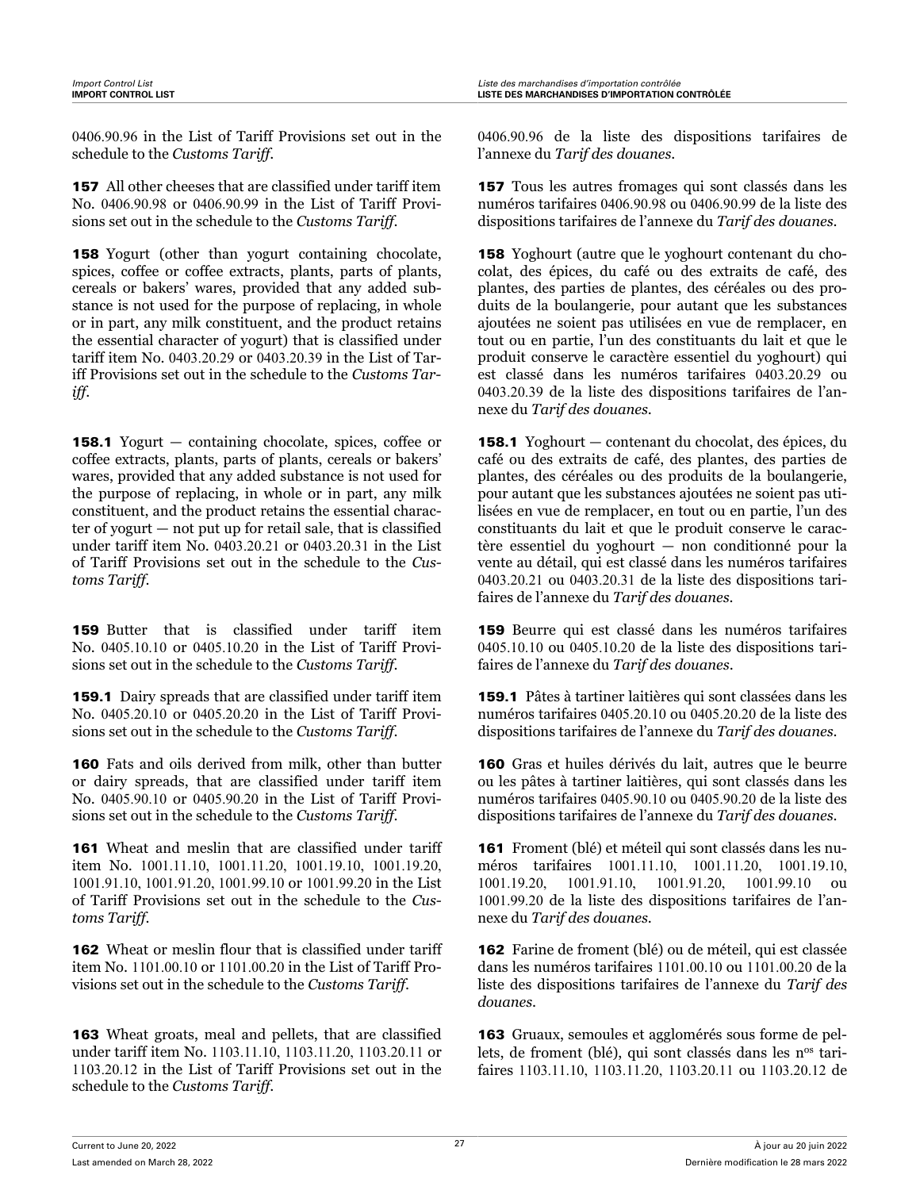0406.90.96 in the List of Tariff Provisions set out in the schedule to the *Customs Tariff*.

**157** All other cheeses that are classified under tariff item No. 0406.90.98 or 0406.90.99 in the List of Tariff Provisions set out in the schedule to the *Customs Tariff*.

**158** Yogurt (other than yogurt containing chocolate, spices, coffee or coffee extracts, plants, parts of plants, cereals or bakers' wares, provided that any added substance is not used for the purpose of replacing, in whole or in part, any milk constituent, and the product retains the essential character of yogurt) that is classified under tariff item No. 0403.20.29 or 0403.20.39 in the List of Tariff Provisions set out in the schedule to the *Customs Tariff*.

**158.1** Yogurt — containing chocolate, spices, coffee or coffee extracts, plants, parts of plants, cereals or bakers' wares, provided that any added substance is not used for the purpose of replacing, in whole or in part, any milk constituent, and the product retains the essential character of yogurt — not put up for retail sale, that is classified under tariff item No. 0403.20.21 or 0403.20.31 in the List of Tariff Provisions set out in the schedule to the *Customs Tariff*.

**159** Butter that is classified under tariff item No. 0405.10.10 or 0405.10.20 in the List of Tariff Provisions set out in the schedule to the *Customs Tariff*.

**159.1** Dairy spreads that are classified under tariff item No. 0405.20.10 or 0405.20.20 in the List of Tariff Provisions set out in the schedule to the *Customs Tariff*.

**160** Fats and oils derived from milk, other than butter or dairy spreads, that are classified under tariff item No. 0405.90.10 or 0405.90.20 in the List of Tariff Provisions set out in the schedule to the *Customs Tariff*.

**161** Wheat and meslin that are classified under tariff item No. 1001.11.10, 1001.11.20, 1001.19.10, 1001.19.20, 1001.91.10, 1001.91.20, 1001.99.10 or 1001.99.20 in the List of Tariff Provisions set out in the schedule to the *Customs Tariff*.

**162** Wheat or meslin flour that is classified under tariff item No. 1101.00.10 or 1101.00.20 in the List of Tariff Provisions set out in the schedule to the *Customs Tariff*.

**163** Wheat groats, meal and pellets, that are classified under tariff item No. 1103.11.10, 1103.11.20, 1103.20.11 or 1103.20.12 in the List of Tariff Provisions set out in the schedule to the *Customs Tariff*.

0406.90.96 de la liste des dispositions tarifaires de l'annexe du *Tarif des douanes*.

**157** Tous les autres fromages qui sont classés dans les numéros tarifaires 0406.90.98 ou 0406.90.99 de la liste des dispositions tarifaires de l'annexe du *Tarif des douanes*.

**158** Yoghourt (autre que le yoghourt contenant du chocolat, des épices, du café ou des extraits de café, des plantes, des parties de plantes, des céréales ou des produits de la boulangerie, pour autant que les substances ajoutées ne soient pas utilisées en vue de remplacer, en tout ou en partie, l'un des constituants du lait et que le produit conserve le caractère essentiel du yoghourt) qui est classé dans les numéros tarifaires 0403.20.29 ou 0403.20.39 de la liste des dispositions tarifaires de l'annexe du *Tarif des douanes*.

**158.1** Yoghourt — contenant du chocolat, des épices, du café ou des extraits de café, des plantes, des parties de plantes, des céréales ou des produits de la boulangerie, pour autant que les substances ajoutées ne soient pas utilisées en vue de remplacer, en tout ou en partie, l'un des constituants du lait et que le produit conserve le caractère essentiel du yoghourt — non conditionné pour la vente au détail, qui est classé dans les numéros tarifaires 0403.20.21 ou 0403.20.31 de la liste des dispositions tarifaires de l'annexe du *Tarif des douanes*.

**159** Beurre qui est classé dans les numéros tarifaires 0405.10.10 ou 0405.10.20 de la liste des dispositions tarifaires de l'annexe du *Tarif des douanes*.

**159.1** Pâtes à tartiner laitières qui sont classées dans les numéros tarifaires 0405.20.10 ou 0405.20.20 de la liste des dispositions tarifaires de l'annexe du *Tarif des douanes*.

**160** Gras et huiles dérivés du lait, autres que le beurre ou les pâtes à tartiner laitières, qui sont classés dans les numéros tarifaires 0405.90.10 ou 0405.90.20 de la liste des dispositions tarifaires de l'annexe du *Tarif des douanes*.

**161** Froment (blé) et méteil qui sont classés dans les numéros tarifaires 1001.11.10, 1001.11.20, 1001.19.10, 1001.19.20, 1001.91.10, 1001.91.20, 1001.99.10 ou 1001.99.20 de la liste des dispositions tarifaires de l'annexe du *Tarif des douanes*.

**162** Farine de froment (blé) ou de méteil, qui est classée dans les numéros tarifaires 1101.00.10 ou 1101.00.20 de la liste des dispositions tarifaires de l'annexe du *Tarif des douanes*.

**163** Gruaux, semoules et agglomérés sous forme de pellets, de froment (blé), qui sont classés dans les n[os] tarifaires 1103.11.10, 1103.11.20, 1103.20.11 ou 1103.20.12 de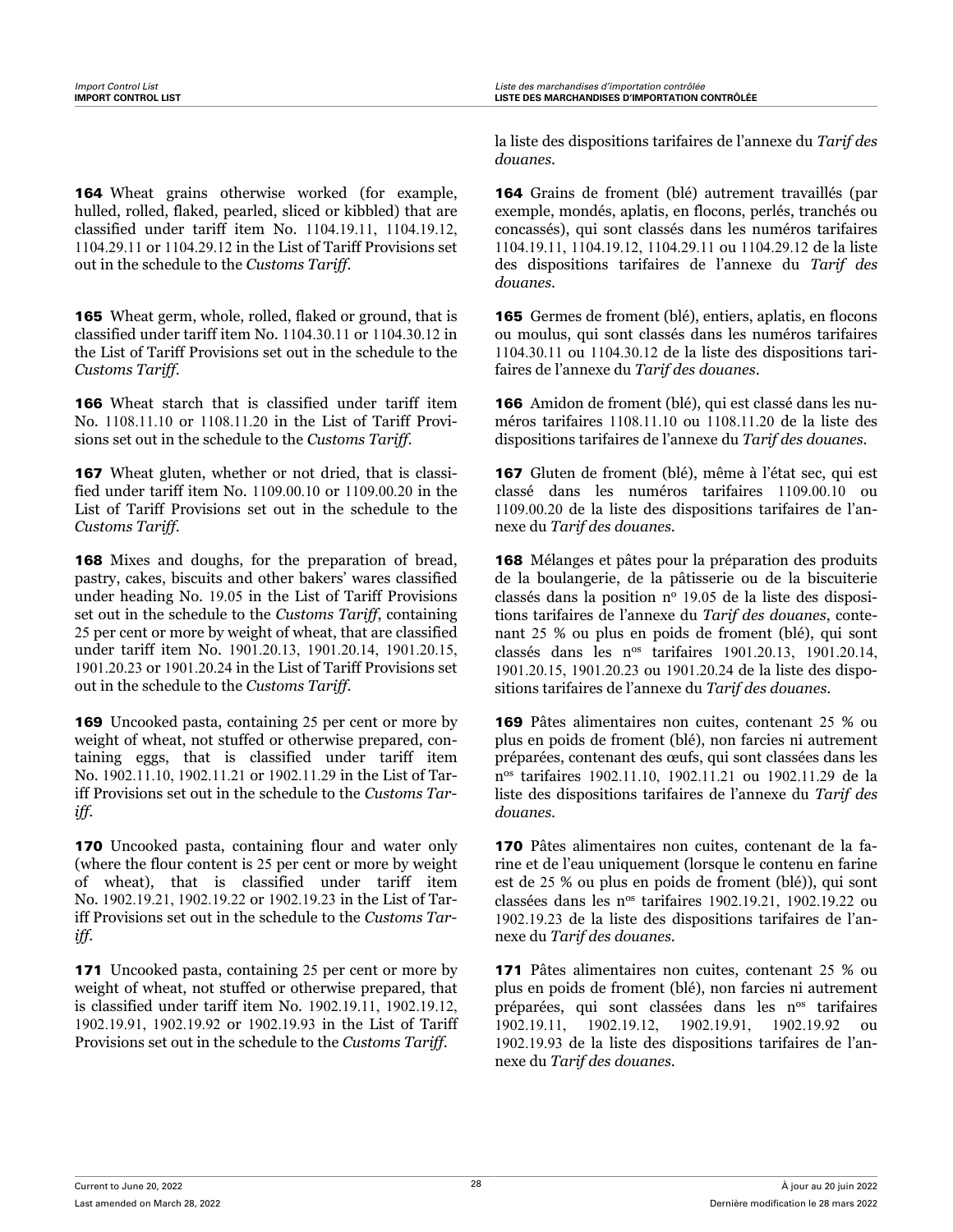la liste des dispositions tarifaires de l’annexe du *Tarif des douanes*.

**164** Wheat grains otherwise worked (for example, hulled, rolled, flaked, pearled, sliced or kibbled) that are classified under tariff item No. 1104.19.11, 1104.19.12, 1104.29.11 or 1104.29.12 in the List of Tariff Provisions set out in the schedule to the *Customs Tariff*.

**164** Grains de froment (blé) autrement travaillés (par exemple, mondés, aplatis, en flocons, perlés, tranchés ou concassés), qui sont classés dans les numéros tarifaires 1104.19.11, 1104.19.12, 1104.29.11 ou 1104.29.12 de la liste des dispositions tarifaires de l’annexe du *Tarif des douanes*.

**165** Wheat germ, whole, rolled, flaked or ground, that is classified under tariff item No. 1104.30.11 or 1104.30.12 in the List of Tariff Provisions set out in the schedule to the *Customs Tariff*.

**165** Germes de froment (blé), entiers, aplatis, en flocons ou moulus, qui sont classés dans les numéros tarifaires 1104.30.11 ou 1104.30.12 de la liste des dispositions tarifaires de l’annexe du *Tarif des douanes*.

**166** Wheat starch that is classified under tariff item No. 1108.11.10 or 1108.11.20 in the List of Tariff Provisions set out in the schedule to the *Customs Tariff*.

**166** Amidon de froment (blé), qui est classé dans les numéros tarifaires 1108.11.10 ou 1108.11.20 de la liste des dispositions tarifaires de l’annexe du *Tarif des douanes*.

**167** Wheat gluten, whether or not dried, that is classified under tariff item No. 1109.00.10 or 1109.00.20 in the List of Tariff Provisions set out in the schedule to the *Customs Tariff*.

**167** Gluten de froment (blé), même à l’état sec, qui est classé dans les numéros tarifaires 1109.00.10 ou 1109.00.20 de la liste des dispositions tarifaires de l’annexe du *Tarif des douanes*.

**168** Mixes and doughs, for the preparation of bread, pastry, cakes, biscuits and other bakers’ wares classified under heading No. 19.05 in the List of Tariff Provisions set out in the schedule to the *Customs Tariff*, containing 25 per cent or more by weight of wheat, that are classified under tariff item No. 1901.20.13, 1901.20.14, 1901.20.15, 1901.20.23 or 1901.20.24 in the List of Tariff Provisions set out in the schedule to the *Customs Tariff*.

**168** Mélanges et pâtes pour la préparation des produits de la boulangerie, de la pâtisserie ou de la biscuiterie classés dans la position n° 19.05 de la liste des dispositions tarifaires de l’annexe du *Tarif des douanes*, contenant 25 % ou plus en poids de froment (blé), qui sont classés dans les n^os tarifaires 1901.20.13, 1901.20.14, 1901.20.15, 1901.20.23 ou 1901.20.24 de la liste des dispositions tarifaires de l’annexe du *Tarif des douanes*.

**169** Uncooked pasta, containing 25 per cent or more by weight of wheat, not stuffed or otherwise prepared, containing eggs, that is classified under tariff item No. 1902.11.10, 1902.11.21 or 1902.11.29 in the List of Tariff Provisions set out in the schedule to the *Customs Tariff*.

**169** Pâtes alimentaires non cuites, contenant 25 % ou plus en poids de froment (blé), non farcies ni autrement préparées, contenant des œufs, qui sont classées dans les n^os tarifaires 1902.11.10, 1902.11.21 ou 1902.11.29 de la liste des dispositions tarifaires de l’annexe du *Tarif des douanes*.

**170** Uncooked pasta, containing flour and water only (where the flour content is 25 per cent or more by weight of wheat), that is classified under tariff item No. 1902.19.21, 1902.19.22 or 1902.19.23 in the List of Tariff Provisions set out in the schedule to the *Customs Tariff*.

**170** Pâtes alimentaires non cuites, contenant de la farine et de l’eau uniquement (lorsque le contenu en farine est de 25 % ou plus en poids de froment (blé)), qui sont classées dans les n^os tarifaires 1902.19.21, 1902.19.22 ou 1902.19.23 de la liste des dispositions tarifaires de l’annexe du *Tarif des douanes*.

**171** Uncooked pasta, containing 25 per cent or more by weight of wheat, not stuffed or otherwise prepared, that is classified under tariff item No. 1902.19.11, 1902.19.12, 1902.19.91, 1902.19.92 or 1902.19.93 in the List of Tariff Provisions set out in the schedule to the *Customs Tariff*.

**171** Pâtes alimentaires non cuites, contenant 25 % ou plus en poids de froment (blé), non farcies ni autrement préparées, qui sont classées dans les n^os tarifaires 1902.19.11, 1902.19.12, 1902.19.91, 1902.19.92 ou 1902.19.93 de la liste des dispositions tarifaires de l’annexe du *Tarif des douanes*.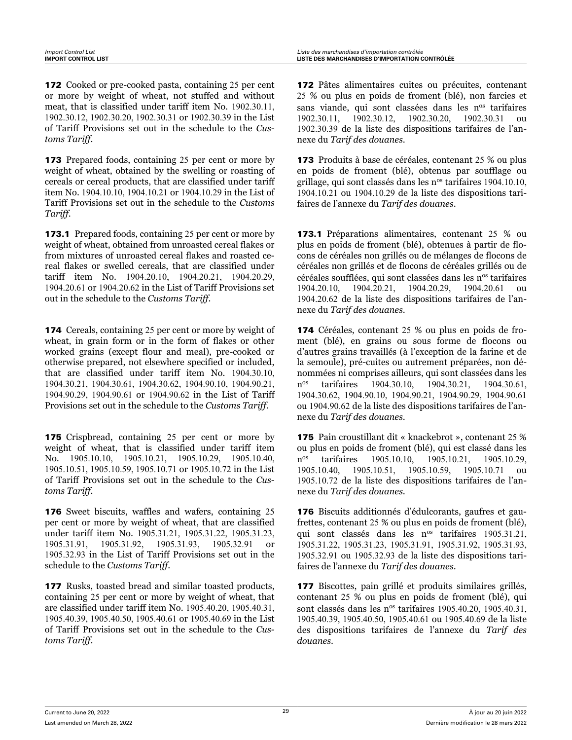**172** Cooked or pre-cooked pasta, containing 25 per cent or more by weight of wheat, not stuffed and without meat, that is classified under tariff item No. 1902.30.11, 1902.30.12, 1902.30.20, 1902.30.31 or 1902.30.39 in the List of Tariff Provisions set out in the schedule to the *Customs Tariff*.

**173** Prepared foods, containing 25 per cent or more by weight of wheat, obtained by the swelling or roasting of cereals or cereal products, that are classified under tariff item No. 1904.10.10, 1904.10.21 or 1904.10.29 in the List of Tariff Provisions set out in the schedule to the *Customs Tariff*.

**173.1** Prepared foods, containing 25 per cent or more by weight of wheat, obtained from unroasted cereal flakes or from mixtures of unroasted cereal flakes and roasted cereal flakes or swelled cereals, that are classified under tariff item No. 1904.20.10, 1904.20.21, 1904.20.29, 1904.20.61 or 1904.20.62 in the List of Tariff Provisions set out in the schedule to the *Customs Tariff*.

**174** Cereals, containing 25 per cent or more by weight of wheat, in grain form or in the form of flakes or other worked grains (except flour and meal), pre-cooked or otherwise prepared, not elsewhere specified or included, that are classified under tariff item No. 1904.30.10, 1904.30.21, 1904.30.61, 1904.30.62, 1904.90.10, 1904.90.21, 1904.90.29, 1904.90.61 or 1904.90.62 in the List of Tariff Provisions set out in the schedule to the *Customs Tariff*.

**175** Crispbread, containing 25 per cent or more by weight of wheat, that is classified under tariff item No. 1905.10.10, 1905.10.21, 1905.10.29, 1905.10.40, 1905.10.51, 1905.10.59, 1905.10.71 or 1905.10.72 in the List of Tariff Provisions set out in the schedule to the *Customs Tariff*.

**176** Sweet biscuits, waffles and wafers, containing 25 per cent or more by weight of wheat, that are classified under tariff item No. 1905.31.21, 1905.31.22, 1905.31.23, 1905.31.91, 1905.31.92, 1905.31.93, 1905.32.91 or 1905.32.93 in the List of Tariff Provisions set out in the schedule to the *Customs Tariff*.

**177** Rusks, toasted bread and similar toasted products, containing 25 per cent or more by weight of wheat, that are classified under tariff item No. 1905.40.20, 1905.40.31, 1905.40.39, 1905.40.50, 1905.40.61 or 1905.40.69 in the List of Tariff Provisions set out in the schedule to the *Customs Tariff*.

**172** Pâtes alimentaires cuites ou précuites, contenant 25 % ou plus en poids de froment (blé), non farcies et sans viande, qui sont classées dans les n[os] tarifaires 1902.30.11, 1902.30.12, 1902.30.20, 1902.30.31 ou 1902.30.39 de la liste des dispositions tarifaires de l'annexe du *Tarif des douanes*.

**173** Produits à base de céréales, contenant 25 % ou plus en poids de froment (blé), obtenus par soufflage ou grillage, qui sont classés dans les n[os] tarifaires 1904.10.10, 1904.10.21 ou 1904.10.29 de la liste des dispositions tarifaires de l'annexe du *Tarif des douanes*.

**173.1** Préparations alimentaires, contenant 25 % ou plus en poids de froment (blé), obtenues à partir de flocons de céréales non grillés ou de mélanges de flocons de céréales non grillés et de flocons de céréales grillés ou de céréales soufflées, qui sont classées dans les n[os] tarifaires 1904.20.10, 1904.20.21, 1904.20.29, 1904.20.61 ou 1904.20.62 de la liste des dispositions tarifaires de l'annexe du *Tarif des douanes*.

**174** Céréales, contenant 25 % ou plus en poids de froment (blé), en grains ou sous forme de flocons ou d'autres grains travaillés (à l'exception de la farine et de la semoule), pré-cuites ou autrement préparées, non dénommées ni comprises ailleurs, qui sont classées dans les n[os] tarifaires 1904.30.10, 1904.30.21, 1904.30.61, 1904.30.62, 1904.90.10, 1904.90.21, 1904.90.29, 1904.90.61 ou 1904.90.62 de la liste des dispositions tarifaires de l'annexe du *Tarif des douanes*.

**175** Pain croustillant dit « knackebrot », contenant 25 % ou plus en poids de froment (blé), qui est classé dans les n[os] tarifaires 1905.10.10, 1905.10.21, 1905.10.29, 1905.10.40, 1905.10.51, 1905.10.59, 1905.10.71 ou 1905.10.72 de la liste des dispositions tarifaires de l'annexe du *Tarif des douanes*.

**176** Biscuits additionnés d'édulcorants, gaufres et gaufrettes, contenant 25 % ou plus en poids de froment (blé), qui sont classés dans les n[os] tarifaires 1905.31.21, 1905.31.22, 1905.31.23, 1905.31.91, 1905.31.92, 1905.31.93, 1905.32.91 ou 1905.32.93 de la liste des dispositions tarifaires de l'annexe du *Tarif des douanes*.

**177** Biscottes, pain grillé et produits similaires grillés, contenant 25 % ou plus en poids de froment (blé), qui sont classés dans les n[os] tarifaires 1905.40.20, 1905.40.31, 1905.40.39, 1905.40.50, 1905.40.61 ou 1905.40.69 de la liste des dispositions tarifaires de l'annexe du *Tarif des douanes*.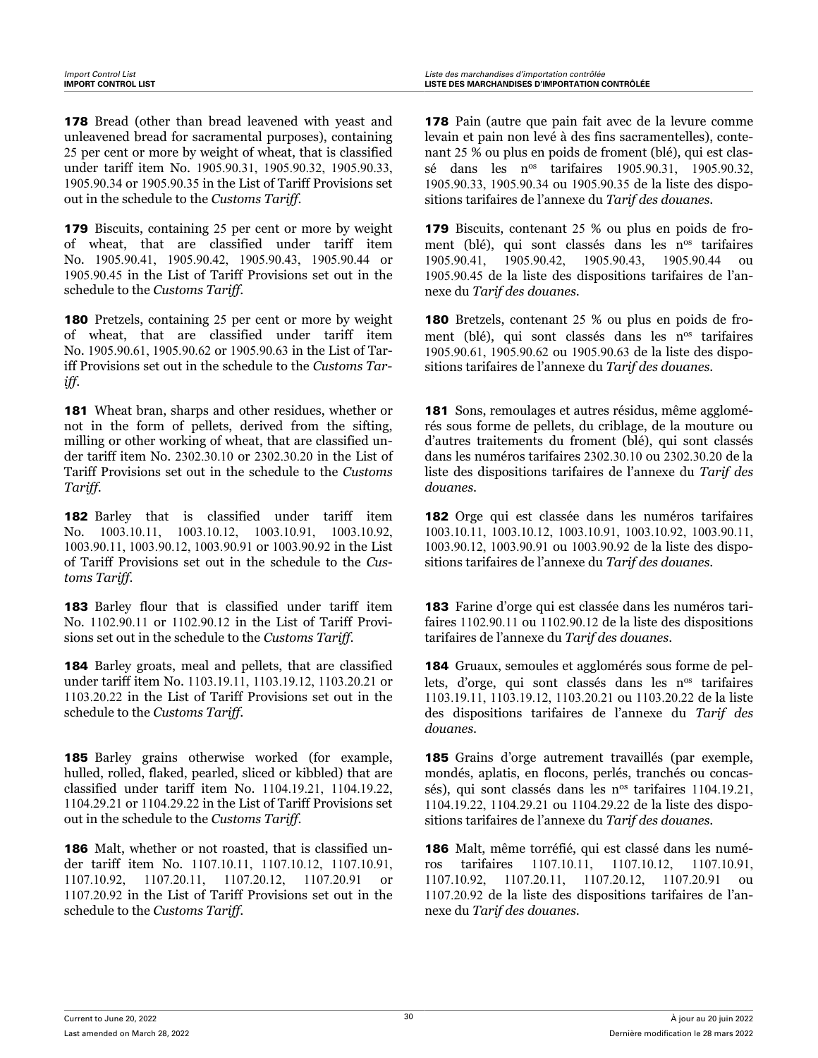**178** Bread (other than bread leavened with yeast and unleavened bread for sacramental purposes), containing 25 per cent or more by weight of wheat, that is classified under tariff item No. 1905.90.31, 1905.90.32, 1905.90.33, 1905.90.34 or 1905.90.35 in the List of Tariff Provisions set out in the schedule to the *Customs Tariff*.

**179** Biscuits, containing 25 per cent or more by weight of wheat, that are classified under tariff item No. 1905.90.41, 1905.90.42, 1905.90.43, 1905.90.44 or 1905.90.45 in the List of Tariff Provisions set out in the schedule to the *Customs Tariff*.

**180** Pretzels, containing 25 per cent or more by weight of wheat, that are classified under tariff item No. 1905.90.61, 1905.90.62 or 1905.90.63 in the List of Tariff Provisions set out in the schedule to the *Customs Tariff*.

**181** Wheat bran, sharps and other residues, whether or not in the form of pellets, derived from the sifting, milling or other working of wheat, that are classified under tariff item No. 2302.30.10 or 2302.30.20 in the List of Tariff Provisions set out in the schedule to the *Customs Tariff*.

**182** Barley that is classified under tariff item No. 1003.10.11, 1003.10.12, 1003.10.91, 1003.10.92, 1003.90.11, 1003.90.12, 1003.90.91 or 1003.90.92 in the List of Tariff Provisions set out in the schedule to the *Customs Tariff*.

**183** Barley flour that is classified under tariff item No. 1102.90.11 or 1102.90.12 in the List of Tariff Provisions set out in the schedule to the *Customs Tariff*.

**184** Barley groats, meal and pellets, that are classified under tariff item No. 1103.19.11, 1103.19.12, 1103.20.21 or 1103.20.22 in the List of Tariff Provisions set out in the schedule to the *Customs Tariff*.

**185** Barley grains otherwise worked (for example, hulled, rolled, flaked, pearled, sliced or kibbled) that are classified under tariff item No. 1104.19.21, 1104.19.22, 1104.29.21 or 1104.29.22 in the List of Tariff Provisions set out in the schedule to the *Customs Tariff*.

**186** Malt, whether or not roasted, that is classified under tariff item No. 1107.10.11, 1107.10.12, 1107.10.91, 1107.10.92, 1107.20.11, 1107.20.12, 1107.20.91 or 1107.20.92 in the List of Tariff Provisions set out in the schedule to the *Customs Tariff*.

**178** Pain (autre que pain fait avec de la levure comme levain et pain non levé à des fins sacramentelles), contenant 25 % ou plus en poids de froment (blé), qui est classé dans les nos tarifaires 1905.90.31, 1905.90.32, 1905.90.33, 1905.90.34 ou 1905.90.35 de la liste des dispositions tarifaires de l'annexe du *Tarif des douanes*.

**179** Biscuits, contenant 25 % ou plus en poids de froment (blé), qui sont classés dans les nos tarifaires 1905.90.41, 1905.90.42, 1905.90.43, 1905.90.44 ou 1905.90.45 de la liste des dispositions tarifaires de l'annexe du *Tarif des douanes*.

**180** Bretzels, contenant 25 % ou plus en poids de froment (blé), qui sont classés dans les nos tarifaires 1905.90.61, 1905.90.62 ou 1905.90.63 de la liste des dispositions tarifaires de l'annexe du *Tarif des douanes*.

**181** Sons, remoulages et autres résidus, même agglomérés sous forme de pellets, du criblage, de la mouture ou d'autres traitements du froment (blé), qui sont classés dans les numéros tarifaires 2302.30.10 ou 2302.30.20 de la liste des dispositions tarifaires de l'annexe du *Tarif des douanes*.

**182** Orge qui est classée dans les numéros tarifaires 1003.10.11, 1003.10.12, 1003.10.91, 1003.10.92, 1003.90.11, 1003.90.12, 1003.90.91 ou 1003.90.92 de la liste des dispositions tarifaires de l'annexe du *Tarif des douanes*.

**183** Farine d'orge qui est classée dans les numéros tarifaires 1102.90.11 ou 1102.90.12 de la liste des dispositions tarifaires de l'annexe du *Tarif des douanes*.

**184** Gruaux, semoules et agglomérés sous forme de pellets, d'orge, qui sont classés dans les nos tarifaires 1103.19.11, 1103.19.12, 1103.20.21 ou 1103.20.22 de la liste des dispositions tarifaires de l'annexe du *Tarif des douanes*.

**185** Grains d'orge autrement travaillés (par exemple, mondés, aplatis, en flocons, perlés, tranchés ou concassés), qui sont classés dans les nos tarifaires 1104.19.21, 1104.19.22, 1104.29.21 ou 1104.29.22 de la liste des dispositions tarifaires de l'annexe du *Tarif des douanes*.

**186** Malt, même torréfié, qui est classé dans les numéros tarifaires 1107.10.11, 1107.10.12, 1107.10.91, 1107.10.92, 1107.20.11, 1107.20.12, 1107.20.91 ou 1107.20.92 de la liste des dispositions tarifaires de l'annexe du *Tarif des douanes*.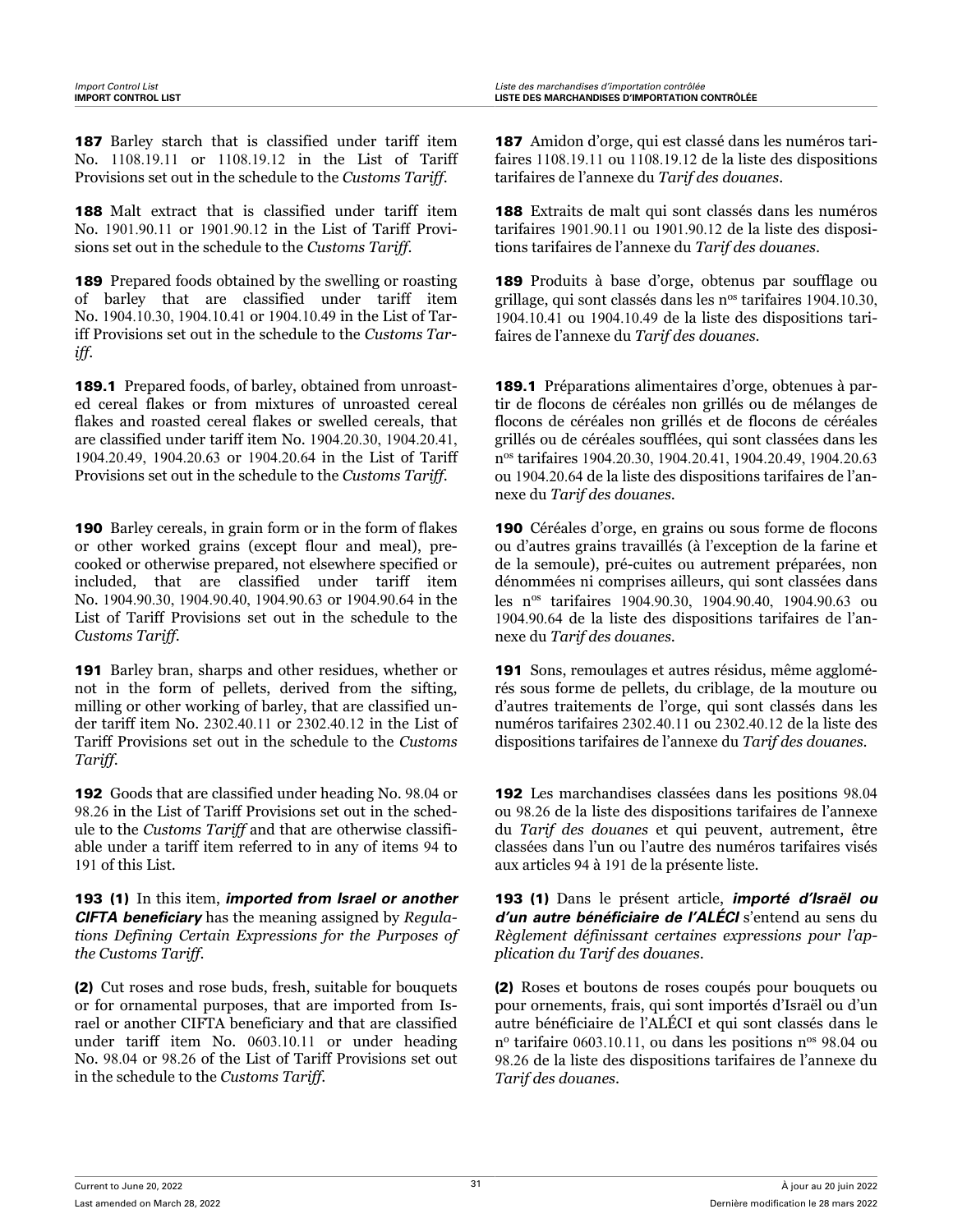**187** Barley starch that is classified under tariff item No. 1108.19.11 or 1108.19.12 in the List of Tariff Provisions set out in the schedule to the *Customs Tariff*.

**188** Malt extract that is classified under tariff item No. 1901.90.11 or 1901.90.12 in the List of Tariff Provisions set out in the schedule to the *Customs Tariff*.

**189** Prepared foods obtained by the swelling or roasting of barley that are classified under tariff item No. 1904.10.30, 1904.10.41 or 1904.10.49 in the List of Tariff Provisions set out in the schedule to the *Customs Tariff*.

**189.1** Prepared foods, of barley, obtained from unroasted cereal flakes or from mixtures of unroasted cereal flakes and roasted cereal flakes or swelled cereals, that are classified under tariff item No. 1904.20.30, 1904.20.41, 1904.20.49, 1904.20.63 or 1904.20.64 in the List of Tariff Provisions set out in the schedule to the *Customs Tariff*.

**190** Barley cereals, in grain form or in the form of flakes or other worked grains (except flour and meal), precooked or otherwise prepared, not elsewhere specified or included, that are classified under tariff item No. 1904.90.30, 1904.90.40, 1904.90.63 or 1904.90.64 in the List of Tariff Provisions set out in the schedule to the *Customs Tariff*.

**191** Barley bran, sharps and other residues, whether or not in the form of pellets, derived from the sifting, milling or other working of barley, that are classified under tariff item No. 2302.40.11 or 2302.40.12 in the List of Tariff Provisions set out in the schedule to the *Customs Tariff*.

**192** Goods that are classified under heading No. 98.04 or 98.26 in the List of Tariff Provisions set out in the schedule to the *Customs Tariff* and that are otherwise classifiable under a tariff item referred to in any of items 94 to 191 of this List.

**193 (1)** In this item, ***imported from Israel or another CIFTA beneficiary*** has the meaning assigned by *Regulations Defining Certain Expressions for the Purposes of the Customs Tariff*.

**(2)** Cut roses and rose buds, fresh, suitable for bouquets or for ornamental purposes, that are imported from Israel or another CIFTA beneficiary and that are classified under tariff item No. 0603.10.11 or under heading No. 98.04 or 98.26 of the List of Tariff Provisions set out in the schedule to the *Customs Tariff*.

**187** Amidon d'orge, qui est classé dans les numéros tarifaires 1108.19.11 ou 1108.19.12 de la liste des dispositions tarifaires de l'annexe du *Tarif des douanes*.

**188** Extraits de malt qui sont classés dans les numéros tarifaires 1901.90.11 ou 1901.90.12 de la liste des dispositions tarifaires de l'annexe du *Tarif des douanes*.

**189** Produits à base d'orge, obtenus par soufflage ou grillage, qui sont classés dans les n[os] tarifaires 1904.10.30, 1904.10.41 ou 1904.10.49 de la liste des dispositions tarifaires de l'annexe du *Tarif des douanes*.

**189.1** Préparations alimentaires d'orge, obtenues à partir de flocons de céréales non grillés ou de mélanges de flocons de céréales non grillés et de flocons de céréales grillés ou de céréales soufflées, qui sont classées dans les n[os] tarifaires 1904.20.30, 1904.20.41, 1904.20.49, 1904.20.63 ou 1904.20.64 de la liste des dispositions tarifaires de l'annexe du *Tarif des douanes*.

**190** Céréales d'orge, en grains ou sous forme de flocons ou d'autres grains travaillés (à l'exception de la farine et de la semoule), pré-cuites ou autrement préparées, non dénommées ni comprises ailleurs, qui sont classées dans les n[os] tarifaires 1904.90.30, 1904.90.40, 1904.90.63 ou 1904.90.64 de la liste des dispositions tarifaires de l'annexe du *Tarif des douanes*.

**191** Sons, remoulages et autres résidus, même agglomérés sous forme de pellets, du criblage, de la mouture ou d'autres traitements de l'orge, qui sont classés dans les numéros tarifaires 2302.40.11 ou 2302.40.12 de la liste des dispositions tarifaires de l'annexe du *Tarif des douanes*.

**192** Les marchandises classées dans les positions 98.04 ou 98.26 de la liste des dispositions tarifaires de l'annexe du *Tarif des douanes* et qui peuvent, autrement, être classées dans l'un ou l'autre des numéros tarifaires visés aux articles 94 à 191 de la présente liste.

**193 (1)** Dans le présent article, ***importé d'Israël ou d'un autre bénéficiaire de l'ALÉCI*** s'entend au sens du *Règlement définissant certaines expressions pour l'application du Tarif des douanes*.

**(2)** Roses et boutons de roses coupés pour bouquets ou pour ornements, frais, qui sont importés d'Israël ou d'un autre bénéficiaire de l'ALÉCI et qui sont classés dans le n[o] tarifaire 0603.10.11, ou dans les positions n[os] 98.04 ou 98.26 de la liste des dispositions tarifaires de l'annexe du *Tarif des douanes*.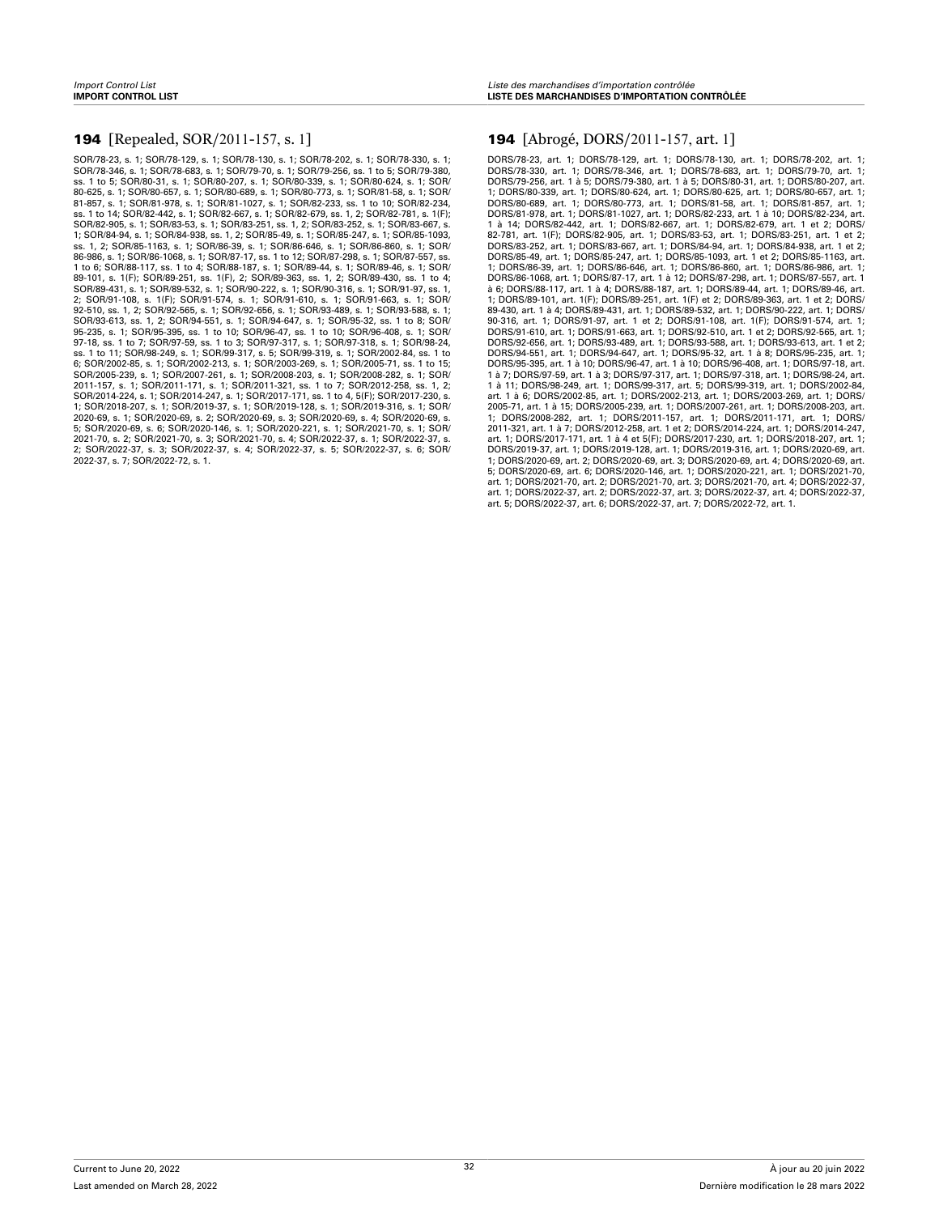## 194 [Repealed, SOR/2011-157, s. 1]

SOR/78-23, s. 1; SOR/78-129, s. 1; SOR/78-130, s. 1; SOR/78-202, s. 1; SOR/78-330, s. 1; SOR/78-346, s. 1; SOR/78-683, s. 1; SOR/79-70, s. 1; SOR/79-256, ss. 1 to 5; SOR/79-380, ss. 1 to 5; SOR/80-31, s. 1; SOR/80-207, s. 1; SOR/80-339, s. 1; SOR/80-624, s. 1; SOR/80-625, s. 1; SOR/80-657, s. 1; SOR/80-689, s. 1; SOR/80-773, s. 1; SOR/81-58, s. 1; SOR/81-857, s. 1; SOR/81-978, s. 1; SOR/81-1027, s. 1; SOR/82-233, ss. 1 to 10; SOR/82-234, ss. 1 to 14; SOR/82-442, s. 1; SOR/82-667, s. 1; SOR/82-679, ss. 1, 2; SOR/82-781, s. 1(F); SOR/82-905, s. 1; SOR/83-53, s. 1; SOR/83-251, ss. 1, 2; SOR/83-252, s. 1; SOR/83-667, s. 1; SOR/84-94, s. 1; SOR/84-938, ss. 1, 2; SOR/85-49, s. 1; SOR/85-247, s. 1; SOR/85-1093, ss. 1, 2; SOR/85-1163, s. 1; SOR/86-39, s. 1; SOR/86-646, s. 1; SOR/86-860, s. 1; SOR/86-986, s. 1; SOR/86-1068, s. 1; SOR/87-17, ss. 1 to 12; SOR/87-298, s. 1; SOR/87-557, ss. 1 to 6; SOR/88-117, ss. 1 to 4; SOR/88-187, s. 1; SOR/89-44, s. 1; SOR/89-46, s. 1; SOR/89-101, s. 1(F); SOR/89-251, ss. 1(F), 2; SOR/89-363, ss. 1, 2; SOR/89-430, ss. 1 to 4; SOR/89-431, s. 1; SOR/89-532, s. 1; SOR/90-222, s. 1; SOR/90-316, s. 1; SOR/91-97, ss. 1, 2; SOR/91-108, s. 1(F); SOR/91-574, s. 1; SOR/91-610, s. 1; SOR/91-663, s. 1; SOR/92-510, ss. 1, 2; SOR/92-565, s. 1; SOR/92-656, s. 1; SOR/93-489, s. 1; SOR/93-588, s. 1; SOR/93-613, ss. 1, 2; SOR/94-551, s. 1; SOR/94-647, s. 1; SOR/95-32, ss. 1 to 8; SOR/95-235, s. 1; SOR/95-395, ss. 1 to 10; SOR/96-47, ss. 1 to 10; SOR/96-408, s. 1; SOR/97-18, ss. 1 to 7; SOR/97-59, ss. 1 to 3; SOR/97-317, s. 1; SOR/97-318, s. 1; SOR/98-24, ss. 1 to 11; SOR/98-249, s. 1; SOR/99-317, s. 5; SOR/99-319, s. 1; SOR/2002-84, ss. 1 to 6; SOR/2002-85, s. 1; SOR/2002-213, s. 1; SOR/2003-269, s. 1; SOR/2005-71, ss. 1 to 15; SOR/2005-239, s. 1; SOR/2007-261, s. 1; SOR/2008-203, s. 1; SOR/2008-282, s. 1; SOR/2011-157, s. 1; SOR/2011-171, s. 1; SOR/2011-321, ss. 1 to 7; SOR/2012-258, ss. 1, 2; SOR/2014-224, s. 1; SOR/2014-247, s. 1; SOR/2017-171, ss. 1 to 4, 5(F); SOR/2017-230, s. 1; SOR/2018-207, s. 1; SOR/2019-37, s. 1; SOR/2019-128, s. 1; SOR/2019-316, s. 1; SOR/2020-69, s. 1; SOR/2020-69, s. 2; SOR/2020-69, s. 3; SOR/2020-69, s. 4; SOR/2020-69, s. 5; SOR/2020-69, s. 6; SOR/2020-146, s. 1; SOR/2020-221, s. 1; SOR/2021-70, s. 1; SOR/2021-70, s. 2; SOR/2021-70, s. 3; SOR/2021-70, s. 4; SOR/2022-37, s. 1; SOR/2022-37, s. 2; SOR/2022-37, s. 3; SOR/2022-37, s. 4; SOR/2022-37, s. 5; SOR/2022-37, s. 6; SOR/2022-37, s. 7; SOR/2022-72, s. 1.

## 194 [Abrogé, DORS/2011-157, art. 1]

DORS/78-23, art. 1; DORS/78-129, art. 1; DORS/78-130, art. 1; DORS/78-202, art. 1; DORS/78-330, art. 1; DORS/78-346, art. 1; DORS/78-683, art. 1; DORS/79-70, art. 1; DORS/79-256, art. 1 à 5; DORS/79-380, art. 1 à 5; DORS/80-31, art. 1; DORS/80-207, art. 1; DORS/80-339, art. 1; DORS/80-624, art. 1; DORS/80-625, art. 1; DORS/80-657, art. 1; DORS/80-689, art. 1; DORS/80-773, art. 1; DORS/81-58, art. 1; DORS/81-857, art. 1; DORS/81-978, art. 1; DORS/81-1027, art. 1; DORS/82-233, art. 1 à 10; DORS/82-234, art. 1 à 14; DORS/82-442, art. 1; DORS/82-667, art. 1; DORS/82-679, art. 1 et 2; DORS/82-781, art. 1(F); DORS/82-905, art. 1; DORS/83-53, art. 1; DORS/83-251, art. 1 et 2; DORS/83-252, art. 1; DORS/83-667, art. 1; DORS/84-94, art. 1; DORS/84-938, art. 1 et 2; DORS/85-49, art. 1; DORS/85-247, art. 1; DORS/85-1093, art. 1 et 2; DORS/85-1163, art. 1; DORS/86-39, art. 1; DORS/86-646, art. 1; DORS/86-860, art. 1; DORS/86-986, art. 1; DORS/86-1068, art. 1; DORS/87-17, art. 1 à 12; DORS/87-298, art. 1; DORS/87-557, art. 1 à 6; DORS/88-117, art. 1 à 4; DORS/88-187, art. 1; DORS/89-44, art. 1; DORS/89-46, art. 1; DORS/89-101, art. 1(F); DORS/89-251, art. 1(F) et 2; DORS/89-363, art. 1 et 2; DORS/89-430, art. 1 à 4; DORS/89-431, art. 1; DORS/89-532, art. 1; DORS/90-222, art. 1; DORS/90-316, art. 1; DORS/91-97, art. 1 et 2; DORS/91-108, art. 1(F); DORS/91-574, art. 1; DORS/91-610, art. 1; DORS/91-663, art. 1; DORS/92-510, art. 1 et 2; DORS/92-565, art. 1; DORS/92-656, art. 1; DORS/93-489, art. 1; DORS/93-588, art. 1; DORS/93-613, art. 1 et 2; DORS/94-551, art. 1; DORS/94-647, art. 1; DORS/95-32, art. 1 à 8; DORS/95-235, art. 1; DORS/95-395, art. 1 à 10; DORS/96-47, art. 1 à 10; DORS/96-408, art. 1; DORS/97-18, art. 1 à 7; DORS/97-59, art. 1 à 3; DORS/97-317, art. 1; DORS/97-318, art. 1; DORS/98-24, art. 1 à 11; DORS/98-249, art. 1; DORS/99-317, art. 5; DORS/99-319, art. 1; DORS/2002-84, art. 1 à 6; DORS/2002-85, art. 1; DORS/2002-213, art. 1; DORS/2003-269, art. 1; DORS/2005-71, art. 1 à 15; DORS/2005-239, art. 1; DORS/2007-261, art. 1; DORS/2008-203, art. 1; DORS/2008-282, art. 1; DORS/2011-157, art. 1; DORS/2011-171, art. 1; DORS/2011-321, art. 1 à 7; DORS/2012-258, art. 1 et 2; DORS/2014-224, art. 1; DORS/2014-247, art. 1; DORS/2017-171, art. 1 à 4 et 5(F); DORS/2017-230, art. 1; DORS/2018-207, art. 1; DORS/2019-37, art. 1; DORS/2019-128, art. 1; DORS/2019-316, art. 1; DORS/2020-69, art. 1; DORS/2020-69, art. 2; DORS/2020-69, art. 3; DORS/2020-69, art. 4; DORS/2020-69, art. 5; DORS/2020-69, art. 6; DORS/2020-146, art. 1; DORS/2020-221, art. 1; DORS/2021-70, art. 1; DORS/2021-70, art. 2; DORS/2021-70, art. 3; DORS/2021-70, art. 4; DORS/2022-37, art. 1; DORS/2022-37, art. 2; DORS/2022-37, art. 3; DORS/2022-37, art. 4; DORS/2022-37, art. 5; DORS/2022-37, art. 6; DORS/2022-37, art. 7; DORS/2022-72, art. 1.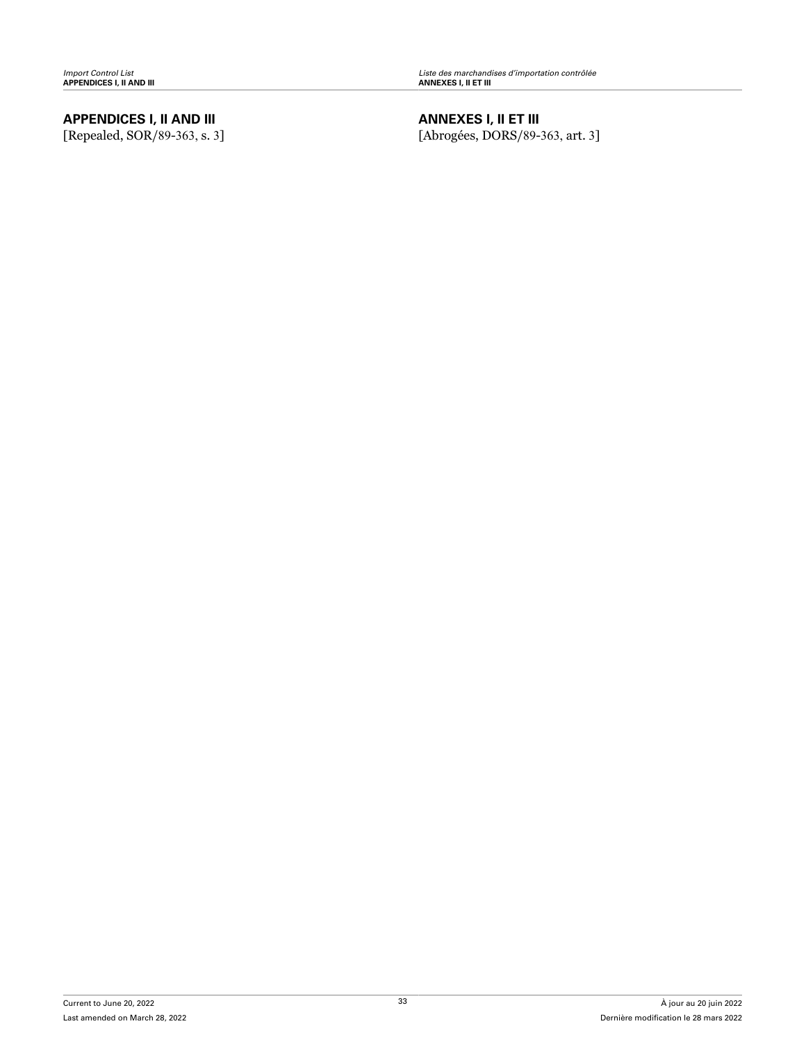## APPENDICES I, II AND III

[Repealed, SOR/89-363, s. 3]

## ANNEXES I, II ET III

[Abrogées, DORS/89-363, art. 3]